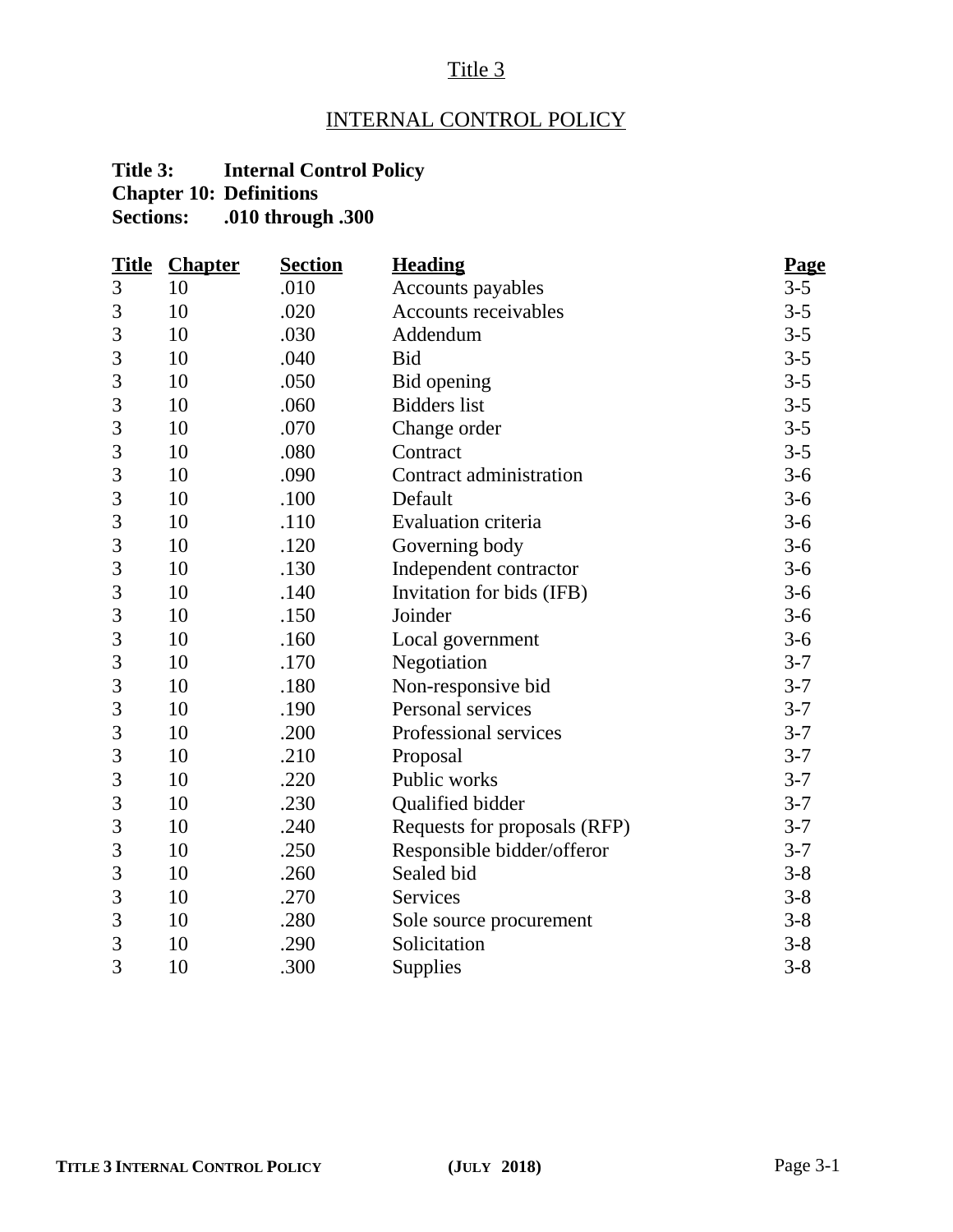# Title 3

## INTERNAL CONTROL POLICY

**Title 3: Internal Control Policy**
**Chapter 10: Definitions**
**Sections: .010 through .300**

| Title | Chapter | Section | Heading | Page |
| --- | --- | --- | --- | --- |
| 3 | 10 | .010 | Accounts payables | 3-5 |
| 3 | 10 | .020 | Accounts receivables | 3-5 |
| 3 | 10 | .030 | Addendum | 3-5 |
| 3 | 10 | .040 | Bid | 3-5 |
| 3 | 10 | .050 | Bid opening | 3-5 |
| 3 | 10 | .060 | Bidders list | 3-5 |
| 3 | 10 | .070 | Change order | 3-5 |
| 3 | 10 | .080 | Contract | 3-5 |
| 3 | 10 | .090 | Contract administration | 3-6 |
| 3 | 10 | .100 | Default | 3-6 |
| 3 | 10 | .110 | Evaluation criteria | 3-6 |
| 3 | 10 | .120 | Governing body | 3-6 |
| 3 | 10 | .130 | Independent contractor | 3-6 |
| 3 | 10 | .140 | Invitation for bids (IFB) | 3-6 |
| 3 | 10 | .150 | Joinder | 3-6 |
| 3 | 10 | .160 | Local government | 3-6 |
| 3 | 10 | .170 | Negotiation | 3-7 |
| 3 | 10 | .180 | Non-responsive bid | 3-7 |
| 3 | 10 | .190 | Personal services | 3-7 |
| 3 | 10 | .200 | Professional services | 3-7 |
| 3 | 10 | .210 | Proposal | 3-7 |
| 3 | 10 | .220 | Public works | 3-7 |
| 3 | 10 | .230 | Qualified bidder | 3-7 |
| 3 | 10 | .240 | Requests for proposals (RFP) | 3-7 |
| 3 | 10 | .250 | Responsible bidder/offeror | 3-7 |
| 3 | 10 | .260 | Sealed bid | 3-8 |
| 3 | 10 | .270 | Services | 3-8 |
| 3 | 10 | .280 | Sole source procurement | 3-8 |
| 3 | 10 | .290 | Solicitation | 3-8 |
| 3 | 10 | .300 | Supplies | 3-8 |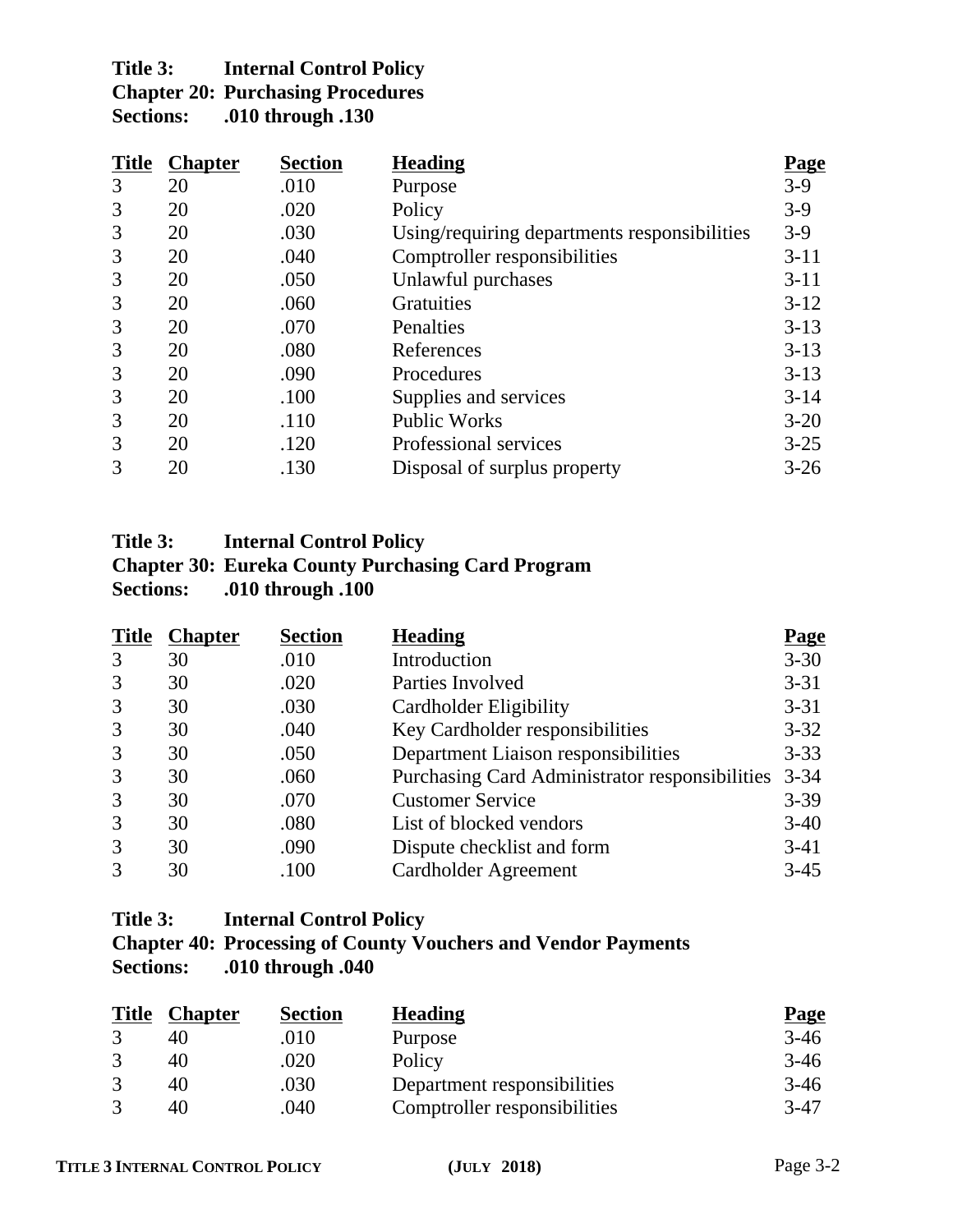**Title 3: Internal Control Policy**
**Chapter 20: Purchasing Procedures**
**Sections: .010 through .130**

| Title | Chapter | Section | Heading | Page |
|---|---|---|---|---|
| 3 | 20 | .010 | Purpose | 3-9 |
| 3 | 20 | .020 | Policy | 3-9 |
| 3 | 20 | .030 | Using/requiring departments responsibilities | 3-9 |
| 3 | 20 | .040 | Comptroller responsibilities | 3-11 |
| 3 | 20 | .050 | Unlawful purchases | 3-11 |
| 3 | 20 | .060 | Gratuities | 3-12 |
| 3 | 20 | .070 | Penalties | 3-13 |
| 3 | 20 | .080 | References | 3-13 |
| 3 | 20 | .090 | Procedures | 3-13 |
| 3 | 20 | .100 | Supplies and services | 3-14 |
| 3 | 20 | .110 | Public Works | 3-20 |
| 3 | 20 | .120 | Professional services | 3-25 |
| 3 | 20 | .130 | Disposal of surplus property | 3-26 |

**Title 3: Internal Control Policy**
**Chapter 30: Eureka County Purchasing Card Program**
**Sections: .010 through .100**

| Title | Chapter | Section | Heading | Page |
|---|---|---|---|---|
| 3 | 30 | .010 | Introduction | 3-30 |
| 3 | 30 | .020 | Parties Involved | 3-31 |
| 3 | 30 | .030 | Cardholder Eligibility | 3-31 |
| 3 | 30 | .040 | Key Cardholder responsibilities | 3-32 |
| 3 | 30 | .050 | Department Liaison responsibilities | 3-33 |
| 3 | 30 | .060 | Purchasing Card Administrator responsibilities | 3-34 |
| 3 | 30 | .070 | Customer Service | 3-39 |
| 3 | 30 | .080 | List of blocked vendors | 3-40 |
| 3 | 30 | .090 | Dispute checklist and form | 3-41 |
| 3 | 30 | .100 | Cardholder Agreement | 3-45 |

**Title 3: Internal Control Policy**
**Chapter 40: Processing of County Vouchers and Vendor Payments**
**Sections: .010 through .040**

| Title | Chapter | Section | Heading | Page |
|---|---|---|---|---|
| 3 | 40 | .010 | Purpose | 3-46 |
| 3 | 40 | .020 | Policy | 3-46 |
| 3 | 40 | .030 | Department responsibilities | 3-46 |
| 3 | 40 | .040 | Comptroller responsibilities | 3-47 |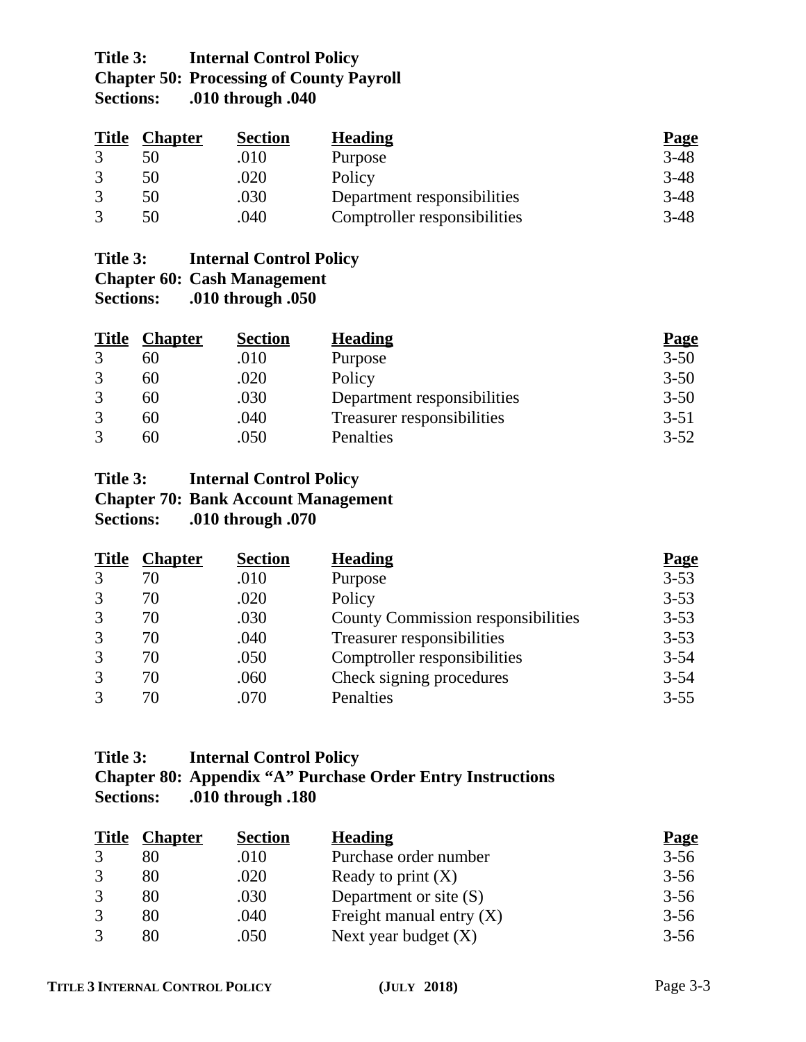**Title 3: Internal Control Policy**
**Chapter 50: Processing of County Payroll**
**Sections: .010 through .040**

| Title | Chapter | Section | Heading | Page |
|---|---|---|---|---|
| 3 | 50 | .010 | Purpose | 3-48 |
| 3 | 50 | .020 | Policy | 3-48 |
| 3 | 50 | .030 | Department responsibilities | 3-48 |
| 3 | 50 | .040 | Comptroller responsibilities | 3-48 |

**Title 3: Internal Control Policy**
**Chapter 60: Cash Management**
**Sections: .010 through .050**

| Title | Chapter | Section | Heading | Page |
|---|---|---|---|---|
| 3 | 60 | .010 | Purpose | 3-50 |
| 3 | 60 | .020 | Policy | 3-50 |
| 3 | 60 | .030 | Department responsibilities | 3-50 |
| 3 | 60 | .040 | Treasurer responsibilities | 3-51 |
| 3 | 60 | .050 | Penalties | 3-52 |

**Title 3: Internal Control Policy**
**Chapter 70: Bank Account Management**
**Sections: .010 through .070**

| Title | Chapter | Section | Heading | Page |
|---|---|---|---|---|
| 3 | 70 | .010 | Purpose | 3-53 |
| 3 | 70 | .020 | Policy | 3-53 |
| 3 | 70 | .030 | County Commission responsibilities | 3-53 |
| 3 | 70 | .040 | Treasurer responsibilities | 3-53 |
| 3 | 70 | .050 | Comptroller responsibilities | 3-54 |
| 3 | 70 | .060 | Check signing procedures | 3-54 |
| 3 | 70 | .070 | Penalties | 3-55 |

**Title 3: Internal Control Policy**
**Chapter 80: Appendix "A" Purchase Order Entry Instructions**
**Sections: .010 through .180**

| Title | Chapter | Section | Heading | Page |
|---|---|---|---|---|
| 3 | 80 | .010 | Purchase order number | 3-56 |
| 3 | 80 | .020 | Ready to print (X) | 3-56 |
| 3 | 80 | .030 | Department or site (S) | 3-56 |
| 3 | 80 | .040 | Freight manual entry (X) | 3-56 |
| 3 | 80 | .050 | Next year budget (X) | 3-56 |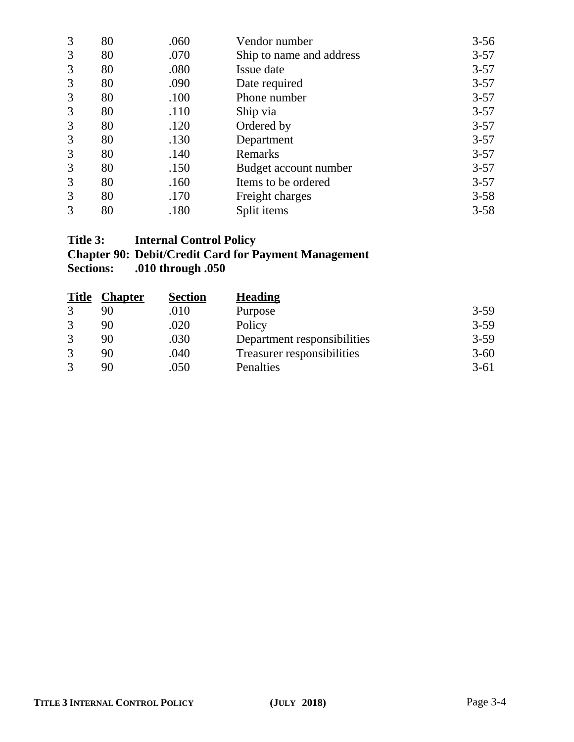| | | | | |
|---|---|---|---|---|
| 3 | 80 | .060 | Vendor number | 3-56 |
| 3 | 80 | .070 | Ship to name and address | 3-57 |
| 3 | 80 | .080 | Issue date | 3-57 |
| 3 | 80 | .090 | Date required | 3-57 |
| 3 | 80 | .100 | Phone number | 3-57 |
| 3 | 80 | .110 | Ship via | 3-57 |
| 3 | 80 | .120 | Ordered by | 3-57 |
| 3 | 80 | .130 | Department | 3-57 |
| 3 | 80 | .140 | Remarks | 3-57 |
| 3 | 80 | .150 | Budget account number | 3-57 |
| 3 | 80 | .160 | Items to be ordered | 3-57 |
| 3 | 80 | .170 | Freight charges | 3-58 |
| 3 | 80 | .180 | Split items | 3-58 |

**Title 3: Internal Control Policy**
**Chapter 90: Debit/Credit Card for Payment Management**
**Sections: .010 through .050**

| Title | Chapter | Section | Heading | |
|---|---|---|---|---|
| 3 | 90 | .010 | Purpose | 3-59 |
| 3 | 90 | .020 | Policy | 3-59 |
| 3 | 90 | .030 | Department responsibilities | 3-59 |
| 3 | 90 | .040 | Treasurer responsibilities | 3-60 |
| 3 | 90 | .050 | Penalties | 3-61 |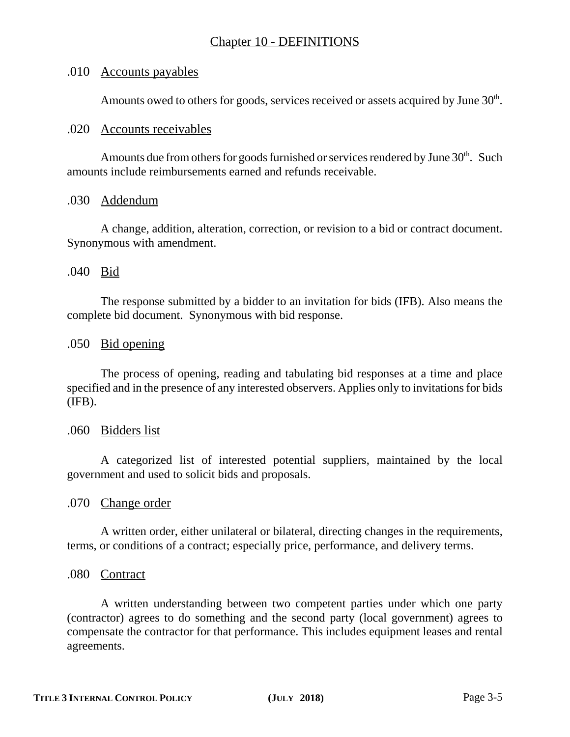## Chapter 10 - DEFINITIONS

### .010 Accounts payables

Amounts owed to others for goods, services received or assets acquired by June 30th.

### .020 Accounts receivables

Amounts due from others for goods furnished or services rendered by June 30th. Such amounts include reimbursements earned and refunds receivable.

### .030 Addendum

A change, addition, alteration, correction, or revision to a bid or contract document. Synonymous with amendment.

### .040 Bid

The response submitted by a bidder to an invitation for bids (IFB). Also means the complete bid document. Synonymous with bid response.

### .050 Bid opening

The process of opening, reading and tabulating bid responses at a time and place specified and in the presence of any interested observers. Applies only to invitations for bids (IFB).

### .060 Bidders list

A categorized list of interested potential suppliers, maintained by the local government and used to solicit bids and proposals.

### .070 Change order

A written order, either unilateral or bilateral, directing changes in the requirements, terms, or conditions of a contract; especially price, performance, and delivery terms.

### .080 Contract

A written understanding between two competent parties under which one party (contractor) agrees to do something and the second party (local government) agrees to compensate the contractor for that performance. This includes equipment leases and rental agreements.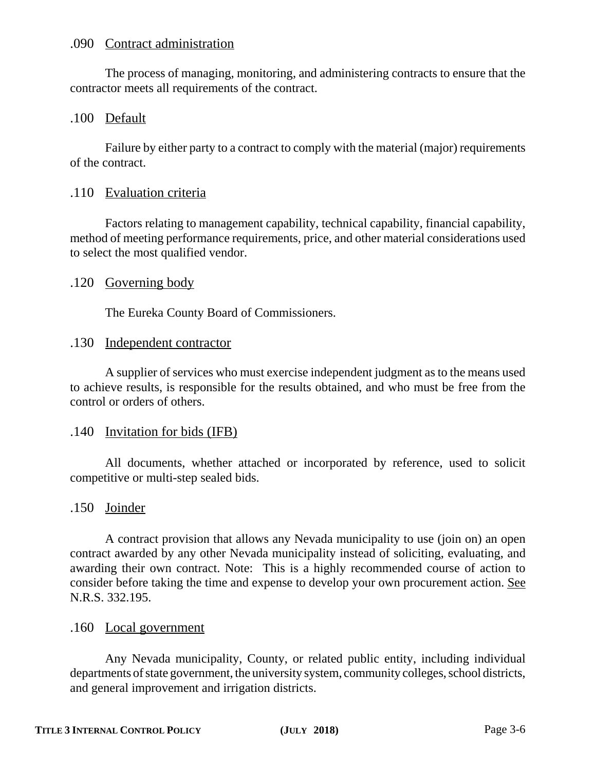.090 Contract administration

The process of managing, monitoring, and administering contracts to ensure that the contractor meets all requirements of the contract.

.100 Default

Failure by either party to a contract to comply with the material (major) requirements of the contract.

.110 Evaluation criteria

Factors relating to management capability, technical capability, financial capability, method of meeting performance requirements, price, and other material considerations used to select the most qualified vendor.

.120 Governing body

The Eureka County Board of Commissioners.

.130 Independent contractor

A supplier of services who must exercise independent judgment as to the means used to achieve results, is responsible for the results obtained, and who must be free from the control or orders of others.

.140 Invitation for bids (IFB)

All documents, whether attached or incorporated by reference, used to solicit competitive or multi-step sealed bids.

.150 Joinder

A contract provision that allows any Nevada municipality to use (join on) an open contract awarded by any other Nevada municipality instead of soliciting, evaluating, and awarding their own contract. Note: This is a highly recommended course of action to consider before taking the time and expense to develop your own procurement action. See N.R.S. 332.195.

.160 Local government

Any Nevada municipality, County, or related public entity, including individual departments of state government, the university system, community colleges, school districts, and general improvement and irrigation districts.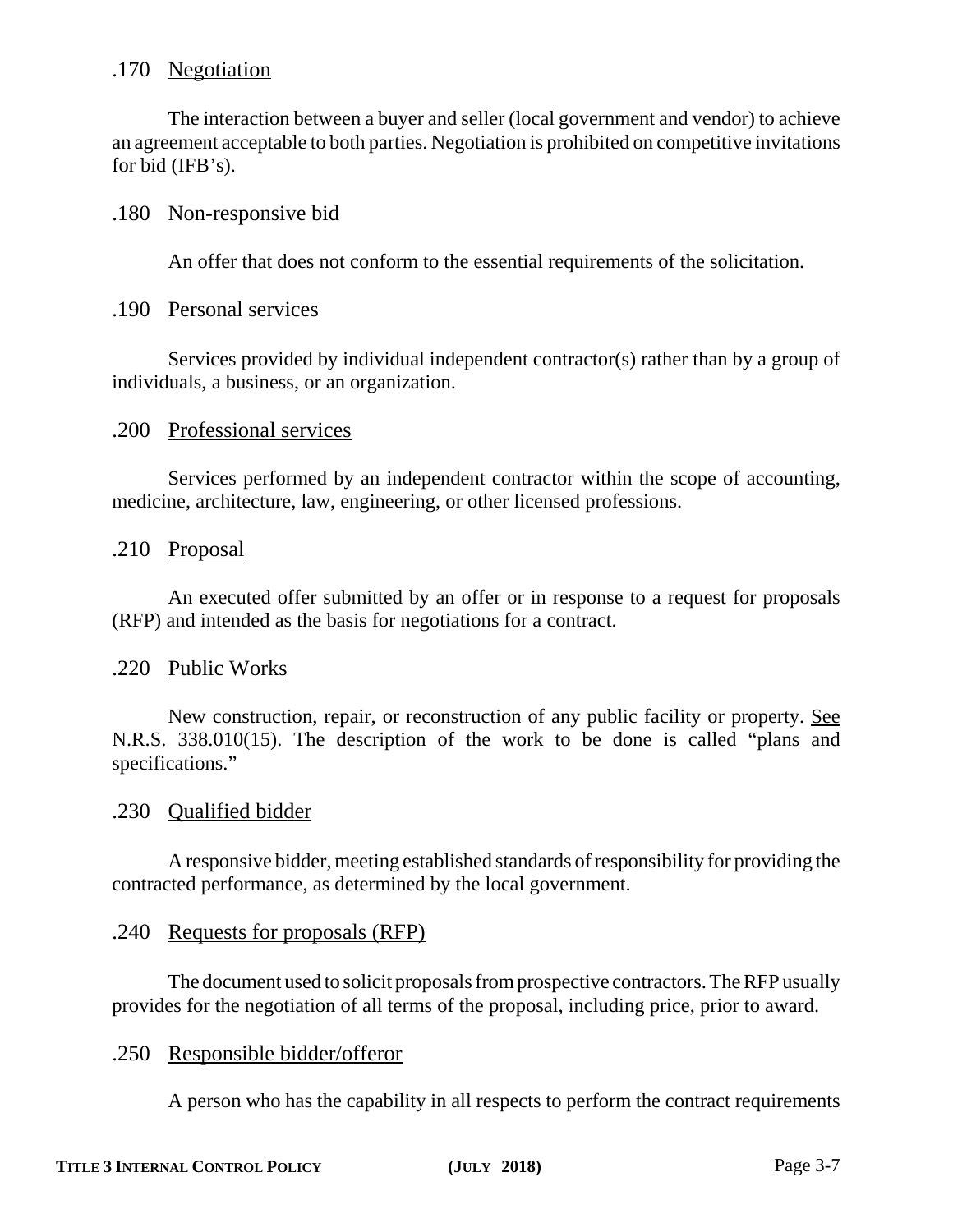.170 <u>Negotiation</u>

The interaction between a buyer and seller (local government and vendor) to achieve an agreement acceptable to both parties. Negotiation is prohibited on competitive invitations for bid (IFB's).

.180 <u>Non-responsive bid</u>

An offer that does not conform to the essential requirements of the solicitation.

.190 <u>Personal services</u>

Services provided by individual independent contractor(s) rather than by a group of individuals, a business, or an organization.

.200 <u>Professional services</u>

Services performed by an independent contractor within the scope of accounting, medicine, architecture, law, engineering, or other licensed professions.

.210 <u>Proposal</u>

An executed offer submitted by an offer or in response to a request for proposals (RFP) and intended as the basis for negotiations for a contract.

.220 <u>Public Works</u>

New construction, repair, or reconstruction of any public facility or property. <u>See</u> N.R.S. 338.010(15). The description of the work to be done is called "plans and specifications."

.230 <u>Qualified bidder</u>

A responsive bidder, meeting established standards of responsibility for providing the contracted performance, as determined by the local government.

.240 <u>Requests for proposals (RFP)</u>

The document used to solicit proposals from prospective contractors. The RFP usually provides for the negotiation of all terms of the proposal, including price, prior to award.

.250 <u>Responsible bidder/offeror</u>

A person who has the capability in all respects to perform the contract requirements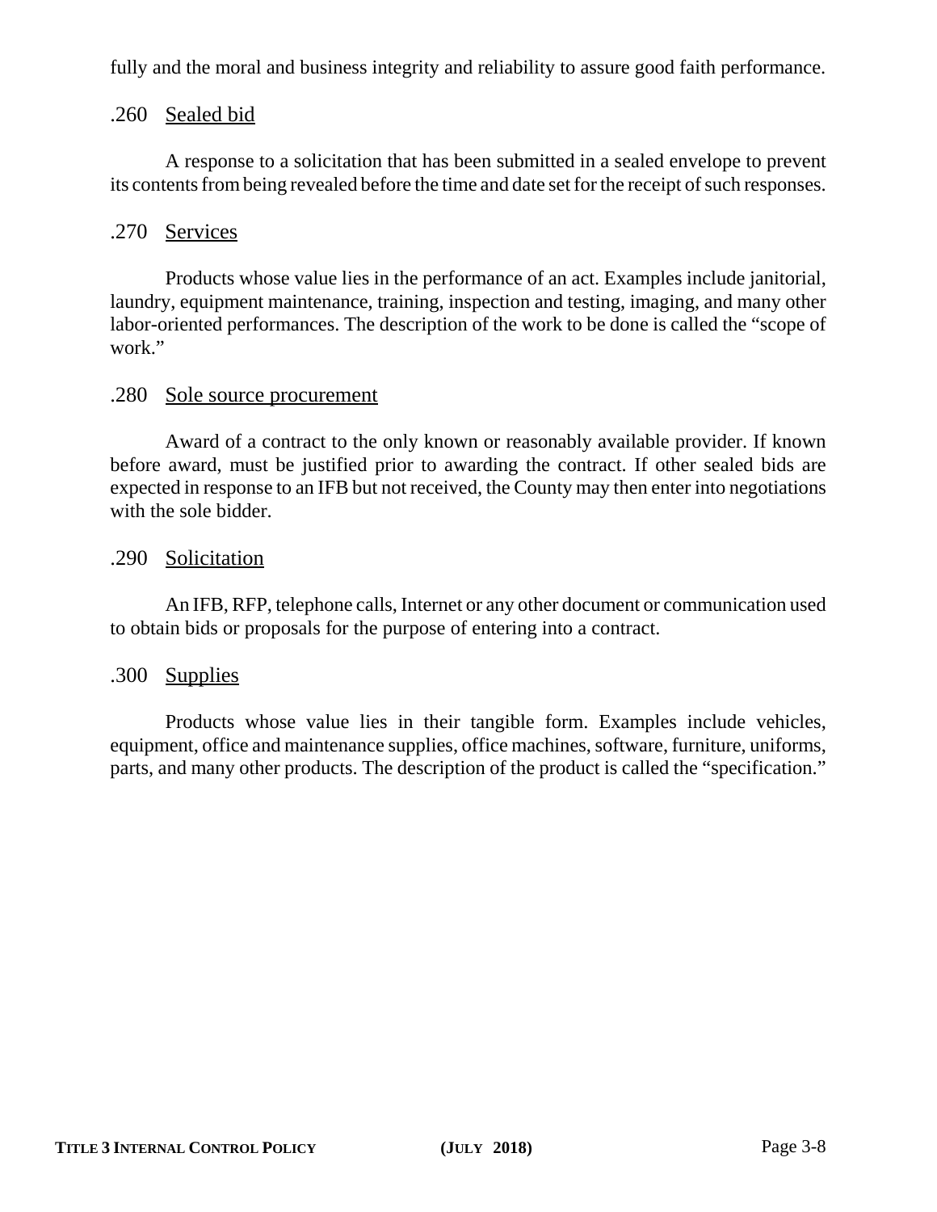fully and the moral and business integrity and reliability to assure good faith performance.

### .260 Sealed bid

A response to a solicitation that has been submitted in a sealed envelope to prevent its contents from being revealed before the time and date set for the receipt of such responses.

### .270 Services

Products whose value lies in the performance of an act. Examples include janitorial, laundry, equipment maintenance, training, inspection and testing, imaging, and many other labor-oriented performances. The description of the work to be done is called the "scope of work."

### .280 Sole source procurement

Award of a contract to the only known or reasonably available provider. If known before award, must be justified prior to awarding the contract. If other sealed bids are expected in response to an IFB but not received, the County may then enter into negotiations with the sole bidder.

### .290 Solicitation

An IFB, RFP, telephone calls, Internet or any other document or communication used to obtain bids or proposals for the purpose of entering into a contract.

### .300 Supplies

Products whose value lies in their tangible form. Examples include vehicles, equipment, office and maintenance supplies, office machines, software, furniture, uniforms, parts, and many other products. The description of the product is called the "specification."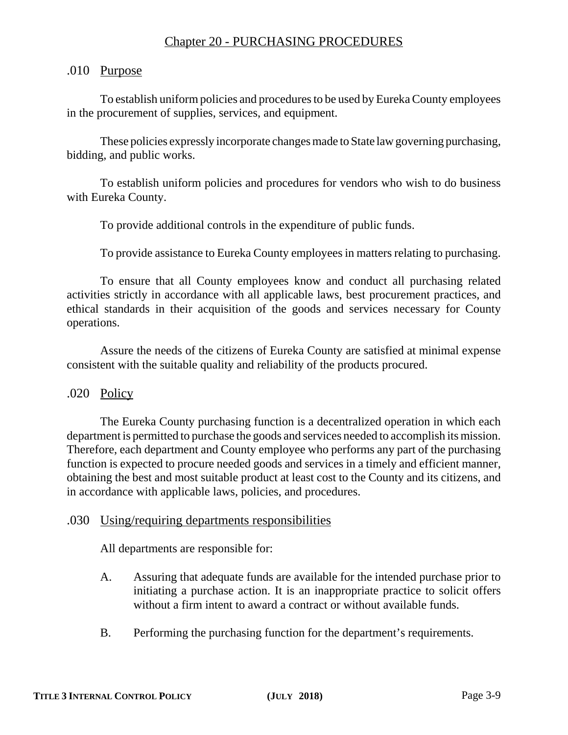# Chapter 20 - PURCHASING PROCEDURES

## .010 Purpose

To establish uniform policies and procedures to be used by Eureka County employees in the procurement of supplies, services, and equipment.

These policies expressly incorporate changes made to State law governing purchasing, bidding, and public works.

To establish uniform policies and procedures for vendors who wish to do business with Eureka County.

To provide additional controls in the expenditure of public funds.

To provide assistance to Eureka County employees in matters relating to purchasing.

To ensure that all County employees know and conduct all purchasing related activities strictly in accordance with all applicable laws, best procurement practices, and ethical standards in their acquisition of the goods and services necessary for County operations.

Assure the needs of the citizens of Eureka County are satisfied at minimal expense consistent with the suitable quality and reliability of the products procured.

## .020 Policy

The Eureka County purchasing function is a decentralized operation in which each department is permitted to purchase the goods and services needed to accomplish its mission. Therefore, each department and County employee who performs any part of the purchasing function is expected to procure needed goods and services in a timely and efficient manner, obtaining the best and most suitable product at least cost to the County and its citizens, and in accordance with applicable laws, policies, and procedures.

## .030 Using/requiring departments responsibilities

All departments are responsible for:

A. Assuring that adequate funds are available for the intended purchase prior to initiating a purchase action. It is an inappropriate practice to solicit offers without a firm intent to award a contract or without available funds.

B. Performing the purchasing function for the department's requirements.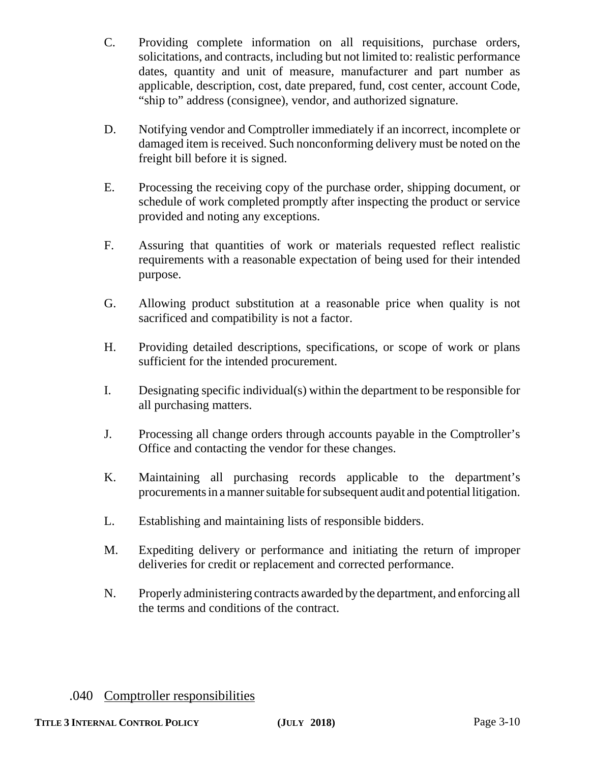C. Providing complete information on all requisitions, purchase orders, solicitations, and contracts, including but not limited to: realistic performance dates, quantity and unit of measure, manufacturer and part number as applicable, description, cost, date prepared, fund, cost center, account Code, "ship to" address (consignee), vendor, and authorized signature.

D. Notifying vendor and Comptroller immediately if an incorrect, incomplete or damaged item is received. Such nonconforming delivery must be noted on the freight bill before it is signed.

E. Processing the receiving copy of the purchase order, shipping document, or schedule of work completed promptly after inspecting the product or service provided and noting any exceptions.

F. Assuring that quantities of work or materials requested reflect realistic requirements with a reasonable expectation of being used for their intended purpose.

G. Allowing product substitution at a reasonable price when quality is not sacrificed and compatibility is not a factor.

H. Providing detailed descriptions, specifications, or scope of work or plans sufficient for the intended procurement.

I. Designating specific individual(s) within the department to be responsible for all purchasing matters.

J. Processing all change orders through accounts payable in the Comptroller's Office and contacting the vendor for these changes.

K. Maintaining all purchasing records applicable to the department's procurements in a manner suitable for subsequent audit and potential litigation.

L. Establishing and maintaining lists of responsible bidders.

M. Expediting delivery or performance and initiating the return of improper deliveries for credit or replacement and corrected performance.

N. Properly administering contracts awarded by the department, and enforcing all the terms and conditions of the contract.

.040 Comptroller responsibilities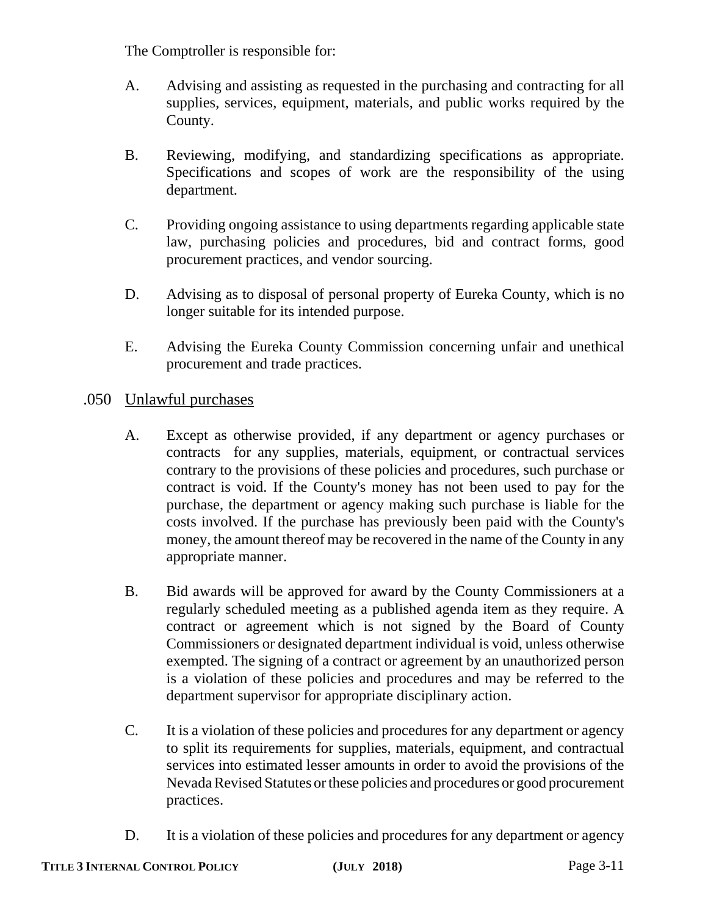The Comptroller is responsible for:

A. Advising and assisting as requested in the purchasing and contracting for all supplies, services, equipment, materials, and public works required by the County.

B. Reviewing, modifying, and standardizing specifications as appropriate. Specifications and scopes of work are the responsibility of the using department.

C. Providing ongoing assistance to using departments regarding applicable state law, purchasing policies and procedures, bid and contract forms, good procurement practices, and vendor sourcing.

D. Advising as to disposal of personal property of Eureka County, which is no longer suitable for its intended purpose.

E. Advising the Eureka County Commission concerning unfair and unethical procurement and trade practices.

### .050 Unlawful purchases

A. Except as otherwise provided, if any department or agency purchases or contracts for any supplies, materials, equipment, or contractual services contrary to the provisions of these policies and procedures, such purchase or contract is void. If the County's money has not been used to pay for the purchase, the department or agency making such purchase is liable for the costs involved. If the purchase has previously been paid with the County's money, the amount thereof may be recovered in the name of the County in any appropriate manner.

B. Bid awards will be approved for award by the County Commissioners at a regularly scheduled meeting as a published agenda item as they require. A contract or agreement which is not signed by the Board of County Commissioners or designated department individual is void, unless otherwise exempted. The signing of a contract or agreement by an unauthorized person is a violation of these policies and procedures and may be referred to the department supervisor for appropriate disciplinary action.

C. It is a violation of these policies and procedures for any department or agency to split its requirements for supplies, materials, equipment, and contractual services into estimated lesser amounts in order to avoid the provisions of the Nevada Revised Statutes or these policies and procedures or good procurement practices.

D. It is a violation of these policies and procedures for any department or agency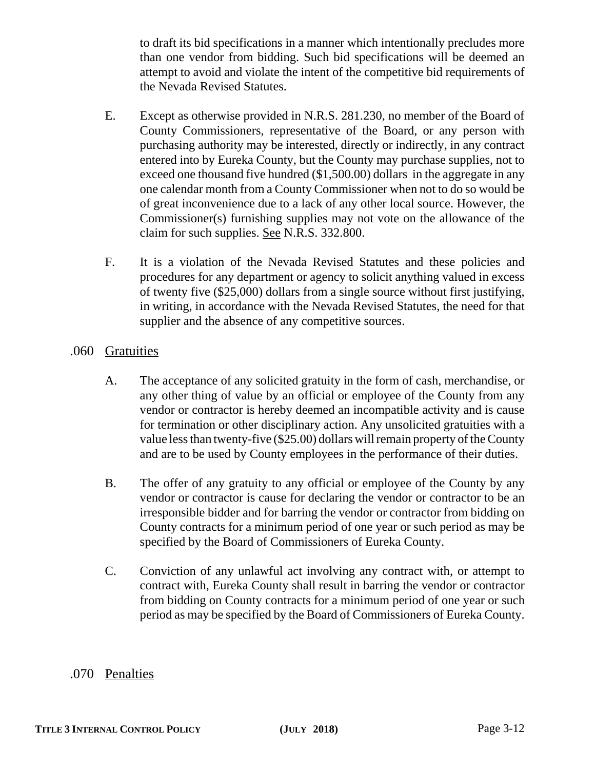to draft its bid specifications in a manner which intentionally precludes more than one vendor from bidding. Such bid specifications will be deemed an attempt to avoid and violate the intent of the competitive bid requirements of the Nevada Revised Statutes.

E. Except as otherwise provided in N.R.S. 281.230, no member of the Board of County Commissioners, representative of the Board, or any person with purchasing authority may be interested, directly or indirectly, in any contract entered into by Eureka County, but the County may purchase supplies, not to exceed one thousand five hundred ($1,500.00) dollars in the aggregate in any one calendar month from a County Commissioner when not to do so would be of great inconvenience due to a lack of any other local source. However, the Commissioner(s) furnishing supplies may not vote on the allowance of the claim for such supplies. <u>See</u> N.R.S. 332.800.

F. It is a violation of the Nevada Revised Statutes and these policies and procedures for any department or agency to solicit anything valued in excess of twenty five ($25,000) dollars from a single source without first justifying, in writing, in accordance with the Nevada Revised Statutes, the need for that supplier and the absence of any competitive sources.

## .060 Gratuities

A. The acceptance of any solicited gratuity in the form of cash, merchandise, or any other thing of value by an official or employee of the County from any vendor or contractor is hereby deemed an incompatible activity and is cause for termination or other disciplinary action. Any unsolicited gratuities with a value less than twenty-five ($25.00) dollars will remain property of the County and are to be used by County employees in the performance of their duties.

B. The offer of any gratuity to any official or employee of the County by any vendor or contractor is cause for declaring the vendor or contractor to be an irresponsible bidder and for barring the vendor or contractor from bidding on County contracts for a minimum period of one year or such period as may be specified by the Board of Commissioners of Eureka County.

C. Conviction of any unlawful act involving any contract with, or attempt to contract with, Eureka County shall result in barring the vendor or contractor from bidding on County contracts for a minimum period of one year or such period as may be specified by the Board of Commissioners of Eureka County.

## .070 Penalties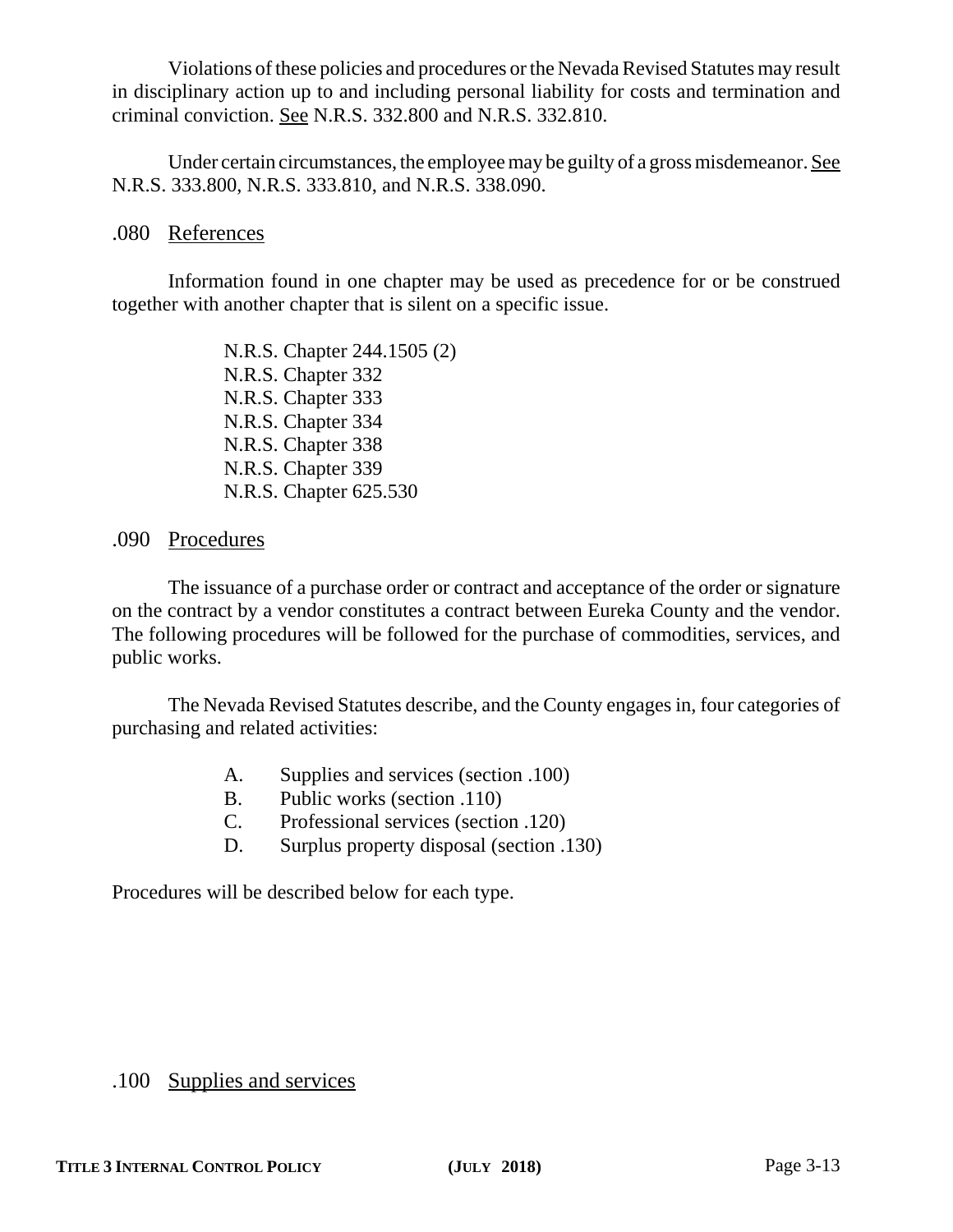Violations of these policies and procedures or the Nevada Revised Statutes may result in disciplinary action up to and including personal liability for costs and termination and criminal conviction. See N.R.S. 332.800 and N.R.S. 332.810.

Under certain circumstances, the employee may be guilty of a gross misdemeanor. See N.R.S. 333.800, N.R.S. 333.810, and N.R.S. 338.090.

## .080 References

Information found in one chapter may be used as precedence for or be construed together with another chapter that is silent on a specific issue.

N.R.S. Chapter 244.1505 (2)
N.R.S. Chapter 332
N.R.S. Chapter 333
N.R.S. Chapter 334
N.R.S. Chapter 338
N.R.S. Chapter 339
N.R.S. Chapter 625.530

## .090 Procedures

The issuance of a purchase order or contract and acceptance of the order or signature on the contract by a vendor constitutes a contract between Eureka County and the vendor. The following procedures will be followed for the purchase of commodities, services, and public works.

The Nevada Revised Statutes describe, and the County engages in, four categories of purchasing and related activities:

A. Supplies and services (section .100)
B. Public works (section .110)
C. Professional services (section .120)
D. Surplus property disposal (section .130)

Procedures will be described below for each type.

## .100 Supplies and services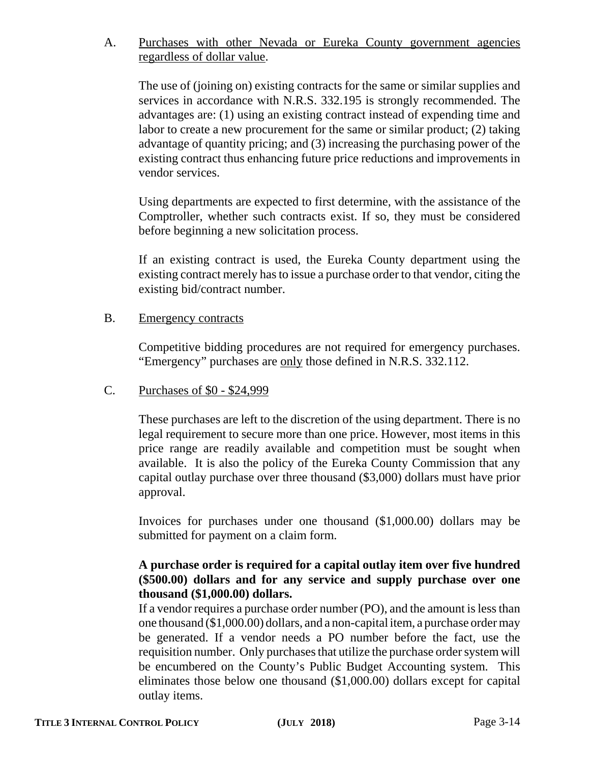A. Purchases with other Nevada or Eureka County government agencies regardless of dollar value.

The use of (joining on) existing contracts for the same or similar supplies and services in accordance with N.R.S. 332.195 is strongly recommended. The advantages are: (1) using an existing contract instead of expending time and labor to create a new procurement for the same or similar product; (2) taking advantage of quantity pricing; and (3) increasing the purchasing power of the existing contract thus enhancing future price reductions and improvements in vendor services.

Using departments are expected to first determine, with the assistance of the Comptroller, whether such contracts exist. If so, they must be considered before beginning a new solicitation process.

If an existing contract is used, the Eureka County department using the existing contract merely has to issue a purchase order to that vendor, citing the existing bid/contract number.

B. Emergency contracts

Competitive bidding procedures are not required for emergency purchases. "Emergency" purchases are only those defined in N.R.S. 332.112.

C. Purchases of $0 - $24,999

These purchases are left to the discretion of the using department. There is no legal requirement to secure more than one price. However, most items in this price range are readily available and competition must be sought when available. It is also the policy of the Eureka County Commission that any capital outlay purchase over three thousand ($3,000) dollars must have prior approval.

Invoices for purchases under one thousand ($1,000.00) dollars may be submitted for payment on a claim form.

**A purchase order is required for a capital outlay item over five hundred ($500.00) dollars and for any service and supply purchase over one thousand ($1,000.00) dollars.**
If a vendor requires a purchase order number (PO), and the amount is less than one thousand ($1,000.00) dollars, and a non-capital item, a purchase order may be generated. If a vendor needs a PO number before the fact, use the requisition number. Only purchases that utilize the purchase order system will be encumbered on the County's Public Budget Accounting system. This eliminates those below one thousand ($1,000.00) dollars except for capital outlay items.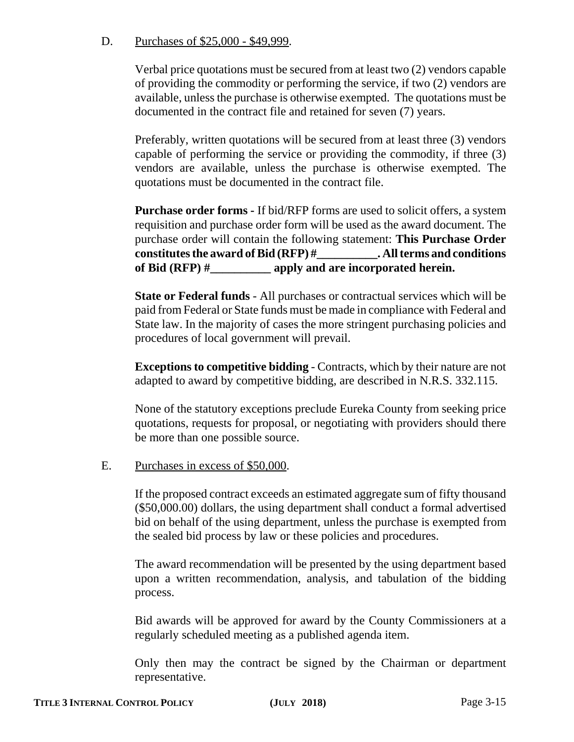D. Purchases of $25,000 - $49,999.

Verbal price quotations must be secured from at least two (2) vendors capable of providing the commodity or performing the service, if two (2) vendors are available, unless the purchase is otherwise exempted. The quotations must be documented in the contract file and retained for seven (7) years.

Preferably, written quotations will be secured from at least three (3) vendors capable of performing the service or providing the commodity, if three (3) vendors are available, unless the purchase is otherwise exempted. The quotations must be documented in the contract file.

**Purchase order forms -** If bid/RFP forms are used to solicit offers, a system requisition and purchase order form will be used as the award document. The purchase order will contain the following statement: **This Purchase Order constitutes the award of Bid (RFP) #__________. All terms and conditions of Bid (RFP) #__________ apply and are incorporated herein.**

**State or Federal funds** - All purchases or contractual services which will be paid from Federal or State funds must be made in compliance with Federal and State law. In the majority of cases the more stringent purchasing policies and procedures of local government will prevail.

**Exceptions to competitive bidding** - Contracts, which by their nature are not adapted to award by competitive bidding, are described in N.R.S. 332.115.

None of the statutory exceptions preclude Eureka County from seeking price quotations, requests for proposal, or negotiating with providers should there be more than one possible source.

E. Purchases in excess of $50,000.

If the proposed contract exceeds an estimated aggregate sum of fifty thousand ($50,000.00) dollars, the using department shall conduct a formal advertised bid on behalf of the using department, unless the purchase is exempted from the sealed bid process by law or these policies and procedures.

The award recommendation will be presented by the using department based upon a written recommendation, analysis, and tabulation of the bidding process.

Bid awards will be approved for award by the County Commissioners at a regularly scheduled meeting as a published agenda item.

Only then may the contract be signed by the Chairman or department representative.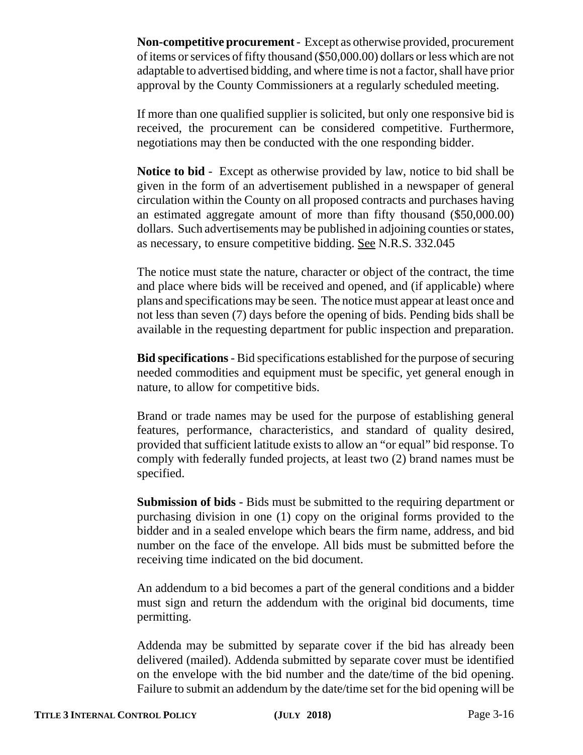**Non-competitive procurement** - Except as otherwise provided, procurement of items or services of fifty thousand ($50,000.00) dollars or less which are not adaptable to advertised bidding, and where time is not a factor, shall have prior approval by the County Commissioners at a regularly scheduled meeting.

If more than one qualified supplier is solicited, but only one responsive bid is received, the procurement can be considered competitive. Furthermore, negotiations may then be conducted with the one responding bidder.

**Notice to bid** - Except as otherwise provided by law, notice to bid shall be given in the form of an advertisement published in a newspaper of general circulation within the County on all proposed contracts and purchases having an estimated aggregate amount of more than fifty thousand ($50,000.00) dollars. Such advertisements may be published in adjoining counties or states, as necessary, to ensure competitive bidding. See N.R.S. 332.045

The notice must state the nature, character or object of the contract, the time and place where bids will be received and opened, and (if applicable) where plans and specifications may be seen. The notice must appear at least once and not less than seven (7) days before the opening of bids. Pending bids shall be available in the requesting department for public inspection and preparation.

**Bid specifications** - Bid specifications established for the purpose of securing needed commodities and equipment must be specific, yet general enough in nature, to allow for competitive bids.

Brand or trade names may be used for the purpose of establishing general features, performance, characteristics, and standard of quality desired, provided that sufficient latitude exists to allow an "or equal" bid response. To comply with federally funded projects, at least two (2) brand names must be specified.

**Submission of bids** - Bids must be submitted to the requiring department or purchasing division in one (1) copy on the original forms provided to the bidder and in a sealed envelope which bears the firm name, address, and bid number on the face of the envelope. All bids must be submitted before the receiving time indicated on the bid document.

An addendum to a bid becomes a part of the general conditions and a bidder must sign and return the addendum with the original bid documents, time permitting.

Addenda may be submitted by separate cover if the bid has already been delivered (mailed). Addenda submitted by separate cover must be identified on the envelope with the bid number and the date/time of the bid opening. Failure to submit an addendum by the date/time set for the bid opening will be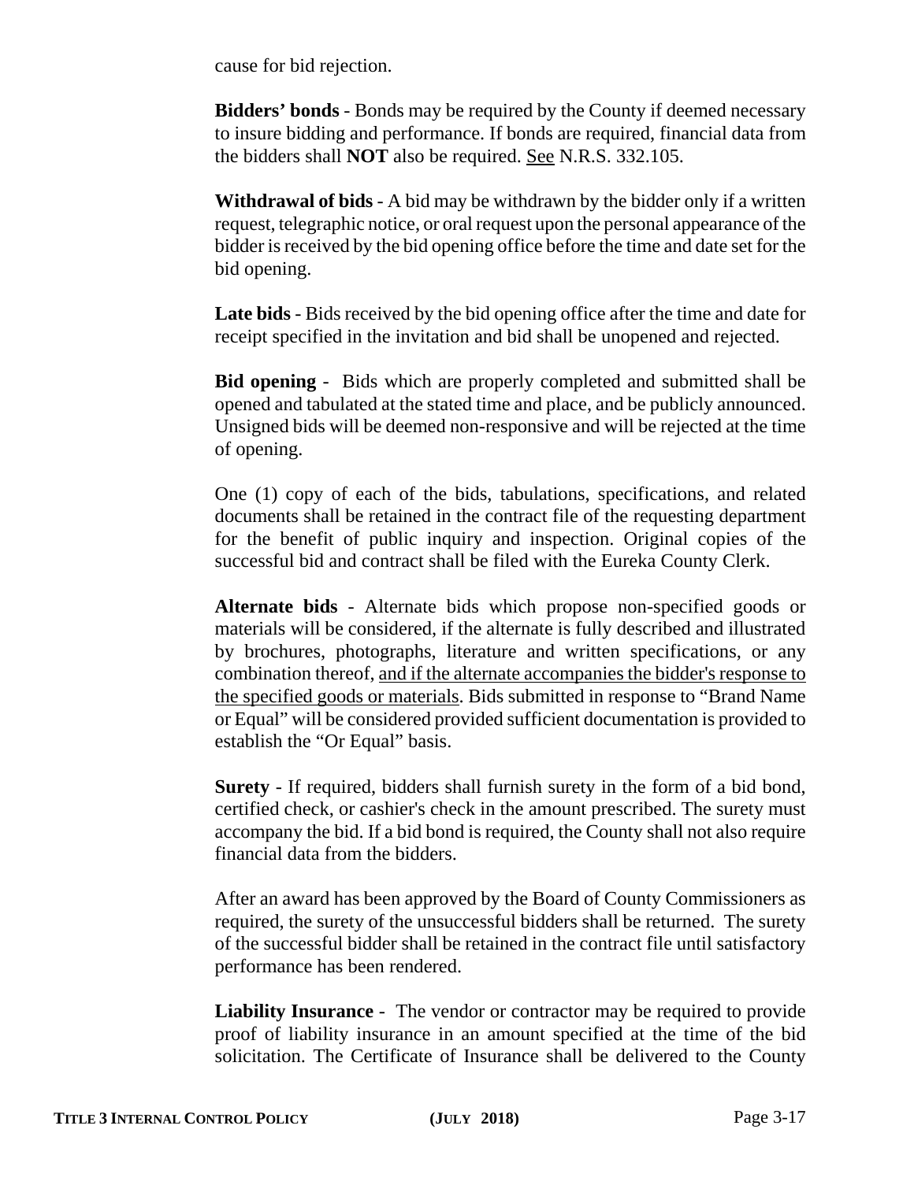cause for bid rejection.

**Bidders' bonds** - Bonds may be required by the County if deemed necessary to insure bidding and performance. If bonds are required, financial data from the bidders shall **NOT** also be required. See N.R.S. 332.105.

**Withdrawal of bids** - A bid may be withdrawn by the bidder only if a written request, telegraphic notice, or oral request upon the personal appearance of the bidder is received by the bid opening office before the time and date set for the bid opening.

**Late bids** - Bids received by the bid opening office after the time and date for receipt specified in the invitation and bid shall be unopened and rejected.

**Bid opening** - Bids which are properly completed and submitted shall be opened and tabulated at the stated time and place, and be publicly announced. Unsigned bids will be deemed non-responsive and will be rejected at the time of opening.

One (1) copy of each of the bids, tabulations, specifications, and related documents shall be retained in the contract file of the requesting department for the benefit of public inquiry and inspection. Original copies of the successful bid and contract shall be filed with the Eureka County Clerk.

**Alternate bids** - Alternate bids which propose non-specified goods or materials will be considered, if the alternate is fully described and illustrated by brochures, photographs, literature and written specifications, or any combination thereof, and if the alternate accompanies the bidder's response to the specified goods or materials. Bids submitted in response to "Brand Name or Equal" will be considered provided sufficient documentation is provided to establish the "Or Equal" basis.

**Surety** - If required, bidders shall furnish surety in the form of a bid bond, certified check, or cashier's check in the amount prescribed. The surety must accompany the bid. If a bid bond is required, the County shall not also require financial data from the bidders.

After an award has been approved by the Board of County Commissioners as required, the surety of the unsuccessful bidders shall be returned. The surety of the successful bidder shall be retained in the contract file until satisfactory performance has been rendered.

**Liability Insurance** - The vendor or contractor may be required to provide proof of liability insurance in an amount specified at the time of the bid solicitation. The Certificate of Insurance shall be delivered to the County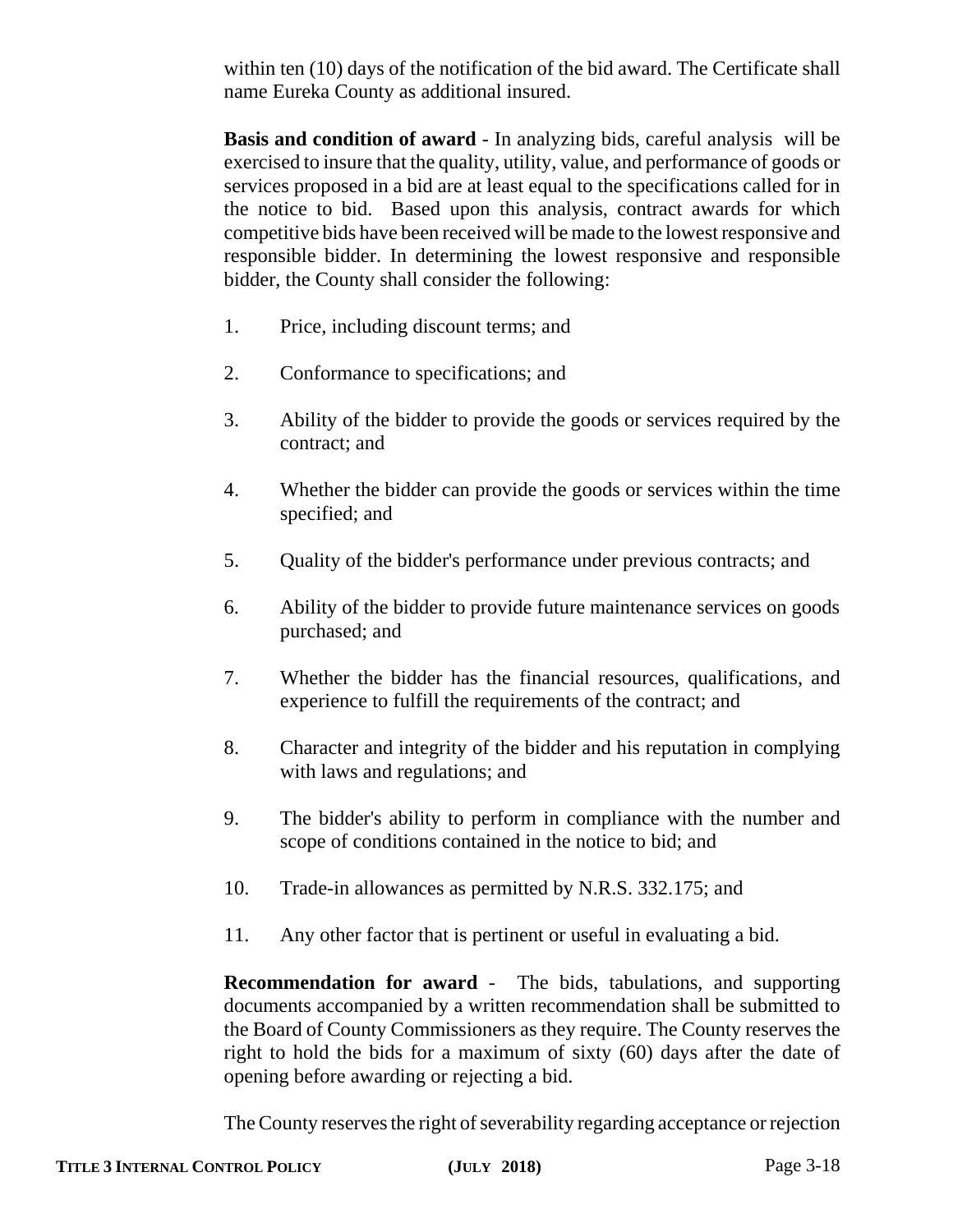within ten (10) days of the notification of the bid award. The Certificate shall name Eureka County as additional insured.

**Basis and condition of award** - In analyzing bids, careful analysis will be exercised to insure that the quality, utility, value, and performance of goods or services proposed in a bid are at least equal to the specifications called for in the notice to bid. Based upon this analysis, contract awards for which competitive bids have been received will be made to the lowest responsive and responsible bidder. In determining the lowest responsive and responsible bidder, the County shall consider the following:

1. Price, including discount terms; and

2. Conformance to specifications; and

3. Ability of the bidder to provide the goods or services required by the contract; and

4. Whether the bidder can provide the goods or services within the time specified; and

5. Quality of the bidder's performance under previous contracts; and

6. Ability of the bidder to provide future maintenance services on goods purchased; and

7. Whether the bidder has the financial resources, qualifications, and experience to fulfill the requirements of the contract; and

8. Character and integrity of the bidder and his reputation in complying with laws and regulations; and

9. The bidder's ability to perform in compliance with the number and scope of conditions contained in the notice to bid; and

10. Trade-in allowances as permitted by N.R.S. 332.175; and

11. Any other factor that is pertinent or useful in evaluating a bid.

**Recommendation for award** - The bids, tabulations, and supporting documents accompanied by a written recommendation shall be submitted to the Board of County Commissioners as they require. The County reserves the right to hold the bids for a maximum of sixty (60) days after the date of opening before awarding or rejecting a bid.

The County reserves the right of severability regarding acceptance or rejection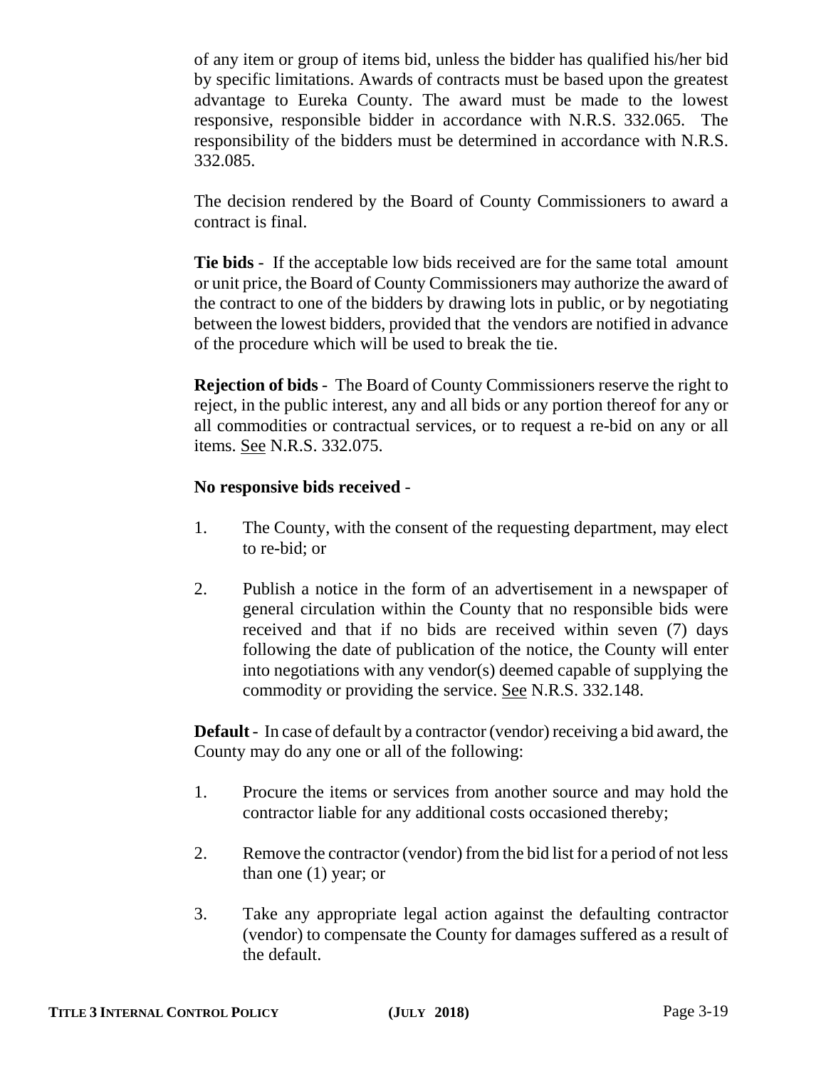of any item or group of items bid, unless the bidder has qualified his/her bid by specific limitations. Awards of contracts must be based upon the greatest advantage to Eureka County. The award must be made to the lowest responsive, responsible bidder in accordance with N.R.S. 332.065. The responsibility of the bidders must be determined in accordance with N.R.S. 332.085.

The decision rendered by the Board of County Commissioners to award a contract is final.

**Tie bids** - If the acceptable low bids received are for the same total amount or unit price, the Board of County Commissioners may authorize the award of the contract to one of the bidders by drawing lots in public, or by negotiating between the lowest bidders, provided that the vendors are notified in advance of the procedure which will be used to break the tie.

**Rejection of bids** - The Board of County Commissioners reserve the right to reject, in the public interest, any and all bids or any portion thereof for any or all commodities or contractual services, or to request a re-bid on any or all items. See N.R.S. 332.075.

**No responsive bids received** -

1. The County, with the consent of the requesting department, may elect to re-bid; or

2. Publish a notice in the form of an advertisement in a newspaper of general circulation within the County that no responsible bids were received and that if no bids are received within seven (7) days following the date of publication of the notice, the County will enter into negotiations with any vendor(s) deemed capable of supplying the commodity or providing the service. See N.R.S. 332.148.

**Default** - In case of default by a contractor (vendor) receiving a bid award, the County may do any one or all of the following:

1. Procure the items or services from another source and may hold the contractor liable for any additional costs occasioned thereby;

2. Remove the contractor (vendor) from the bid list for a period of not less than one (1) year; or

3. Take any appropriate legal action against the defaulting contractor (vendor) to compensate the County for damages suffered as a result of the default.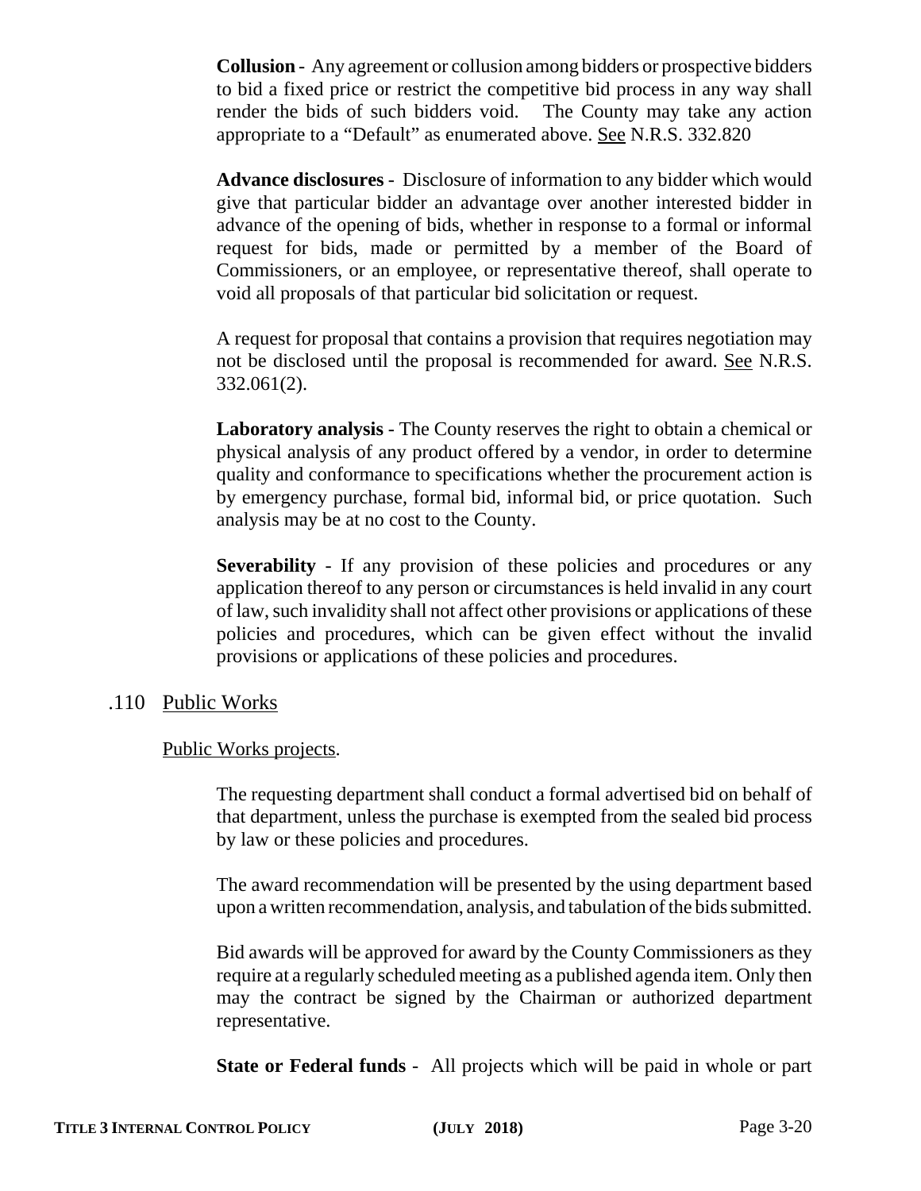**Collusion** - Any agreement or collusion among bidders or prospective bidders to bid a fixed price or restrict the competitive bid process in any way shall render the bids of such bidders void. The County may take any action appropriate to a "Default" as enumerated above. See N.R.S. 332.820

**Advance disclosures** - Disclosure of information to any bidder which would give that particular bidder an advantage over another interested bidder in advance of the opening of bids, whether in response to a formal or informal request for bids, made or permitted by a member of the Board of Commissioners, or an employee, or representative thereof, shall operate to void all proposals of that particular bid solicitation or request.

A request for proposal that contains a provision that requires negotiation may not be disclosed until the proposal is recommended for award. See N.R.S. 332.061(2).

**Laboratory analysis** - The County reserves the right to obtain a chemical or physical analysis of any product offered by a vendor, in order to determine quality and conformance to specifications whether the procurement action is by emergency purchase, formal bid, informal bid, or price quotation. Such analysis may be at no cost to the County.

**Severability** - If any provision of these policies and procedures or any application thereof to any person or circumstances is held invalid in any court of law, such invalidity shall not affect other provisions or applications of these policies and procedures, which can be given effect without the invalid provisions or applications of these policies and procedures.

## .110 Public Works

Public Works projects.

The requesting department shall conduct a formal advertised bid on behalf of that department, unless the purchase is exempted from the sealed bid process by law or these policies and procedures.

The award recommendation will be presented by the using department based upon a written recommendation, analysis, and tabulation of the bids submitted.

Bid awards will be approved for award by the County Commissioners as they require at a regularly scheduled meeting as a published agenda item. Only then may the contract be signed by the Chairman or authorized department representative.

**State or Federal funds** - All projects which will be paid in whole or part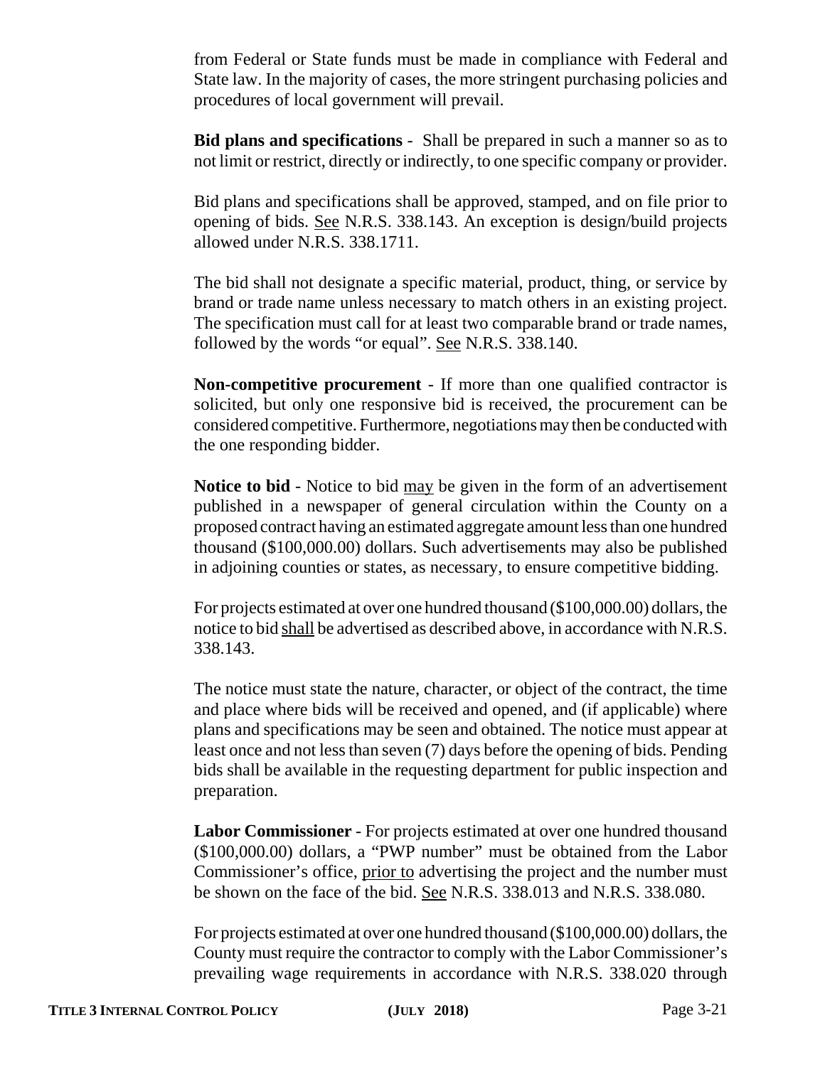from Federal or State funds must be made in compliance with Federal and State law. In the majority of cases, the more stringent purchasing policies and procedures of local government will prevail.

**Bid plans and specifications** - Shall be prepared in such a manner so as to not limit or restrict, directly or indirectly, to one specific company or provider.

Bid plans and specifications shall be approved, stamped, and on file prior to opening of bids. <u>See</u> N.R.S. 338.143. An exception is design/build projects allowed under N.R.S. 338.1711.

The bid shall not designate a specific material, product, thing, or service by brand or trade name unless necessary to match others in an existing project. The specification must call for at least two comparable brand or trade names, followed by the words "or equal". <u>See</u> N.R.S. 338.140.

**Non-competitive procurement** - If more than one qualified contractor is solicited, but only one responsive bid is received, the procurement can be considered competitive. Furthermore, negotiations may then be conducted with the one responding bidder.

**Notice to bid** - Notice to bid <u>may</u> be given in the form of an advertisement published in a newspaper of general circulation within the County on a proposed contract having an estimated aggregate amount less than one hundred thousand ($100,000.00) dollars. Such advertisements may also be published in adjoining counties or states, as necessary, to ensure competitive bidding.

For projects estimated at over one hundred thousand ($100,000.00) dollars, the notice to bid <u>shall</u> be advertised as described above, in accordance with N.R.S. 338.143.

The notice must state the nature, character, or object of the contract, the time and place where bids will be received and opened, and (if applicable) where plans and specifications may be seen and obtained. The notice must appear at least once and not less than seven (7) days before the opening of bids. Pending bids shall be available in the requesting department for public inspection and preparation.

**Labor Commissioner** - For projects estimated at over one hundred thousand ($100,000.00) dollars, a "PWP number" must be obtained from the Labor Commissioner's office, <u>prior to</u> advertising the project and the number must be shown on the face of the bid. <u>See</u> N.R.S. 338.013 and N.R.S. 338.080.

For projects estimated at over one hundred thousand ($100,000.00) dollars, the County must require the contractor to comply with the Labor Commissioner's prevailing wage requirements in accordance with N.R.S. 338.020 through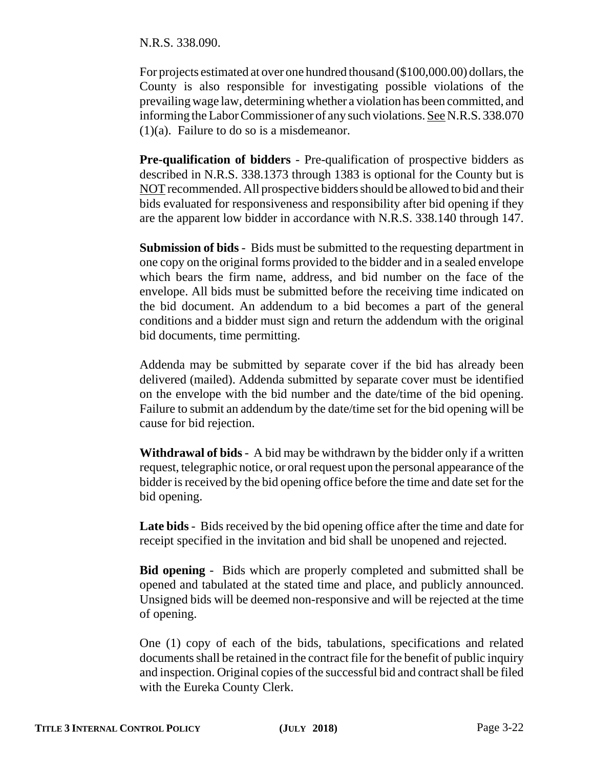N.R.S. 338.090.

For projects estimated at over one hundred thousand ($100,000.00) dollars, the County is also responsible for investigating possible violations of the prevailing wage law, determining whether a violation has been committed, and informing the Labor Commissioner of any such violations. See N.R.S. 338.070 (1)(a). Failure to do so is a misdemeanor.

**Pre-qualification of bidders** - Pre-qualification of prospective bidders as described in N.R.S. 338.1373 through 1383 is optional for the County but is NOT recommended. All prospective bidders should be allowed to bid and their bids evaluated for responsiveness and responsibility after bid opening if they are the apparent low bidder in accordance with N.R.S. 338.140 through 147.

**Submission of bids** - Bids must be submitted to the requesting department in one copy on the original forms provided to the bidder and in a sealed envelope which bears the firm name, address, and bid number on the face of the envelope. All bids must be submitted before the receiving time indicated on the bid document. An addendum to a bid becomes a part of the general conditions and a bidder must sign and return the addendum with the original bid documents, time permitting.

Addenda may be submitted by separate cover if the bid has already been delivered (mailed). Addenda submitted by separate cover must be identified on the envelope with the bid number and the date/time of the bid opening. Failure to submit an addendum by the date/time set for the bid opening will be cause for bid rejection.

**Withdrawal of bids** - A bid may be withdrawn by the bidder only if a written request, telegraphic notice, or oral request upon the personal appearance of the bidder is received by the bid opening office before the time and date set for the bid opening.

**Late bids** - Bids received by the bid opening office after the time and date for receipt specified in the invitation and bid shall be unopened and rejected.

**Bid opening** - Bids which are properly completed and submitted shall be opened and tabulated at the stated time and place, and publicly announced. Unsigned bids will be deemed non-responsive and will be rejected at the time of opening.

One (1) copy of each of the bids, tabulations, specifications and related documents shall be retained in the contract file for the benefit of public inquiry and inspection. Original copies of the successful bid and contract shall be filed with the Eureka County Clerk.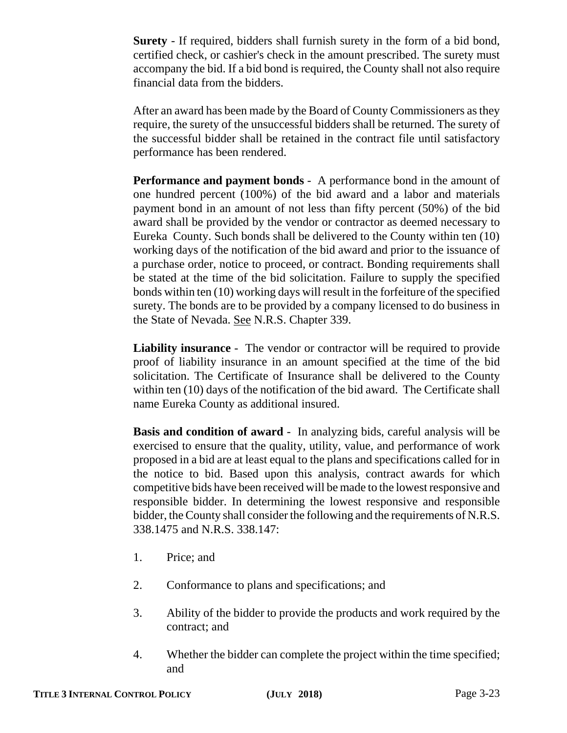**Surety** - If required, bidders shall furnish surety in the form of a bid bond, certified check, or cashier's check in the amount prescribed. The surety must accompany the bid. If a bid bond is required, the County shall not also require financial data from the bidders.

After an award has been made by the Board of County Commissioners as they require, the surety of the unsuccessful bidders shall be returned. The surety of the successful bidder shall be retained in the contract file until satisfactory performance has been rendered.

**Performance and payment bonds** - A performance bond in the amount of one hundred percent (100%) of the bid award and a labor and materials payment bond in an amount of not less than fifty percent (50%) of the bid award shall be provided by the vendor or contractor as deemed necessary to Eureka County. Such bonds shall be delivered to the County within ten (10) working days of the notification of the bid award and prior to the issuance of a purchase order, notice to proceed, or contract. Bonding requirements shall be stated at the time of the bid solicitation. Failure to supply the specified bonds within ten (10) working days will result in the forfeiture of the specified surety. The bonds are to be provided by a company licensed to do business in the State of Nevada. See N.R.S. Chapter 339.

**Liability insurance** - The vendor or contractor will be required to provide proof of liability insurance in an amount specified at the time of the bid solicitation. The Certificate of Insurance shall be delivered to the County within ten (10) days of the notification of the bid award. The Certificate shall name Eureka County as additional insured.

**Basis and condition of award** - In analyzing bids, careful analysis will be exercised to ensure that the quality, utility, value, and performance of work proposed in a bid are at least equal to the plans and specifications called for in the notice to bid. Based upon this analysis, contract awards for which competitive bids have been received will be made to the lowest responsive and responsible bidder. In determining the lowest responsive and responsible bidder, the County shall consider the following and the requirements of N.R.S. 338.1475 and N.R.S. 338.147:

1. Price; and
2. Conformance to plans and specifications; and
3. Ability of the bidder to provide the products and work required by the contract; and
4. Whether the bidder can complete the project within the time specified; and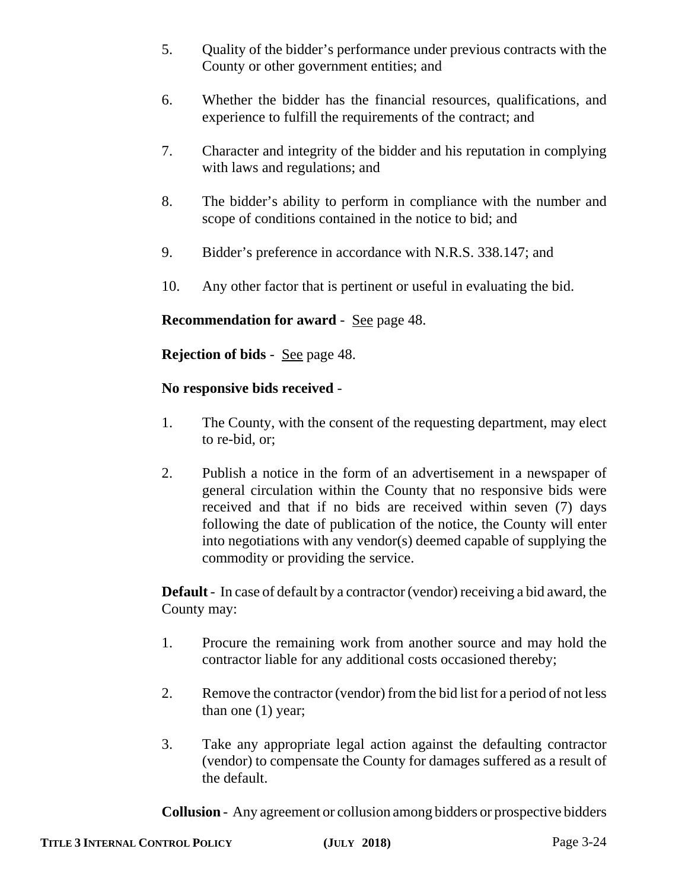5. Quality of the bidder's performance under previous contracts with the County or other government entities; and

6. Whether the bidder has the financial resources, qualifications, and experience to fulfill the requirements of the contract; and

7. Character and integrity of the bidder and his reputation in complying with laws and regulations; and

8. The bidder's ability to perform in compliance with the number and scope of conditions contained in the notice to bid; and

9. Bidder's preference in accordance with N.R.S. 338.147; and

10. Any other factor that is pertinent or useful in evaluating the bid.

**Recommendation for award** - See page 48.

**Rejection of bids** - See page 48.

**No responsive bids received** -

1. The County, with the consent of the requesting department, may elect to re-bid, or;

2. Publish a notice in the form of an advertisement in a newspaper of general circulation within the County that no responsive bids were received and that if no bids are received within seven (7) days following the date of publication of the notice, the County will enter into negotiations with any vendor(s) deemed capable of supplying the commodity or providing the service.

**Default** - In case of default by a contractor (vendor) receiving a bid award, the County may:

1. Procure the remaining work from another source and may hold the contractor liable for any additional costs occasioned thereby;

2. Remove the contractor (vendor) from the bid list for a period of not less than one (1) year;

3. Take any appropriate legal action against the defaulting contractor (vendor) to compensate the County for damages suffered as a result of the default.

**Collusion** - Any agreement or collusion among bidders or prospective bidders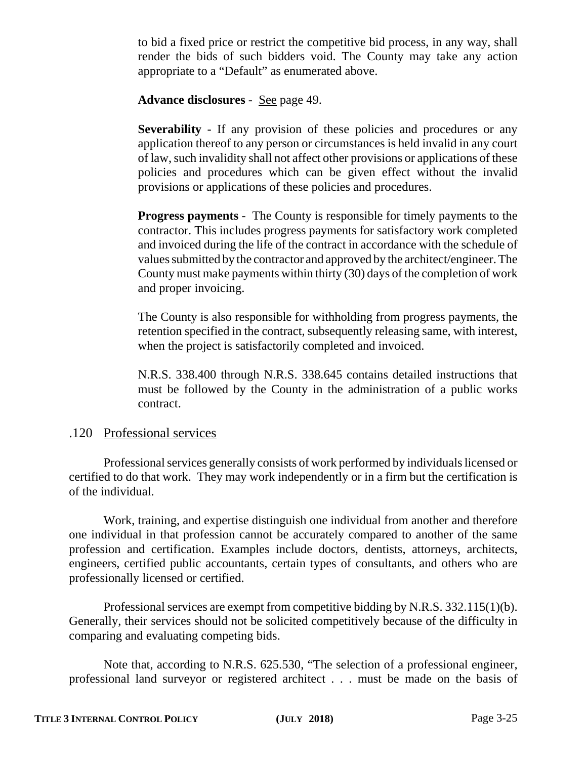to bid a fixed price or restrict the competitive bid process, in any way, shall render the bids of such bidders void. The County may take any action appropriate to a "Default" as enumerated above.

**Advance disclosures** - See page 49.

**Severability** - If any provision of these policies and procedures or any application thereof to any person or circumstances is held invalid in any court of law, such invalidity shall not affect other provisions or applications of these policies and procedures which can be given effect without the invalid provisions or applications of these policies and procedures.

**Progress payments** - The County is responsible for timely payments to the contractor. This includes progress payments for satisfactory work completed and invoiced during the life of the contract in accordance with the schedule of values submitted by the contractor and approved by the architect/engineer. The County must make payments within thirty (30) days of the completion of work and proper invoicing.

The County is also responsible for withholding from progress payments, the retention specified in the contract, subsequently releasing same, with interest, when the project is satisfactorily completed and invoiced.

N.R.S. 338.400 through N.R.S. 338.645 contains detailed instructions that must be followed by the County in the administration of a public works contract.

## .120 Professional services

Professional services generally consists of work performed by individuals licensed or certified to do that work. They may work independently or in a firm but the certification is of the individual.

Work, training, and expertise distinguish one individual from another and therefore one individual in that profession cannot be accurately compared to another of the same profession and certification. Examples include doctors, dentists, attorneys, architects, engineers, certified public accountants, certain types of consultants, and others who are professionally licensed or certified.

Professional services are exempt from competitive bidding by N.R.S. 332.115(1)(b). Generally, their services should not be solicited competitively because of the difficulty in comparing and evaluating competing bids.

Note that, according to N.R.S. 625.530, "The selection of a professional engineer, professional land surveyor or registered architect . . . must be made on the basis of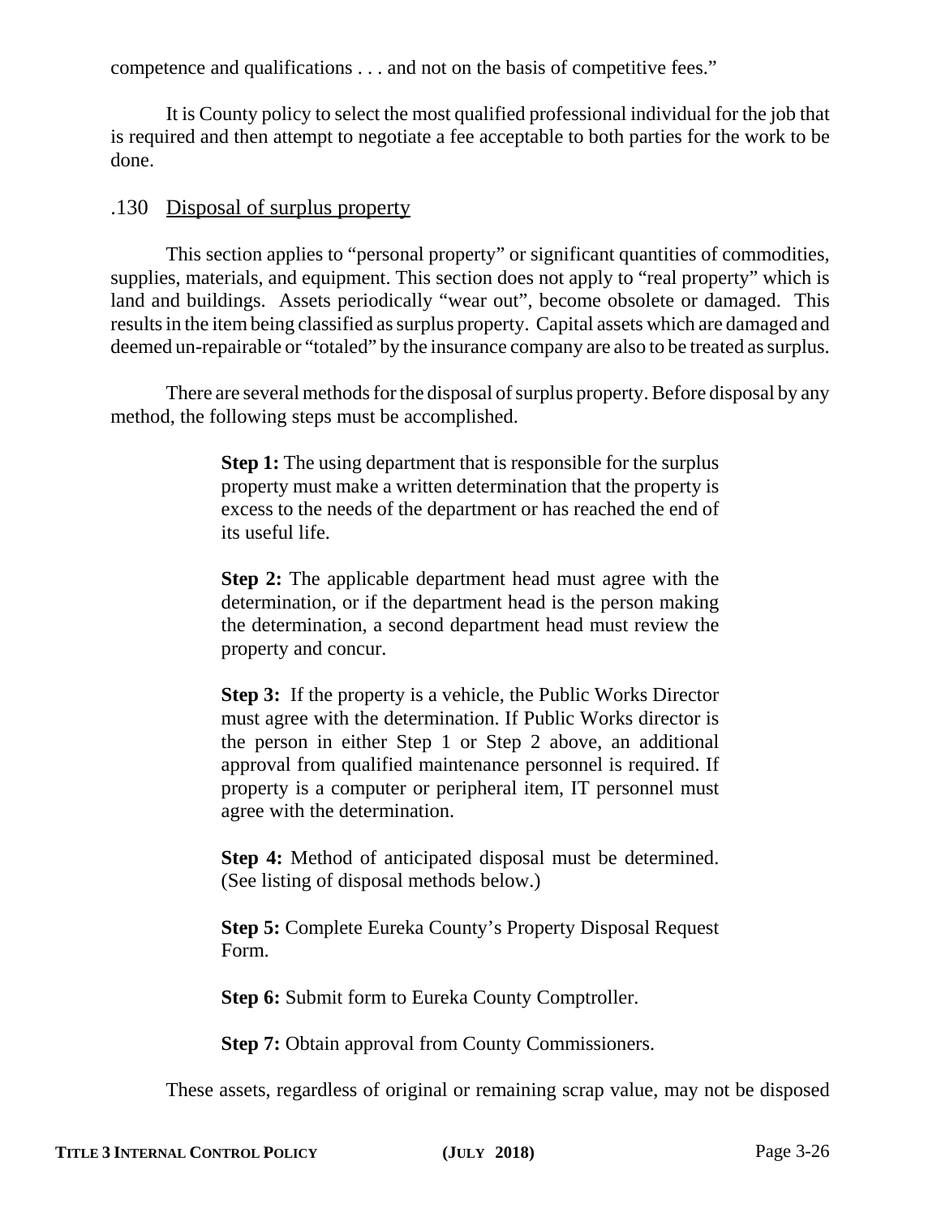competence and qualifications . . . and not on the basis of competitive fees."

It is County policy to select the most qualified professional individual for the job that is required and then attempt to negotiate a fee acceptable to both parties for the work to be done.

## .130 Disposal of surplus property

This section applies to "personal property" or significant quantities of commodities, supplies, materials, and equipment. This section does not apply to "real property" which is land and buildings. Assets periodically "wear out", become obsolete or damaged. This results in the item being classified as surplus property. Capital assets which are damaged and deemed un-repairable or "totaled" by the insurance company are also to be treated as surplus.

There are several methods for the disposal of surplus property. Before disposal by any method, the following steps must be accomplished.

> **Step 1:** The using department that is responsible for the surplus property must make a written determination that the property is excess to the needs of the department or has reached the end of its useful life.
>
> **Step 2:** The applicable department head must agree with the determination, or if the department head is the person making the determination, a second department head must review the property and concur.
>
> **Step 3:** If the property is a vehicle, the Public Works Director must agree with the determination. If Public Works director is the person in either Step 1 or Step 2 above, an additional approval from qualified maintenance personnel is required. If property is a computer or peripheral item, IT personnel must agree with the determination.
>
> **Step 4:** Method of anticipated disposal must be determined. (See listing of disposal methods below.)
>
> **Step 5:** Complete Eureka County's Property Disposal Request Form.
>
> **Step 6:** Submit form to Eureka County Comptroller.
>
> **Step 7:** Obtain approval from County Commissioners.

These assets, regardless of original or remaining scrap value, may not be disposed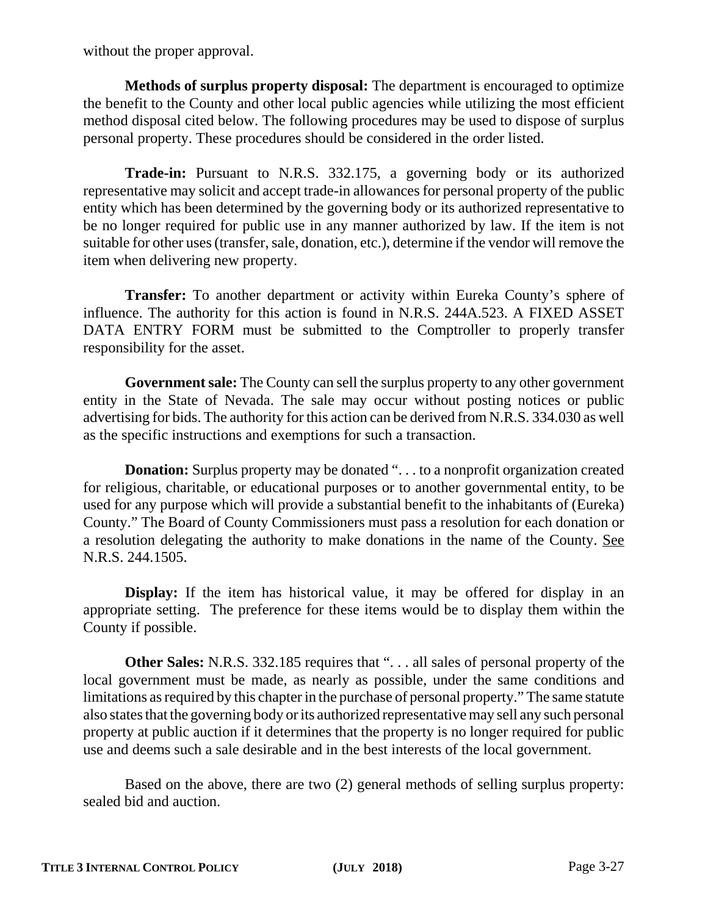without the proper approval.

**Methods of surplus property disposal:** The department is encouraged to optimize the benefit to the County and other local public agencies while utilizing the most efficient method disposal cited below. The following procedures may be used to dispose of surplus personal property. These procedures should be considered in the order listed.

**Trade-in:** Pursuant to N.R.S. 332.175, a governing body or its authorized representative may solicit and accept trade-in allowances for personal property of the public entity which has been determined by the governing body or its authorized representative to be no longer required for public use in any manner authorized by law. If the item is not suitable for other uses (transfer, sale, donation, etc.), determine if the vendor will remove the item when delivering new property.

**Transfer:** To another department or activity within Eureka County's sphere of influence. The authority for this action is found in N.R.S. 244A.523. A FIXED ASSET DATA ENTRY FORM must be submitted to the Comptroller to properly transfer responsibility for the asset.

**Government sale:** The County can sell the surplus property to any other government entity in the State of Nevada. The sale may occur without posting notices or public advertising for bids. The authority for this action can be derived from N.R.S. 334.030 as well as the specific instructions and exemptions for such a transaction.

**Donation:** Surplus property may be donated ". . . to a nonprofit organization created for religious, charitable, or educational purposes or to another governmental entity, to be used for any purpose which will provide a substantial benefit to the inhabitants of (Eureka) County." The Board of County Commissioners must pass a resolution for each donation or a resolution delegating the authority to make donations in the name of the County. See N.R.S. 244.1505.

**Display:** If the item has historical value, it may be offered for display in an appropriate setting. The preference for these items would be to display them within the County if possible.

**Other Sales:** N.R.S. 332.185 requires that ". . . all sales of personal property of the local government must be made, as nearly as possible, under the same conditions and limitations as required by this chapter in the purchase of personal property." The same statute also states that the governing body or its authorized representative may sell any such personal property at public auction if it determines that the property is no longer required for public use and deems such a sale desirable and in the best interests of the local government.

Based on the above, there are two (2) general methods of selling surplus property: sealed bid and auction.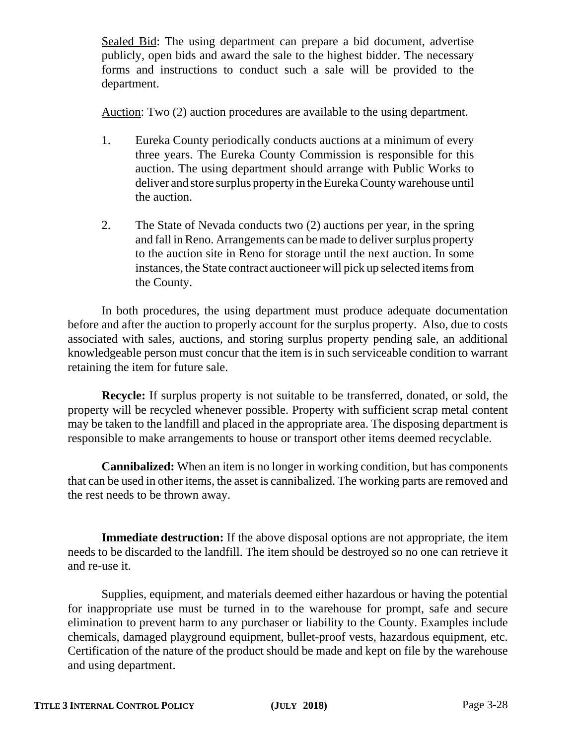<u>Sealed Bid</u>: The using department can prepare a bid document, advertise publicly, open bids and award the sale to the highest bidder. The necessary forms and instructions to conduct such a sale will be provided to the department.

<u>Auction</u>: Two (2) auction procedures are available to the using department.

1. Eureka County periodically conducts auctions at a minimum of every three years. The Eureka County Commission is responsible for this auction. The using department should arrange with Public Works to deliver and store surplus property in the Eureka County warehouse until the auction.

2. The State of Nevada conducts two (2) auctions per year, in the spring and fall in Reno. Arrangements can be made to deliver surplus property to the auction site in Reno for storage until the next auction. In some instances, the State contract auctioneer will pick up selected items from the County.

In both procedures, the using department must produce adequate documentation before and after the auction to properly account for the surplus property. Also, due to costs associated with sales, auctions, and storing surplus property pending sale, an additional knowledgeable person must concur that the item is in such serviceable condition to warrant retaining the item for future sale.

**Recycle:** If surplus property is not suitable to be transferred, donated, or sold, the property will be recycled whenever possible. Property with sufficient scrap metal content may be taken to the landfill and placed in the appropriate area. The disposing department is responsible to make arrangements to house or transport other items deemed recyclable.

**Cannibalized:** When an item is no longer in working condition, but has components that can be used in other items, the asset is cannibalized. The working parts are removed and the rest needs to be thrown away.

**Immediate destruction:** If the above disposal options are not appropriate, the item needs to be discarded to the landfill. The item should be destroyed so no one can retrieve it and re-use it.

Supplies, equipment, and materials deemed either hazardous or having the potential for inappropriate use must be turned in to the warehouse for prompt, safe and secure elimination to prevent harm to any purchaser or liability to the County. Examples include chemicals, damaged playground equipment, bullet-proof vests, hazardous equipment, etc. Certification of the nature of the product should be made and kept on file by the warehouse and using department.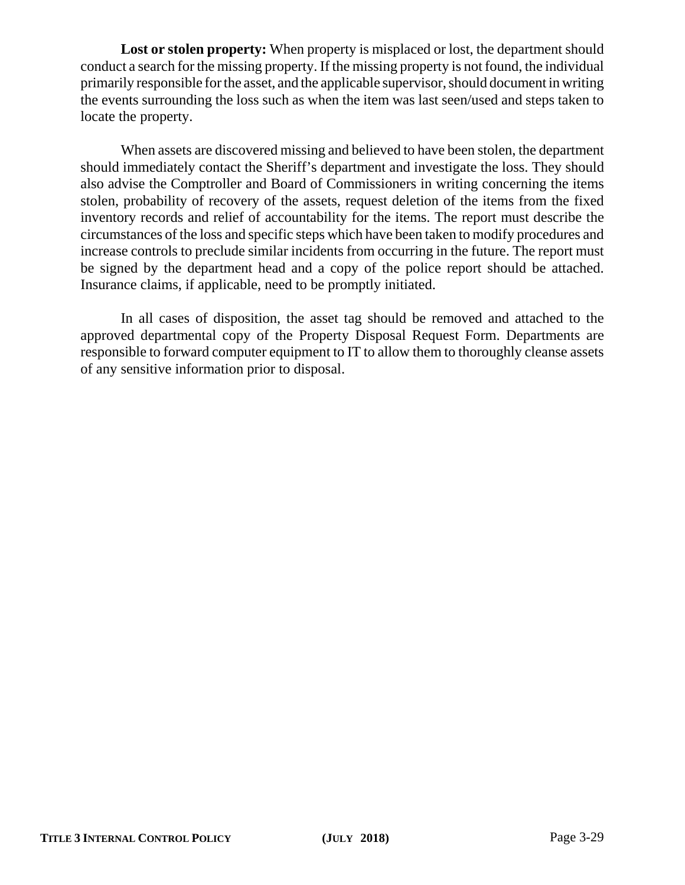**Lost or stolen property:** When property is misplaced or lost, the department should conduct a search for the missing property. If the missing property is not found, the individual primarily responsible for the asset, and the applicable supervisor, should document in writing the events surrounding the loss such as when the item was last seen/used and steps taken to locate the property.

When assets are discovered missing and believed to have been stolen, the department should immediately contact the Sheriff's department and investigate the loss. They should also advise the Comptroller and Board of Commissioners in writing concerning the items stolen, probability of recovery of the assets, request deletion of the items from the fixed inventory records and relief of accountability for the items. The report must describe the circumstances of the loss and specific steps which have been taken to modify procedures and increase controls to preclude similar incidents from occurring in the future. The report must be signed by the department head and a copy of the police report should be attached. Insurance claims, if applicable, need to be promptly initiated.

In all cases of disposition, the asset tag should be removed and attached to the approved departmental copy of the Property Disposal Request Form. Departments are responsible to forward computer equipment to IT to allow them to thoroughly cleanse assets of any sensitive information prior to disposal.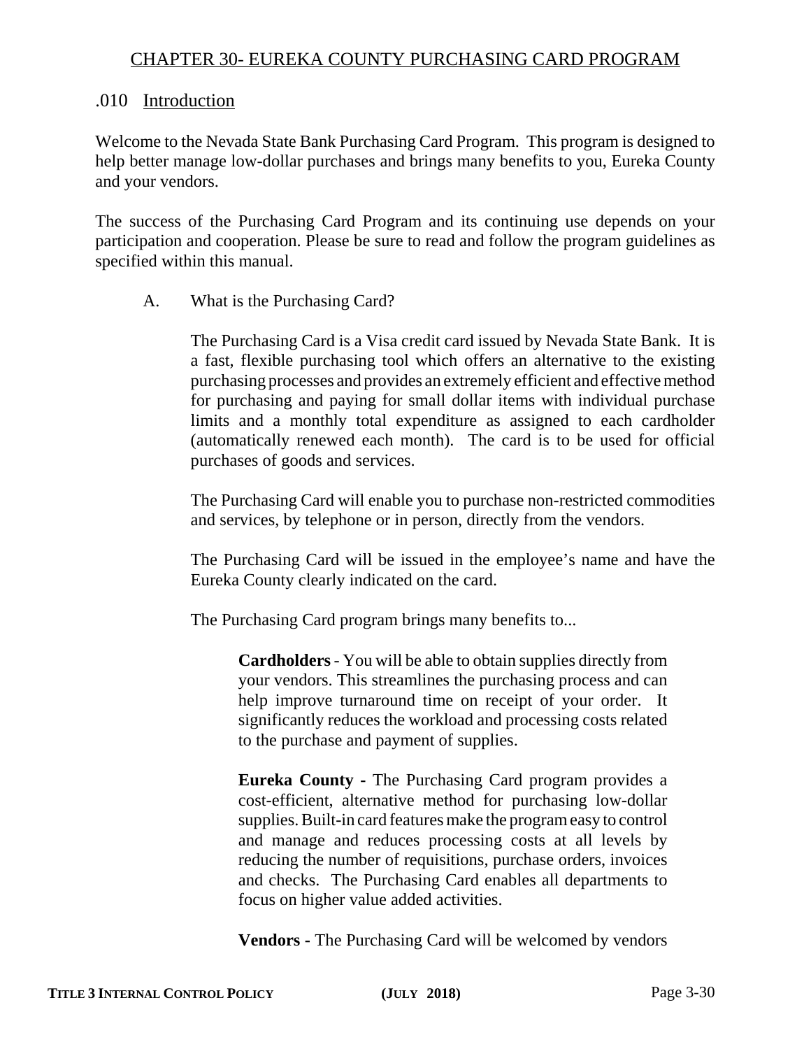# CHAPTER 30- EUREKA COUNTY PURCHASING CARD PROGRAM

## .010 Introduction

Welcome to the Nevada State Bank Purchasing Card Program. This program is designed to help better manage low-dollar purchases and brings many benefits to you, Eureka County and your vendors.

The success of the Purchasing Card Program and its continuing use depends on your participation and cooperation. Please be sure to read and follow the program guidelines as specified within this manual.

A. What is the Purchasing Card?

The Purchasing Card is a Visa credit card issued by Nevada State Bank. It is a fast, flexible purchasing tool which offers an alternative to the existing purchasing processes and provides an extremely efficient and effective method for purchasing and paying for small dollar items with individual purchase limits and a monthly total expenditure as assigned to each cardholder (automatically renewed each month). The card is to be used for official purchases of goods and services.

The Purchasing Card will enable you to purchase non-restricted commodities and services, by telephone or in person, directly from the vendors.

The Purchasing Card will be issued in the employee's name and have the Eureka County clearly indicated on the card.

The Purchasing Card program brings many benefits to...

**Cardholders** - You will be able to obtain supplies directly from your vendors. This streamlines the purchasing process and can help improve turnaround time on receipt of your order. It significantly reduces the workload and processing costs related to the purchase and payment of supplies.

**Eureka County -** The Purchasing Card program provides a cost-efficient, alternative method for purchasing low-dollar supplies. Built-in card features make the program easy to control and manage and reduces processing costs at all levels by reducing the number of requisitions, purchase orders, invoices and checks. The Purchasing Card enables all departments to focus on higher value added activities.

**Vendors -** The Purchasing Card will be welcomed by vendors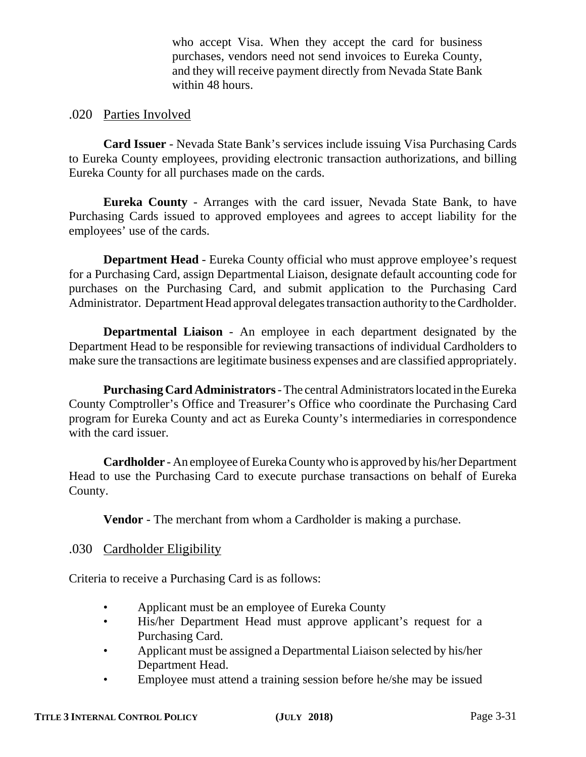who accept Visa. When they accept the card for business purchases, vendors need not send invoices to Eureka County, and they will receive payment directly from Nevada State Bank within 48 hours.

## .020 Parties Involved

**Card Issuer** - Nevada State Bank's services include issuing Visa Purchasing Cards to Eureka County employees, providing electronic transaction authorizations, and billing Eureka County for all purchases made on the cards.

**Eureka County** - Arranges with the card issuer, Nevada State Bank, to have Purchasing Cards issued to approved employees and agrees to accept liability for the employees' use of the cards.

**Department Head** - Eureka County official who must approve employee's request for a Purchasing Card, assign Departmental Liaison, designate default accounting code for purchases on the Purchasing Card, and submit application to the Purchasing Card Administrator. Department Head approval delegates transaction authority to the Cardholder.

**Departmental Liaison** - An employee in each department designated by the Department Head to be responsible for reviewing transactions of individual Cardholders to make sure the transactions are legitimate business expenses and are classified appropriately.

**Purchasing Card Administrators** - The central Administrators located in the Eureka County Comptroller's Office and Treasurer's Office who coordinate the Purchasing Card program for Eureka County and act as Eureka County's intermediaries in correspondence with the card issuer.

**Cardholder** - An employee of Eureka County who is approved by his/her Department Head to use the Purchasing Card to execute purchase transactions on behalf of Eureka County.

**Vendor** - The merchant from whom a Cardholder is making a purchase.

## .030 Cardholder Eligibility

Criteria to receive a Purchasing Card is as follows:

- Applicant must be an employee of Eureka County
- His/her Department Head must approve applicant's request for a Purchasing Card.
- Applicant must be assigned a Departmental Liaison selected by his/her Department Head.
- Employee must attend a training session before he/she may be issued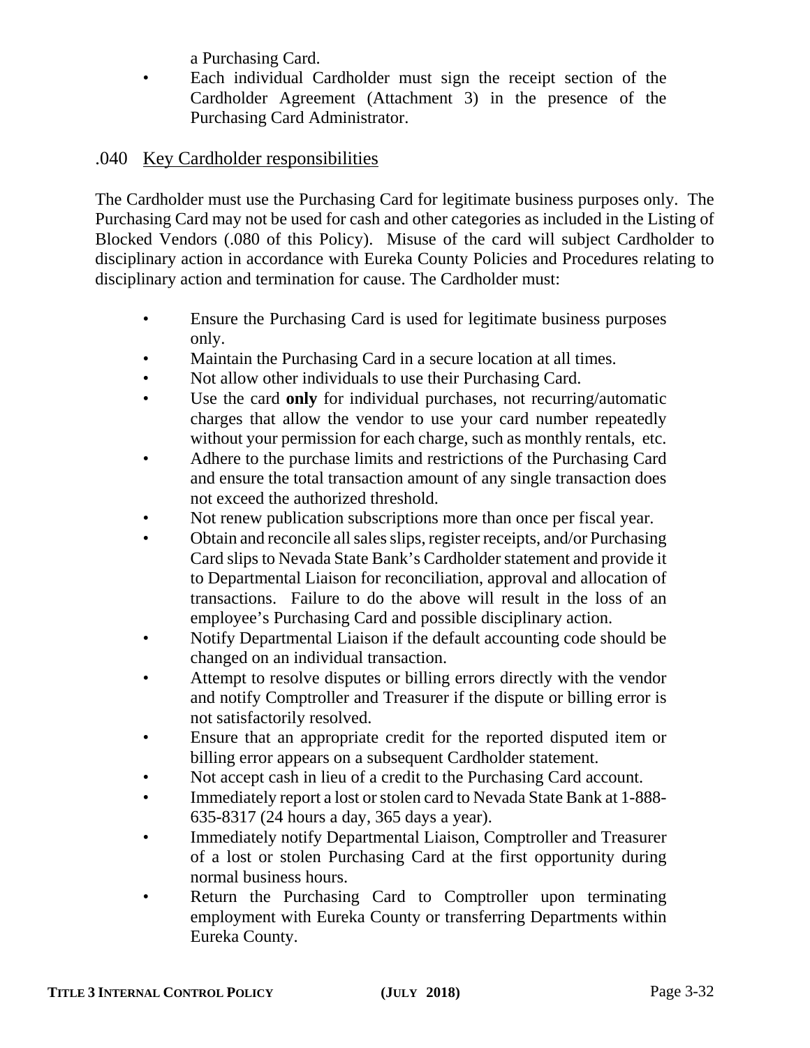a Purchasing Card.

- Each individual Cardholder must sign the receipt section of the Cardholder Agreement (Attachment 3) in the presence of the Purchasing Card Administrator.

### .040 Key Cardholder responsibilities

The Cardholder must use the Purchasing Card for legitimate business purposes only. The Purchasing Card may not be used for cash and other categories as included in the Listing of Blocked Vendors (.080 of this Policy). Misuse of the card will subject Cardholder to disciplinary action in accordance with Eureka County Policies and Procedures relating to disciplinary action and termination for cause. The Cardholder must:

- Ensure the Purchasing Card is used for legitimate business purposes only.
- Maintain the Purchasing Card in a secure location at all times.
- Not allow other individuals to use their Purchasing Card.
- Use the card **only** for individual purchases, not recurring/automatic charges that allow the vendor to use your card number repeatedly without your permission for each charge, such as monthly rentals, etc.
- Adhere to the purchase limits and restrictions of the Purchasing Card and ensure the total transaction amount of any single transaction does not exceed the authorized threshold.
- Not renew publication subscriptions more than once per fiscal year.
- Obtain and reconcile all sales slips, register receipts, and/or Purchasing Card slips to Nevada State Bank's Cardholder statement and provide it to Departmental Liaison for reconciliation, approval and allocation of transactions. Failure to do the above will result in the loss of an employee's Purchasing Card and possible disciplinary action.
- Notify Departmental Liaison if the default accounting code should be changed on an individual transaction.
- Attempt to resolve disputes or billing errors directly with the vendor and notify Comptroller and Treasurer if the dispute or billing error is not satisfactorily resolved.
- Ensure that an appropriate credit for the reported disputed item or billing error appears on a subsequent Cardholder statement.
- Not accept cash in lieu of a credit to the Purchasing Card account.
- Immediately report a lost or stolen card to Nevada State Bank at 1-888-635-8317 (24 hours a day, 365 days a year).
- Immediately notify Departmental Liaison, Comptroller and Treasurer of a lost or stolen Purchasing Card at the first opportunity during normal business hours.
- Return the Purchasing Card to Comptroller upon terminating employment with Eureka County or transferring Departments within Eureka County.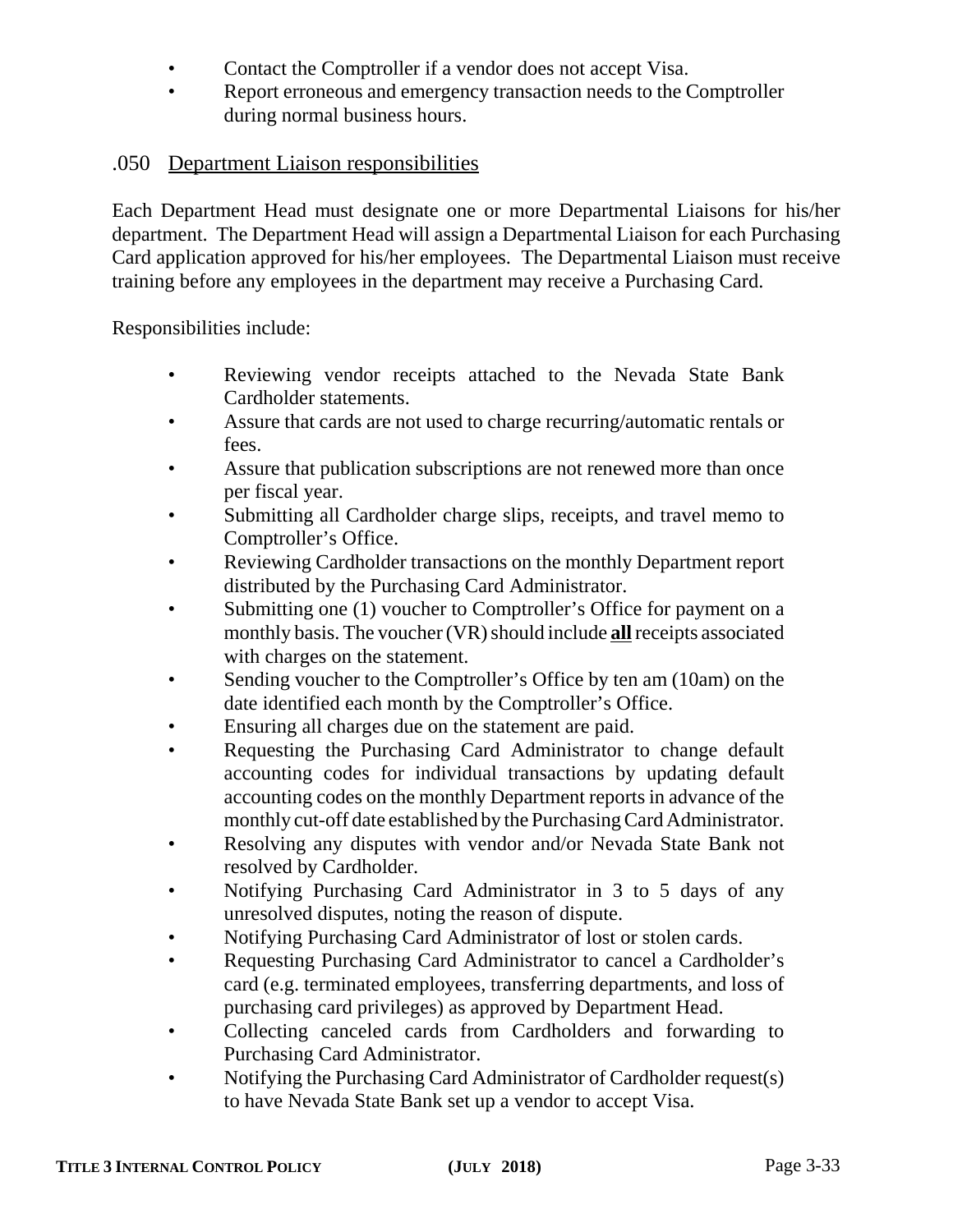- Contact the Comptroller if a vendor does not accept Visa.
- Report erroneous and emergency transaction needs to the Comptroller during normal business hours.

### .050 Department Liaison responsibilities

Each Department Head must designate one or more Departmental Liaisons for his/her department. The Department Head will assign a Departmental Liaison for each Purchasing Card application approved for his/her employees. The Departmental Liaison must receive training before any employees in the department may receive a Purchasing Card.

Responsibilities include:

- Reviewing vendor receipts attached to the Nevada State Bank Cardholder statements.
- Assure that cards are not used to charge recurring/automatic rentals or fees.
- Assure that publication subscriptions are not renewed more than once per fiscal year.
- Submitting all Cardholder charge slips, receipts, and travel memo to Comptroller's Office.
- Reviewing Cardholder transactions on the monthly Department report distributed by the Purchasing Card Administrator.
- Submitting one (1) voucher to Comptroller's Office for payment on a monthly basis. The voucher (VR) should include **all** receipts associated with charges on the statement.
- Sending voucher to the Comptroller's Office by ten am (10am) on the date identified each month by the Comptroller's Office.
- Ensuring all charges due on the statement are paid.
- Requesting the Purchasing Card Administrator to change default accounting codes for individual transactions by updating default accounting codes on the monthly Department reports in advance of the monthly cut-off date established by the Purchasing Card Administrator.
- Resolving any disputes with vendor and/or Nevada State Bank not resolved by Cardholder.
- Notifying Purchasing Card Administrator in 3 to 5 days of any unresolved disputes, noting the reason of dispute.
- Notifying Purchasing Card Administrator of lost or stolen cards.
- Requesting Purchasing Card Administrator to cancel a Cardholder's card (e.g. terminated employees, transferring departments, and loss of purchasing card privileges) as approved by Department Head.
- Collecting canceled cards from Cardholders and forwarding to Purchasing Card Administrator.
- Notifying the Purchasing Card Administrator of Cardholder request(s) to have Nevada State Bank set up a vendor to accept Visa.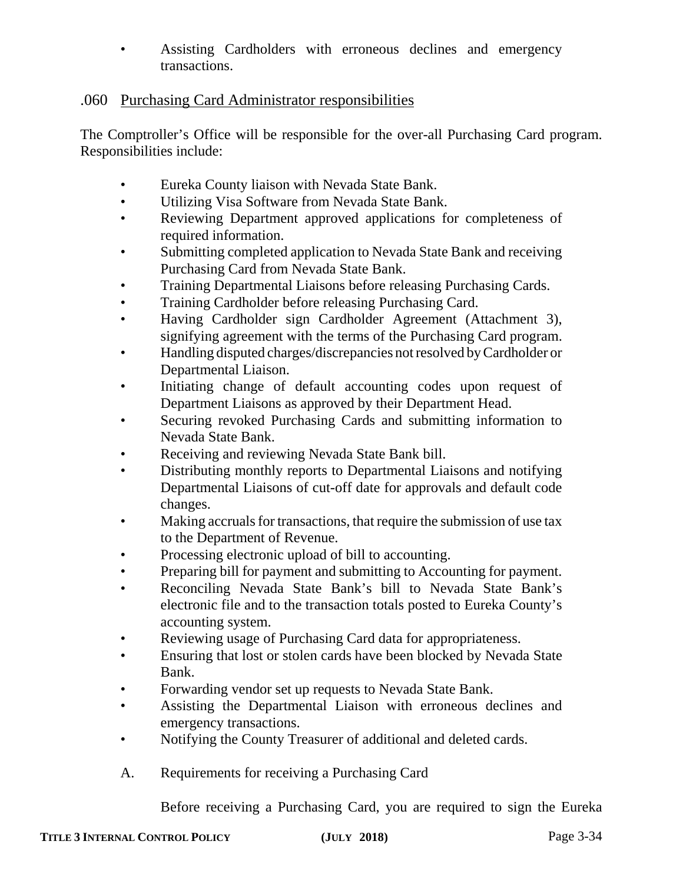- Assisting Cardholders with erroneous declines and emergency transactions.

### .060 Purchasing Card Administrator responsibilities

The Comptroller's Office will be responsible for the over-all Purchasing Card program. Responsibilities include:

- Eureka County liaison with Nevada State Bank.
- Utilizing Visa Software from Nevada State Bank.
- Reviewing Department approved applications for completeness of required information.
- Submitting completed application to Nevada State Bank and receiving Purchasing Card from Nevada State Bank.
- Training Departmental Liaisons before releasing Purchasing Cards.
- Training Cardholder before releasing Purchasing Card.
- Having Cardholder sign Cardholder Agreement (Attachment 3), signifying agreement with the terms of the Purchasing Card program.
- Handling disputed charges/discrepancies not resolved by Cardholder or Departmental Liaison.
- Initiating change of default accounting codes upon request of Department Liaisons as approved by their Department Head.
- Securing revoked Purchasing Cards and submitting information to Nevada State Bank.
- Receiving and reviewing Nevada State Bank bill.
- Distributing monthly reports to Departmental Liaisons and notifying Departmental Liaisons of cut-off date for approvals and default code changes.
- Making accruals for transactions, that require the submission of use tax to the Department of Revenue.
- Processing electronic upload of bill to accounting.
- Preparing bill for payment and submitting to Accounting for payment.
- Reconciling Nevada State Bank's bill to Nevada State Bank's electronic file and to the transaction totals posted to Eureka County's accounting system.
- Reviewing usage of Purchasing Card data for appropriateness.
- Ensuring that lost or stolen cards have been blocked by Nevada State Bank.
- Forwarding vendor set up requests to Nevada State Bank.
- Assisting the Departmental Liaison with erroneous declines and emergency transactions.
- Notifying the County Treasurer of additional and deleted cards.

A. Requirements for receiving a Purchasing Card

Before receiving a Purchasing Card, you are required to sign the Eureka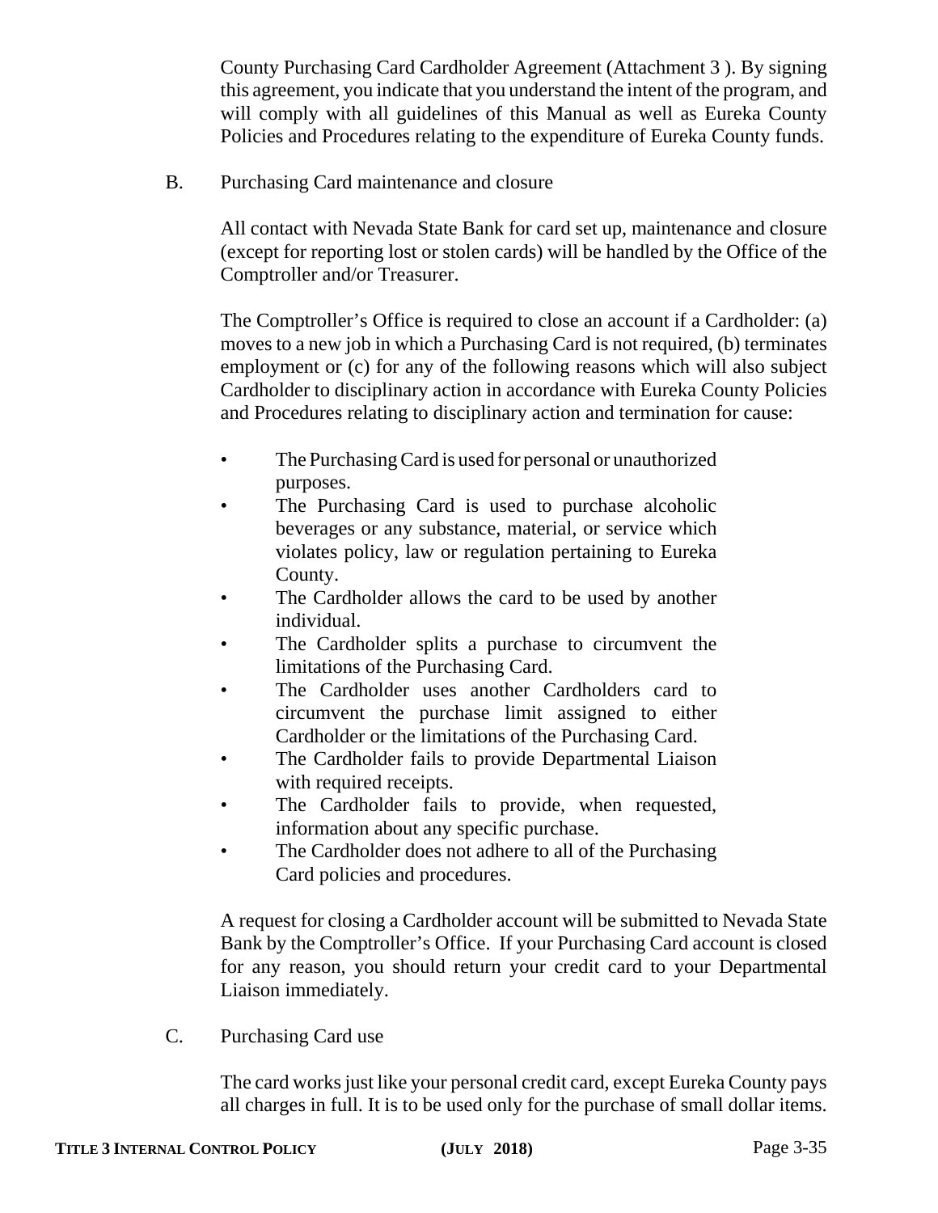County Purchasing Card Cardholder Agreement (Attachment 3 ). By signing this agreement, you indicate that you understand the intent of the program, and will comply with all guidelines of this Manual as well as Eureka County Policies and Procedures relating to the expenditure of Eureka County funds.

B. Purchasing Card maintenance and closure

All contact with Nevada State Bank for card set up, maintenance and closure (except for reporting lost or stolen cards) will be handled by the Office of the Comptroller and/or Treasurer.

The Comptroller's Office is required to close an account if a Cardholder: (a) moves to a new job in which a Purchasing Card is not required, (b) terminates employment or (c) for any of the following reasons which will also subject Cardholder to disciplinary action in accordance with Eureka County Policies and Procedures relating to disciplinary action and termination for cause:

- The Purchasing Card is used for personal or unauthorized purposes.
- The Purchasing Card is used to purchase alcoholic beverages or any substance, material, or service which violates policy, law or regulation pertaining to Eureka County.
- The Cardholder allows the card to be used by another individual.
- The Cardholder splits a purchase to circumvent the limitations of the Purchasing Card.
- The Cardholder uses another Cardholders card to circumvent the purchase limit assigned to either Cardholder or the limitations of the Purchasing Card.
- The Cardholder fails to provide Departmental Liaison with required receipts.
- The Cardholder fails to provide, when requested, information about any specific purchase.
- The Cardholder does not adhere to all of the Purchasing Card policies and procedures.

A request for closing a Cardholder account will be submitted to Nevada State Bank by the Comptroller's Office. If your Purchasing Card account is closed for any reason, you should return your credit card to your Departmental Liaison immediately.

C. Purchasing Card use

The card works just like your personal credit card, except Eureka County pays all charges in full. It is to be used only for the purchase of small dollar items.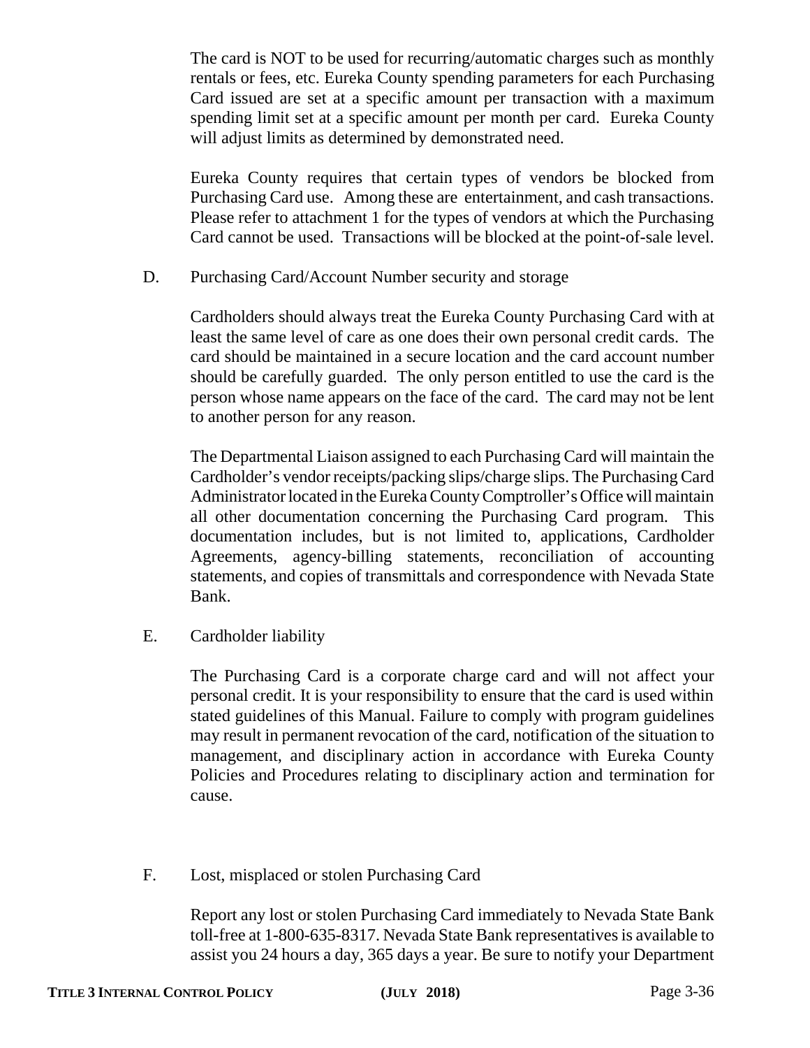The card is NOT to be used for recurring/automatic charges such as monthly rentals or fees, etc. Eureka County spending parameters for each Purchasing Card issued are set at a specific amount per transaction with a maximum spending limit set at a specific amount per month per card. Eureka County will adjust limits as determined by demonstrated need.

Eureka County requires that certain types of vendors be blocked from Purchasing Card use. Among these are entertainment, and cash transactions. Please refer to attachment 1 for the types of vendors at which the Purchasing Card cannot be used. Transactions will be blocked at the point-of-sale level.

D. Purchasing Card/Account Number security and storage

Cardholders should always treat the Eureka County Purchasing Card with at least the same level of care as one does their own personal credit cards. The card should be maintained in a secure location and the card account number should be carefully guarded. The only person entitled to use the card is the person whose name appears on the face of the card. The card may not be lent to another person for any reason.

The Departmental Liaison assigned to each Purchasing Card will maintain the Cardholder's vendor receipts/packing slips/charge slips. The Purchasing Card Administrator located in the Eureka County Comptroller's Office will maintain all other documentation concerning the Purchasing Card program. This documentation includes, but is not limited to, applications, Cardholder Agreements, agency-billing statements, reconciliation of accounting statements, and copies of transmittals and correspondence with Nevada State Bank.

E. Cardholder liability

The Purchasing Card is a corporate charge card and will not affect your personal credit. It is your responsibility to ensure that the card is used within stated guidelines of this Manual. Failure to comply with program guidelines may result in permanent revocation of the card, notification of the situation to management, and disciplinary action in accordance with Eureka County Policies and Procedures relating to disciplinary action and termination for cause.

F. Lost, misplaced or stolen Purchasing Card

Report any lost or stolen Purchasing Card immediately to Nevada State Bank toll-free at 1-800-635-8317. Nevada State Bank representatives is available to assist you 24 hours a day, 365 days a year. Be sure to notify your Department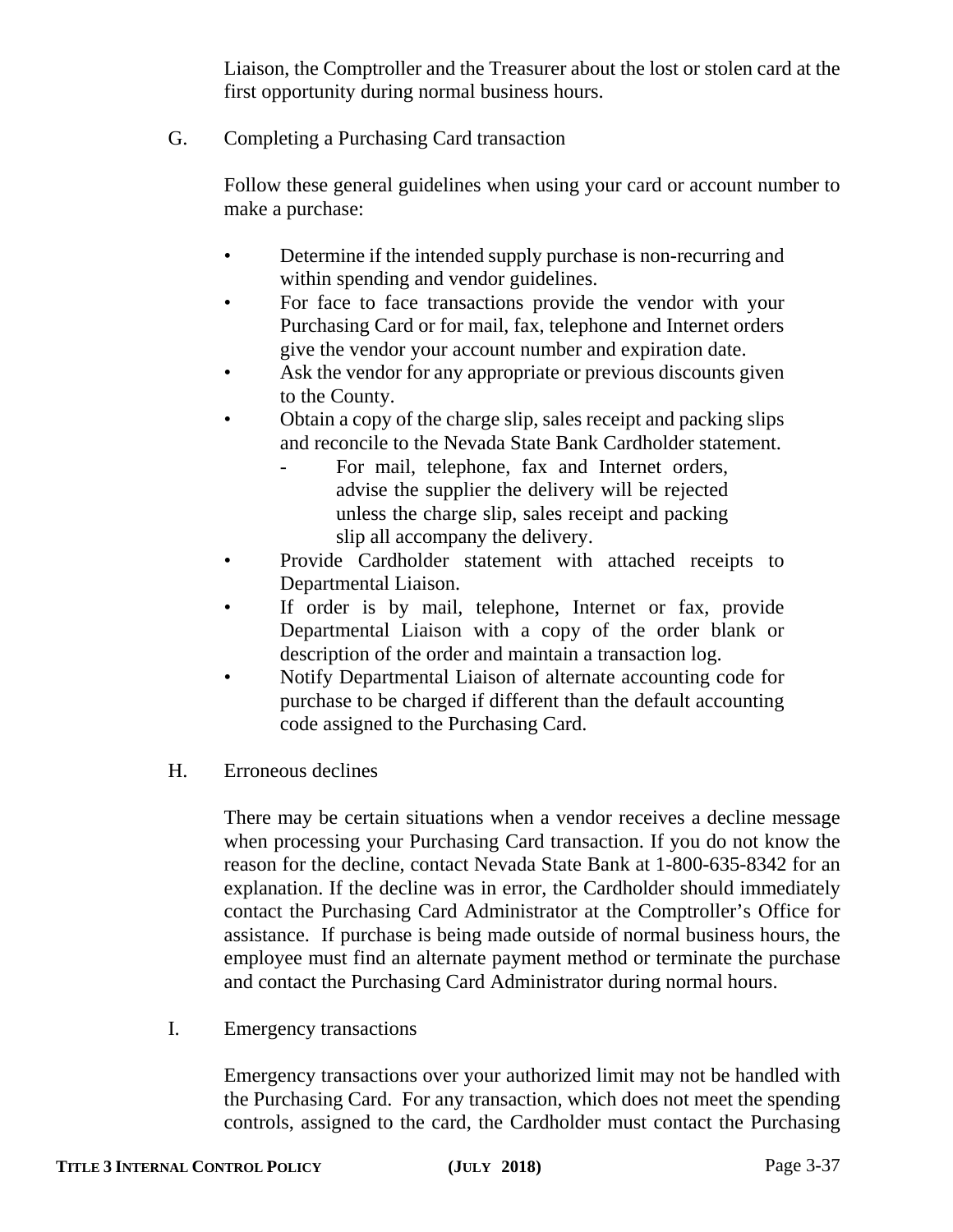Liaison, the Comptroller and the Treasurer about the lost or stolen card at the first opportunity during normal business hours.

G. Completing a Purchasing Card transaction

Follow these general guidelines when using your card or account number to make a purchase:

- Determine if the intended supply purchase is non-recurring and within spending and vendor guidelines.
- For face to face transactions provide the vendor with your Purchasing Card or for mail, fax, telephone and Internet orders give the vendor your account number and expiration date.
- Ask the vendor for any appropriate or previous discounts given to the County.
- Obtain a copy of the charge slip, sales receipt and packing slips and reconcile to the Nevada State Bank Cardholder statement.
    - For mail, telephone, fax and Internet orders, advise the supplier the delivery will be rejected unless the charge slip, sales receipt and packing slip all accompany the delivery.
- Provide Cardholder statement with attached receipts to Departmental Liaison.
- If order is by mail, telephone, Internet or fax, provide Departmental Liaison with a copy of the order blank or description of the order and maintain a transaction log.
- Notify Departmental Liaison of alternate accounting code for purchase to be charged if different than the default accounting code assigned to the Purchasing Card.

H. Erroneous declines

There may be certain situations when a vendor receives a decline message when processing your Purchasing Card transaction. If you do not know the reason for the decline, contact Nevada State Bank at 1-800-635-8342 for an explanation. If the decline was in error, the Cardholder should immediately contact the Purchasing Card Administrator at the Comptroller's Office for assistance. If purchase is being made outside of normal business hours, the employee must find an alternate payment method or terminate the purchase and contact the Purchasing Card Administrator during normal hours.

I. Emergency transactions

Emergency transactions over your authorized limit may not be handled with the Purchasing Card. For any transaction, which does not meet the spending controls, assigned to the card, the Cardholder must contact the Purchasing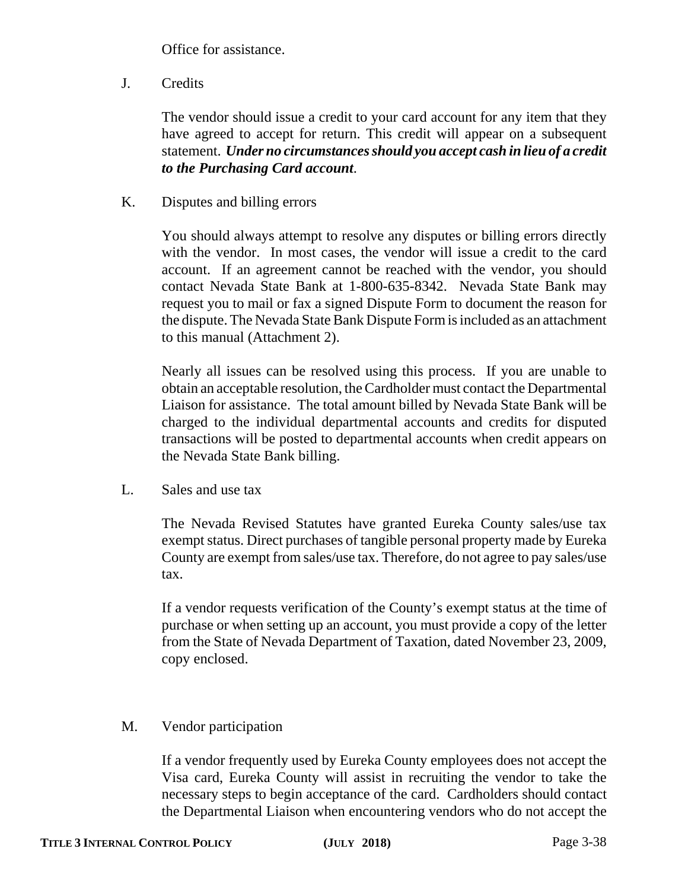Office for assistance.

J. Credits

The vendor should issue a credit to your card account for any item that they have agreed to accept for return. This credit will appear on a subsequent statement. ***Under no circumstances should you accept cash in lieu of a credit to the Purchasing Card account***.

K. Disputes and billing errors

You should always attempt to resolve any disputes or billing errors directly with the vendor. In most cases, the vendor will issue a credit to the card account. If an agreement cannot be reached with the vendor, you should contact Nevada State Bank at 1-800-635-8342. Nevada State Bank may request you to mail or fax a signed Dispute Form to document the reason for the dispute. The Nevada State Bank Dispute Form is included as an attachment to this manual (Attachment 2).

Nearly all issues can be resolved using this process. If you are unable to obtain an acceptable resolution, the Cardholder must contact the Departmental Liaison for assistance. The total amount billed by Nevada State Bank will be charged to the individual departmental accounts and credits for disputed transactions will be posted to departmental accounts when credit appears on the Nevada State Bank billing.

L. Sales and use tax

The Nevada Revised Statutes have granted Eureka County sales/use tax exempt status. Direct purchases of tangible personal property made by Eureka County are exempt from sales/use tax. Therefore, do not agree to pay sales/use tax.

If a vendor requests verification of the County's exempt status at the time of purchase or when setting up an account, you must provide a copy of the letter from the State of Nevada Department of Taxation, dated November 23, 2009, copy enclosed.

M. Vendor participation

If a vendor frequently used by Eureka County employees does not accept the Visa card, Eureka County will assist in recruiting the vendor to take the necessary steps to begin acceptance of the card. Cardholders should contact the Departmental Liaison when encountering vendors who do not accept the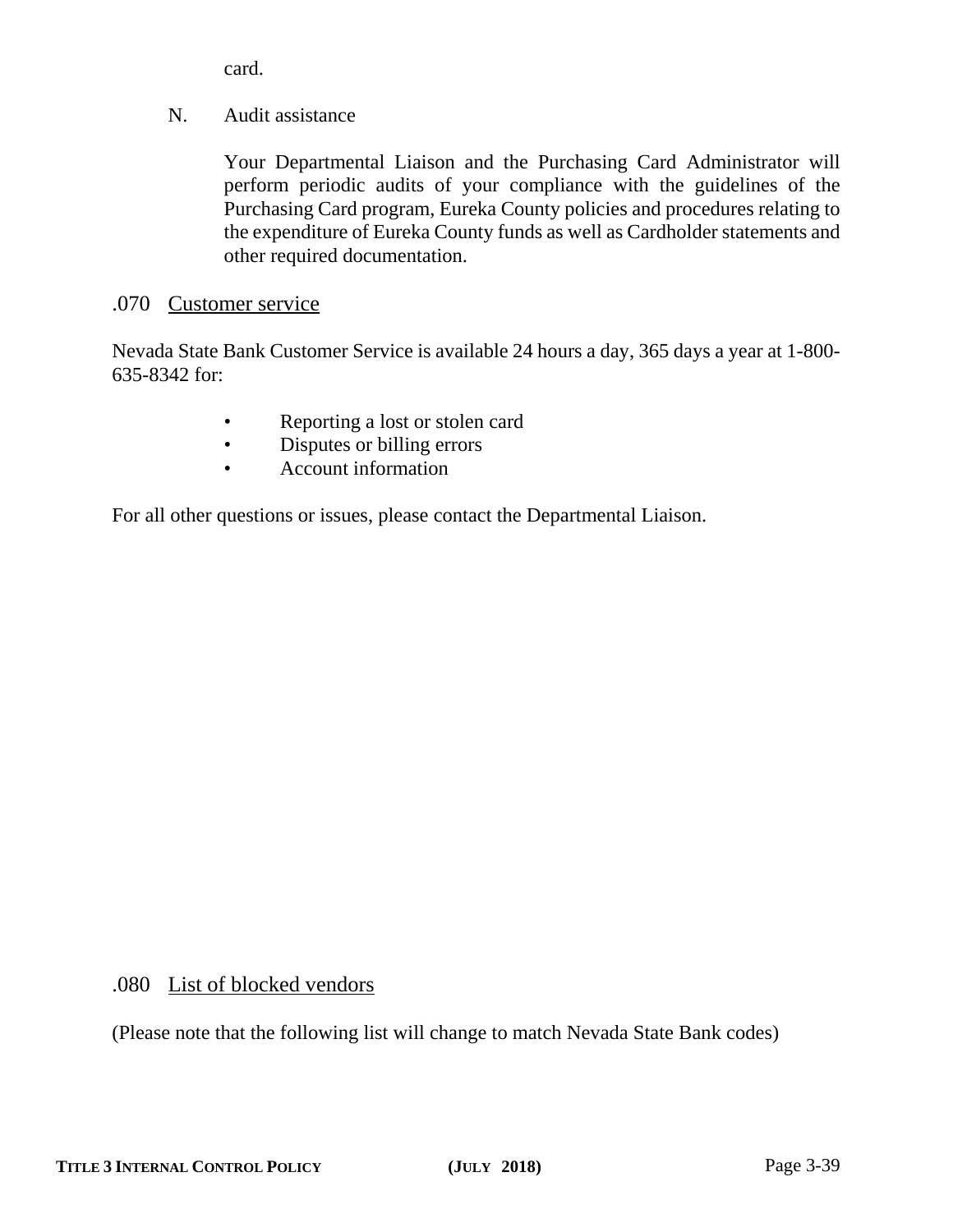card.

N. Audit assistance

Your Departmental Liaison and the Purchasing Card Administrator will perform periodic audits of your compliance with the guidelines of the Purchasing Card program, Eureka County policies and procedures relating to the expenditure of Eureka County funds as well as Cardholder statements and other required documentation.

## .070 Customer service

Nevada State Bank Customer Service is available 24 hours a day, 365 days a year at 1-800-635-8342 for:

- Reporting a lost or stolen card
- Disputes or billing errors
- Account information

For all other questions or issues, please contact the Departmental Liaison.

## .080 List of blocked vendors

(Please note that the following list will change to match Nevada State Bank codes)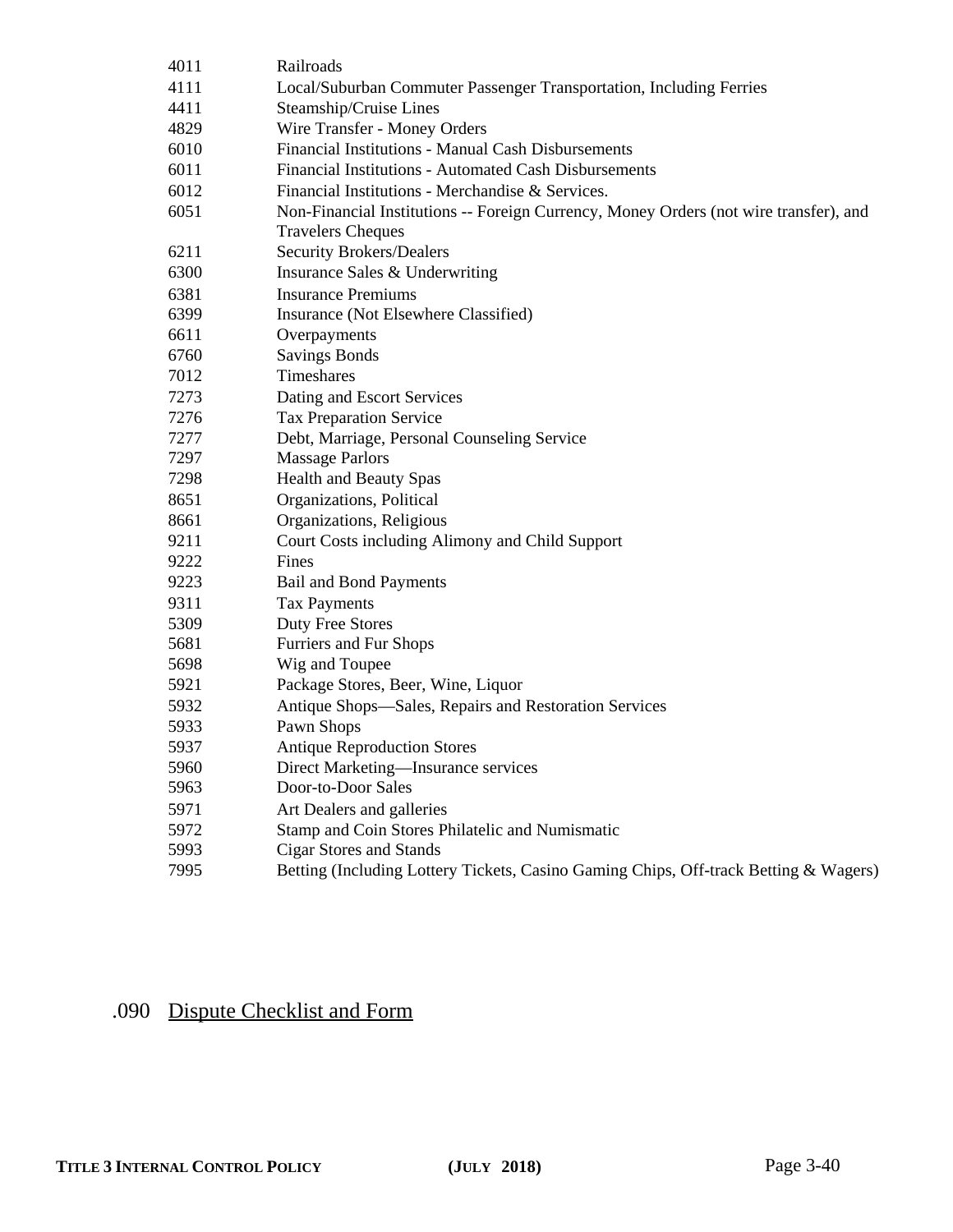| | |
|---|---|
| 4011 | Railroads |
| 4111 | Local/Suburban Commuter Passenger Transportation, Including Ferries |
| 4411 | Steamship/Cruise Lines |
| 4829 | Wire Transfer - Money Orders |
| 6010 | Financial Institutions - Manual Cash Disbursements |
| 6011 | Financial Institutions - Automated Cash Disbursements |
| 6012 | Financial Institutions - Merchandise & Services. |
| 6051 | Non-Financial Institutions -- Foreign Currency, Money Orders (not wire transfer), and Travelers Cheques |
| 6211 | Security Brokers/Dealers |
| 6300 | Insurance Sales & Underwriting |
| 6381 | Insurance Premiums |
| 6399 | Insurance (Not Elsewhere Classified) |
| 6611 | Overpayments |
| 6760 | Savings Bonds |
| 7012 | Timeshares |
| 7273 | Dating and Escort Services |
| 7276 | Tax Preparation Service |
| 7277 | Debt, Marriage, Personal Counseling Service |
| 7297 | Massage Parlors |
| 7298 | Health and Beauty Spas |
| 8651 | Organizations, Political |
| 8661 | Organizations, Religious |
| 9211 | Court Costs including Alimony and Child Support |
| 9222 | Fines |
| 9223 | Bail and Bond Payments |
| 9311 | Tax Payments |
| 5309 | Duty Free Stores |
| 5681 | Furriers and Fur Shops |
| 5698 | Wig and Toupee |
| 5921 | Package Stores, Beer, Wine, Liquor |
| 5932 | Antique Shops—Sales, Repairs and Restoration Services |
| 5933 | Pawn Shops |
| 5937 | Antique Reproduction Stores |
| 5960 | Direct Marketing—Insurance services |
| 5963 | Door-to-Door Sales |
| 5971 | Art Dealers and galleries |
| 5972 | Stamp and Coin Stores Philatelic and Numismatic |
| 5993 | Cigar Stores and Stands |
| 7995 | Betting (Including Lottery Tickets, Casino Gaming Chips, Off-track Betting & Wagers) |

## .090 Dispute Checklist and Form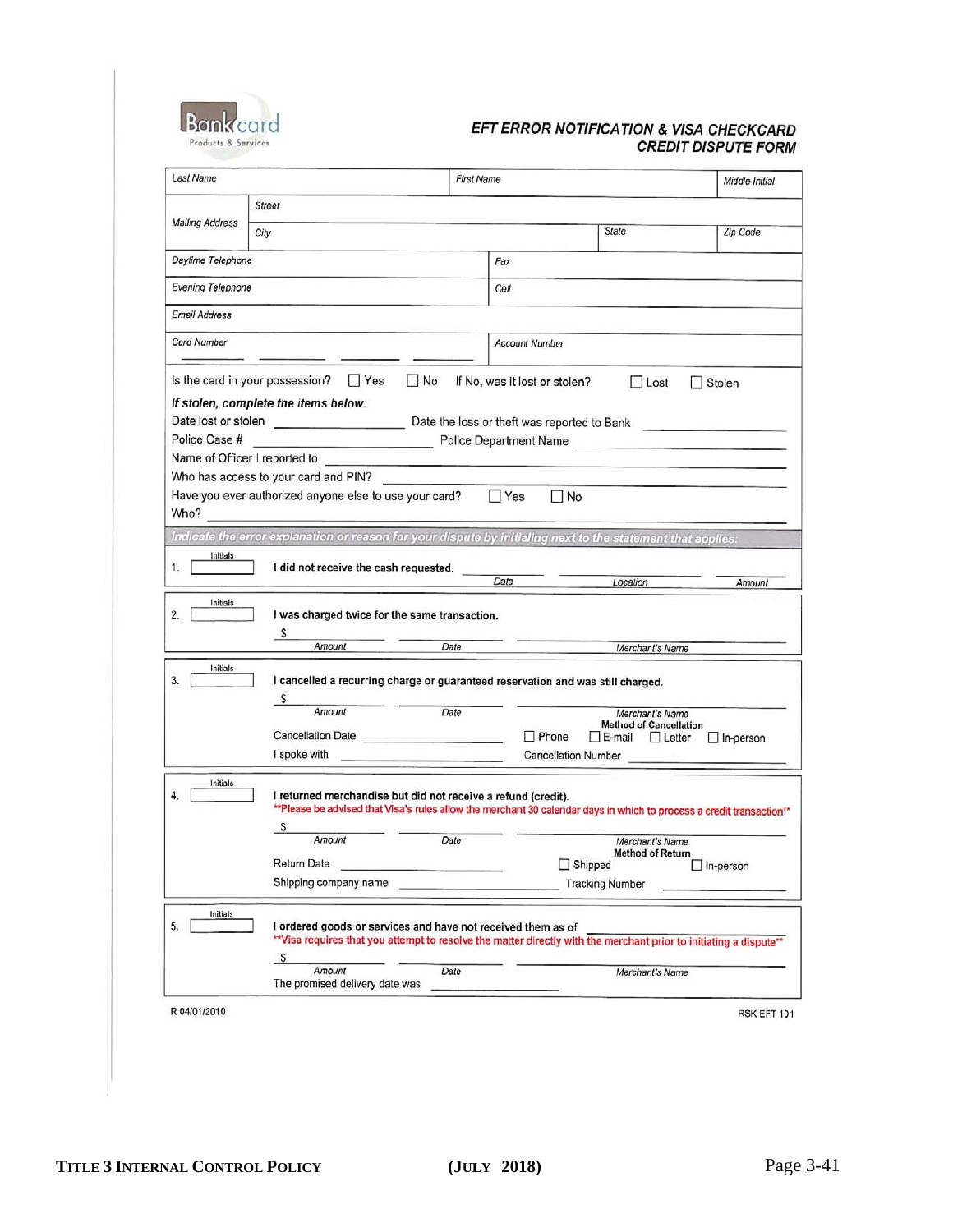Bankcard Products & Services

## EFT ERROR NOTIFICATION & VISA CHECKCARD CREDIT DISPUTE FORM

| Last Name | | First Name | | Middle Initial |
|---|---|---|---|---|
| Mailing Address | Street | | | |
| | City | | State | Zip Code |
| Daytime Telephone | | Fax | | |
| Evening Telephone | | Cell | | |
| Email Address | | | | |
| Card Number | | Account Number | | |

Is the card in your possession? ☐ Yes ☐ No If No, was it lost or stolen? ☐ Lost ☐ Stolen

*If stolen, complete the items below:*

Date lost or stolen ____________ Date the loss or theft was reported to Bank ____________

Police Case # ____________ Police Department Name ____________

Name of Officer I reported to ____________

Who has access to your card and PIN? ____________

Have you ever authorized anyone else to use your card? ☐ Yes ☐ No

Who? ____________

*Indicate the error explanation or reason for your dispute by initialing next to the statement that applies:*

1. Initials [ ] **I did not receive the cash requested.** ________ Date ________ Location ________ Amount

2. Initials [ ] **I was charged twice for the same transaction.**
   $ ________ Amount ________ Date ________ Merchant's Name

3. Initials [ ] **I cancelled a recurring charge or guaranteed reservation and was still charged.**
   $ ________ Amount ________ Date ________ Merchant's Name
   Cancellation Date ________
   **Method of Cancellation** ☐ Phone ☐ E-mail ☐ Letter ☐ In-person
   I spoke with ________ Cancellation Number ________

4. Initials [ ] **I returned merchandise but did not receive a refund (credit).**
   **Please be advised that Visa's rules allow the merchant 30 calendar days in which to process a credit transaction**
   $ ________ Amount ________ Date ________ Merchant's Name
   Return Date ________
   **Method of Return** ☐ Shipped ☐ In-person
   Shipping company name ________ Tracking Number ________

5. Initials [ ] **I ordered goods or services and have not received them as of** ________
   **Visa requires that you attempt to resolve the matter directly with the merchant prior to initiating a dispute**
   $ ________ Amount ________ Date ________ Merchant's Name
   The promised delivery date was ________

R 04/01/2010 RSK EFT 101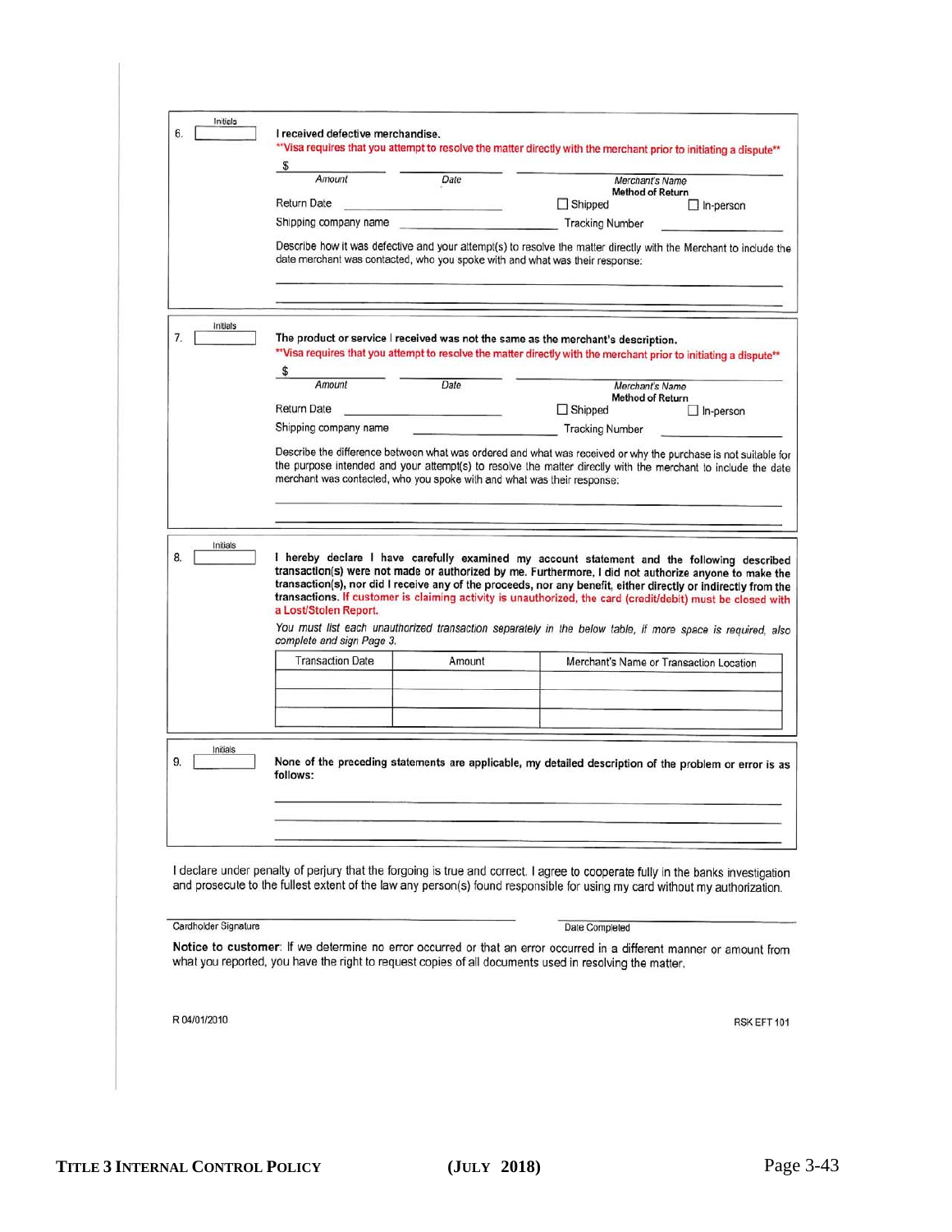Initials

6. I received defective merchandise.

**Visa requires that you attempt to resolve the matter directly with the merchant prior to initiating a dispute**

$ ________ Amount ________ Date ________ Merchant's Name

Return Date ________ Method of Return ☐ Shipped ☐ In-person

Shipping company name ________ Tracking Number ________

Describe how it was defective and your attempt(s) to resolve the matter directly with the Merchant to include the date merchant was contacted, who you spoke with and what was their response:

________________________________________

________________________________________

Initials

7. The product or service I received was not the same as the merchant's description.

**Visa requires that you attempt to resolve the matter directly with the merchant prior to initiating a dispute**

$ ________ Amount ________ Date ________ Merchant's Name

Return Date ________ Method of Return ☐ Shipped ☐ In-person

Shipping company name ________ Tracking Number ________

Describe the difference between what was ordered and what was received or why the purchase is not suitable for the purpose intended and your attempt(s) to resolve the matter directly with the merchant to include the date merchant was contacted, who you spoke with and what was their response:

________________________________________

________________________________________

Initials

8. **I hereby declare I have carefully examined my account statement and the following described transaction(s) were not made or authorized by me. Furthermore, I did not authorize anyone to make the transaction(s), nor did I receive any of the proceeds, nor any benefit, either directly or indirectly from the transactions. If customer is claiming activity is unauthorized, the card (credit/debit) must be closed with a Lost/Stolen Report.**

*You must list each unauthorized transaction separately in the below table, if more space is required, also complete and sign Page 3.*

| Transaction Date | Amount | Merchant's Name or Transaction Location |
|---|---|---|
| | | |
| | | |
| | | |

Initials

9. **None of the preceding statements are applicable, my detailed description of the problem or error is as follows:**

________________________________________

________________________________________

________________________________________

I declare under penalty of perjury that the forgoing is true and correct. I agree to cooperate fully in the banks investigation and prosecute to the fullest extent of the law any person(s) found responsible for using my card without my authorization.

________________________ Cardholder Signature ________________________ Date Completed

**Notice to customer**: If we determine no error occurred or that an error occurred in a different manner or amount from what you reported, you have the right to request copies of all documents used in resolving the matter.

R 04/01/2010 RSK EFT 101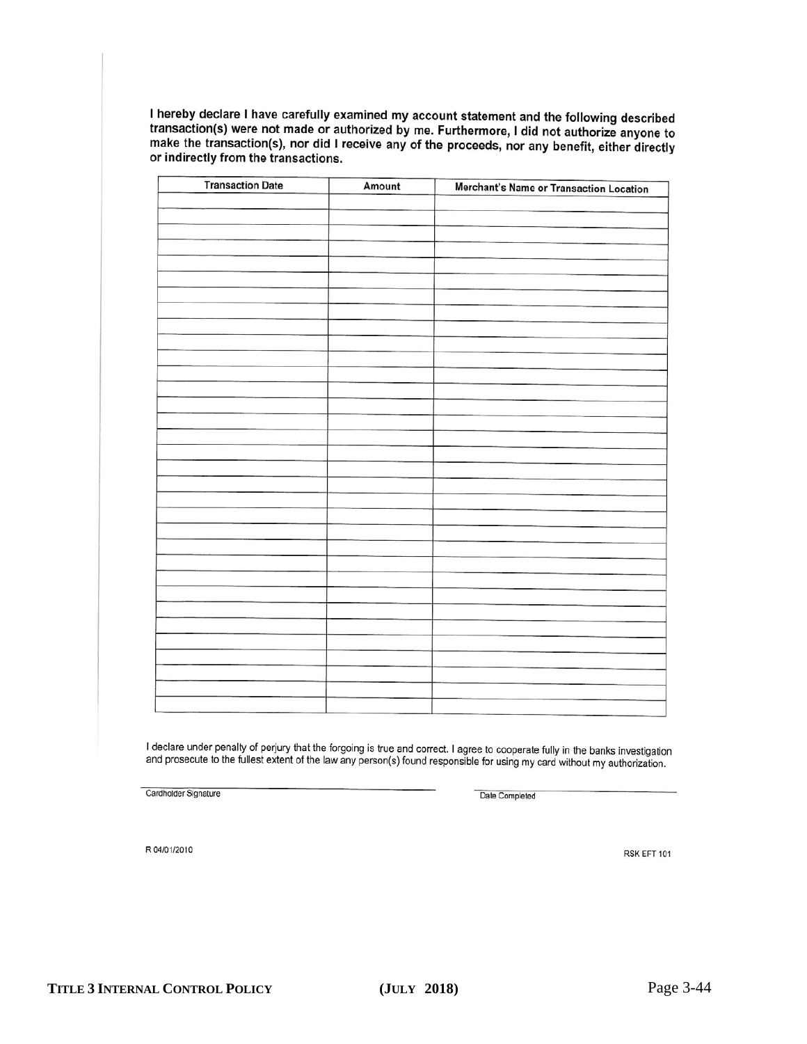**I hereby declare I have carefully examined my account statement and the following described transaction(s) were not made or authorized by me. Furthermore, I did not authorize anyone to make the transaction(s), nor did I receive any of the proceeds, nor any benefit, either directly or indirectly from the transactions.**

| Transaction Date | Amount | Merchant's Name or Transaction Location |
|---|---|---|
| | | |
| | | |
| | | |
| | | |
| | | |
| | | |
| | | |
| | | |
| | | |
| | | |
| | | |
| | | |
| | | |
| | | |
| | | |
| | | |
| | | |
| | | |
| | | |
| | | |
| | | |
| | | |
| | | |
| | | |
| | | |
| | | |
| | | |
| | | |
| | | |
| | | |
| | | |
| | | |
| | | |

I declare under penalty of perjury that the forgoing is true and correct. I agree to cooperate fully in the banks investigation and prosecute to the fullest extent of the law any person(s) found responsible for using my card without my authorization.

_______________________________ Cardholder Signature

_______________________________ Date Completed

R 04/01/2010

RSK EFT 101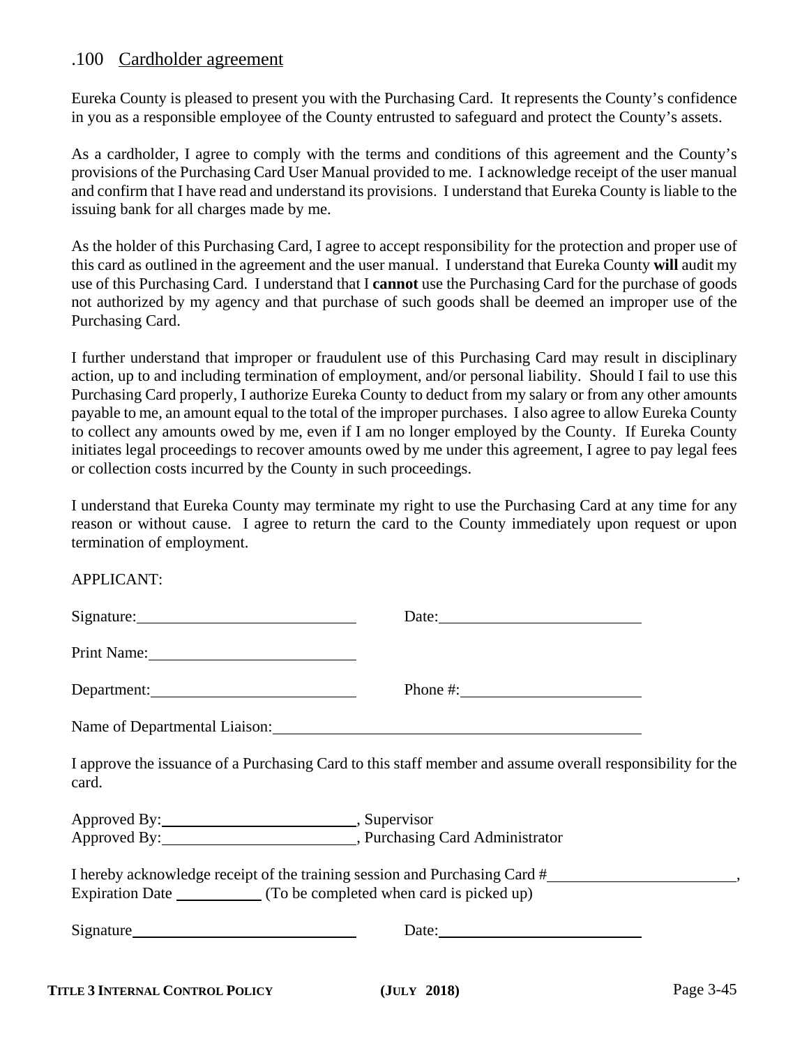## .100 Cardholder agreement

Eureka County is pleased to present you with the Purchasing Card. It represents the County's confidence in you as a responsible employee of the County entrusted to safeguard and protect the County's assets.

As a cardholder, I agree to comply with the terms and conditions of this agreement and the County's provisions of the Purchasing Card User Manual provided to me. I acknowledge receipt of the user manual and confirm that I have read and understand its provisions. I understand that Eureka County is liable to the issuing bank for all charges made by me.

As the holder of this Purchasing Card, I agree to accept responsibility for the protection and proper use of this card as outlined in the agreement and the user manual. I understand that Eureka County **will** audit my use of this Purchasing Card. I understand that I **cannot** use the Purchasing Card for the purchase of goods not authorized by my agency and that purchase of such goods shall be deemed an improper use of the Purchasing Card.

I further understand that improper or fraudulent use of this Purchasing Card may result in disciplinary action, up to and including termination of employment, and/or personal liability. Should I fail to use this Purchasing Card properly, I authorize Eureka County to deduct from my salary or from any other amounts payable to me, an amount equal to the total of the improper purchases. I also agree to allow Eureka County to collect any amounts owed by me, even if I am no longer employed by the County. If Eureka County initiates legal proceedings to recover amounts owed by me under this agreement, I agree to pay legal fees or collection costs incurred by the County in such proceedings.

I understand that Eureka County may terminate my right to use the Purchasing Card at any time for any reason or without cause. I agree to return the card to the County immediately upon request or upon termination of employment.

APPLICANT:

Signature:_________________________ Date:_________________________

Print Name:_________________________

Department:_________________________ Phone #:_________________________

Name of Departmental Liaison:_________________________________________

I approve the issuance of a Purchasing Card to this staff member and assume overall responsibility for the card.

Approved By:_________________________, Supervisor
Approved By:_________________________, Purchasing Card Administrator

I hereby acknowledge receipt of the training session and Purchasing Card #_________________________,
Expiration Date ___________ (To be completed when card is picked up)

Signature_________________________ Date:_________________________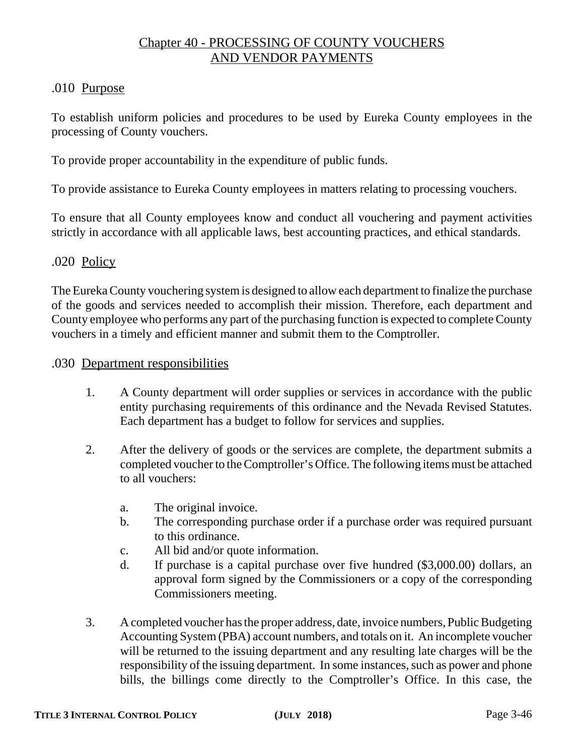## Chapter 40 - PROCESSING OF COUNTY VOUCHERS AND VENDOR PAYMENTS

### .010 Purpose

To establish uniform policies and procedures to be used by Eureka County employees in the processing of County vouchers.

To provide proper accountability in the expenditure of public funds.

To provide assistance to Eureka County employees in matters relating to processing vouchers.

To ensure that all County employees know and conduct all vouchering and payment activities strictly in accordance with all applicable laws, best accounting practices, and ethical standards.

### .020 Policy

The Eureka County vouchering system is designed to allow each department to finalize the purchase of the goods and services needed to accomplish their mission. Therefore, each department and County employee who performs any part of the purchasing function is expected to complete County vouchers in a timely and efficient manner and submit them to the Comptroller.

### .030 Department responsibilities

1. A County department will order supplies or services in accordance with the public entity purchasing requirements of this ordinance and the Nevada Revised Statutes. Each department has a budget to follow for services and supplies.

2. After the delivery of goods or the services are complete, the department submits a completed voucher to the Comptroller's Office. The following items must be attached to all vouchers:

   a. The original invoice.
   b. The corresponding purchase order if a purchase order was required pursuant to this ordinance.
   c. All bid and/or quote information.
   d. If purchase is a capital purchase over five hundred ($3,000.00) dollars, an approval form signed by the Commissioners or a copy of the corresponding Commissioners meeting.

3. A completed voucher has the proper address, date, invoice numbers, Public Budgeting Accounting System (PBA) account numbers, and totals on it. An incomplete voucher will be returned to the issuing department and any resulting late charges will be the responsibility of the issuing department. In some instances, such as power and phone bills, the billings come directly to the Comptroller's Office. In this case, the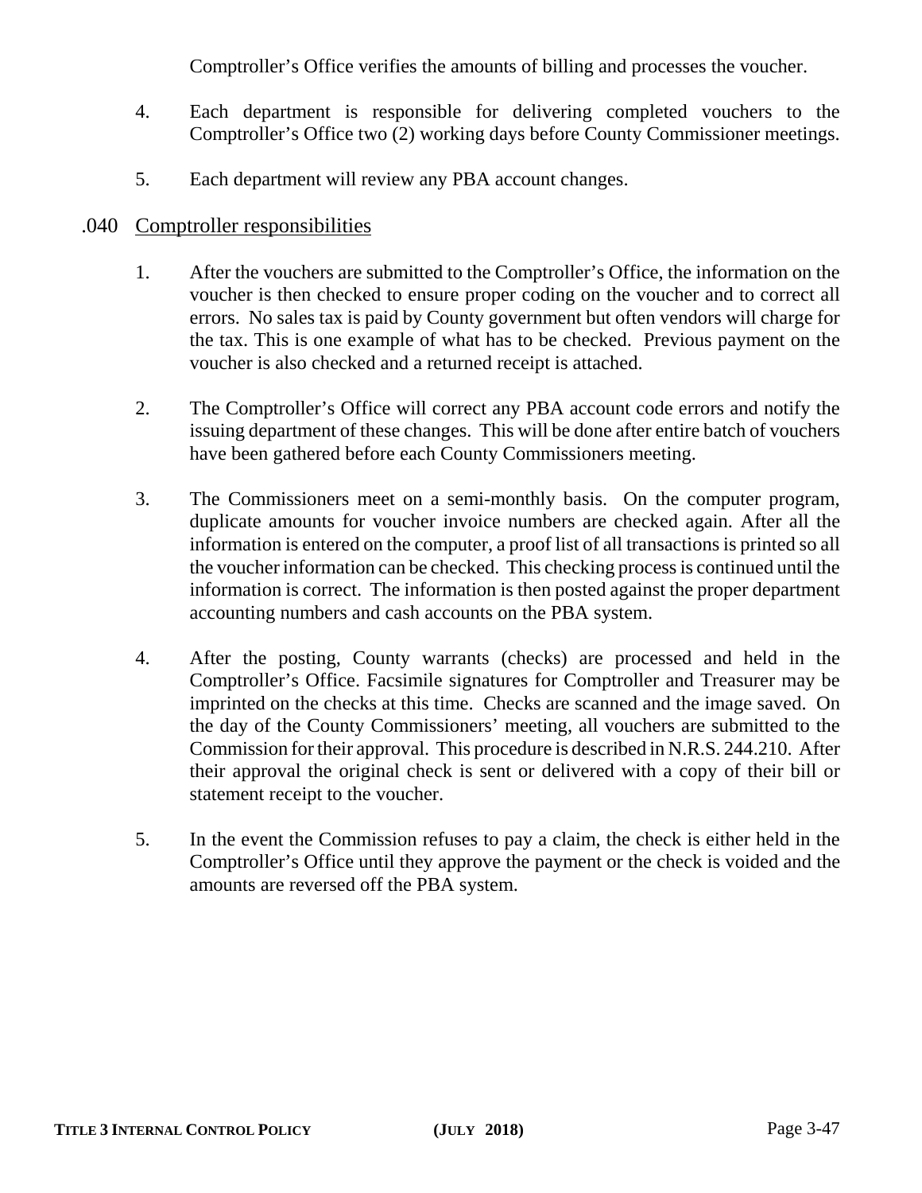Comptroller's Office verifies the amounts of billing and processes the voucher.

4. Each department is responsible for delivering completed vouchers to the Comptroller's Office two (2) working days before County Commissioner meetings.

5. Each department will review any PBA account changes.

## .040 Comptroller responsibilities

1. After the vouchers are submitted to the Comptroller's Office, the information on the voucher is then checked to ensure proper coding on the voucher and to correct all errors. No sales tax is paid by County government but often vendors will charge for the tax. This is one example of what has to be checked. Previous payment on the voucher is also checked and a returned receipt is attached.

2. The Comptroller's Office will correct any PBA account code errors and notify the issuing department of these changes. This will be done after entire batch of vouchers have been gathered before each County Commissioners meeting.

3. The Commissioners meet on a semi-monthly basis. On the computer program, duplicate amounts for voucher invoice numbers are checked again. After all the information is entered on the computer, a proof list of all transactions is printed so all the voucher information can be checked. This checking process is continued until the information is correct. The information is then posted against the proper department accounting numbers and cash accounts on the PBA system.

4. After the posting, County warrants (checks) are processed and held in the Comptroller's Office. Facsimile signatures for Comptroller and Treasurer may be imprinted on the checks at this time. Checks are scanned and the image saved. On the day of the County Commissioners' meeting, all vouchers are submitted to the Commission for their approval. This procedure is described in N.R.S. 244.210. After their approval the original check is sent or delivered with a copy of their bill or statement receipt to the voucher.

5. In the event the Commission refuses to pay a claim, the check is either held in the Comptroller's Office until they approve the payment or the check is voided and the amounts are reversed off the PBA system.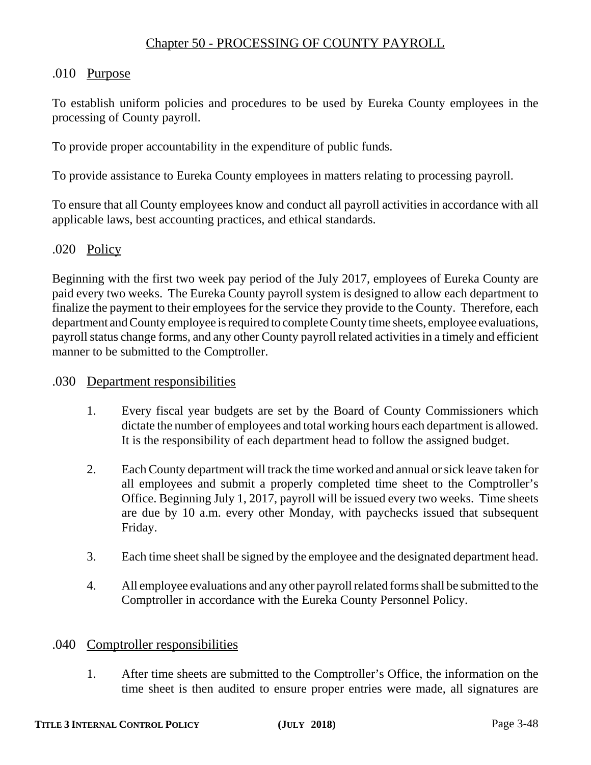## Chapter 50 - PROCESSING OF COUNTY PAYROLL

### .010 Purpose

To establish uniform policies and procedures to be used by Eureka County employees in the processing of County payroll.

To provide proper accountability in the expenditure of public funds.

To provide assistance to Eureka County employees in matters relating to processing payroll.

To ensure that all County employees know and conduct all payroll activities in accordance with all applicable laws, best accounting practices, and ethical standards.

### .020 Policy

Beginning with the first two week pay period of the July 2017, employees of Eureka County are paid every two weeks. The Eureka County payroll system is designed to allow each department to finalize the payment to their employees for the service they provide to the County. Therefore, each department and County employee is required to complete County time sheets, employee evaluations, payroll status change forms, and any other County payroll related activities in a timely and efficient manner to be submitted to the Comptroller.

### .030 Department responsibilities

1. Every fiscal year budgets are set by the Board of County Commissioners which dictate the number of employees and total working hours each department is allowed. It is the responsibility of each department head to follow the assigned budget.

2. Each County department will track the time worked and annual or sick leave taken for all employees and submit a properly completed time sheet to the Comptroller's Office. Beginning July 1, 2017, payroll will be issued every two weeks. Time sheets are due by 10 a.m. every other Monday, with paychecks issued that subsequent Friday.

3. Each time sheet shall be signed by the employee and the designated department head.

4. All employee evaluations and any other payroll related forms shall be submitted to the Comptroller in accordance with the Eureka County Personnel Policy.

### .040 Comptroller responsibilities

1. After time sheets are submitted to the Comptroller's Office, the information on the time sheet is then audited to ensure proper entries were made, all signatures are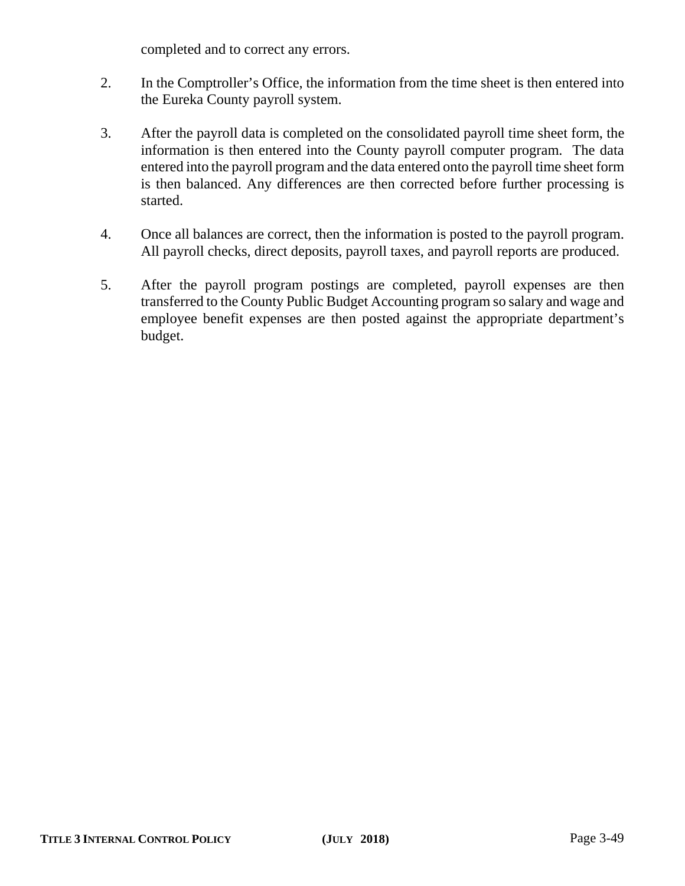completed and to correct any errors.

2. In the Comptroller's Office, the information from the time sheet is then entered into the Eureka County payroll system.

3. After the payroll data is completed on the consolidated payroll time sheet form, the information is then entered into the County payroll computer program. The data entered into the payroll program and the data entered onto the payroll time sheet form is then balanced. Any differences are then corrected before further processing is started.

4. Once all balances are correct, then the information is posted to the payroll program. All payroll checks, direct deposits, payroll taxes, and payroll reports are produced.

5. After the payroll program postings are completed, payroll expenses are then transferred to the County Public Budget Accounting program so salary and wage and employee benefit expenses are then posted against the appropriate department's budget.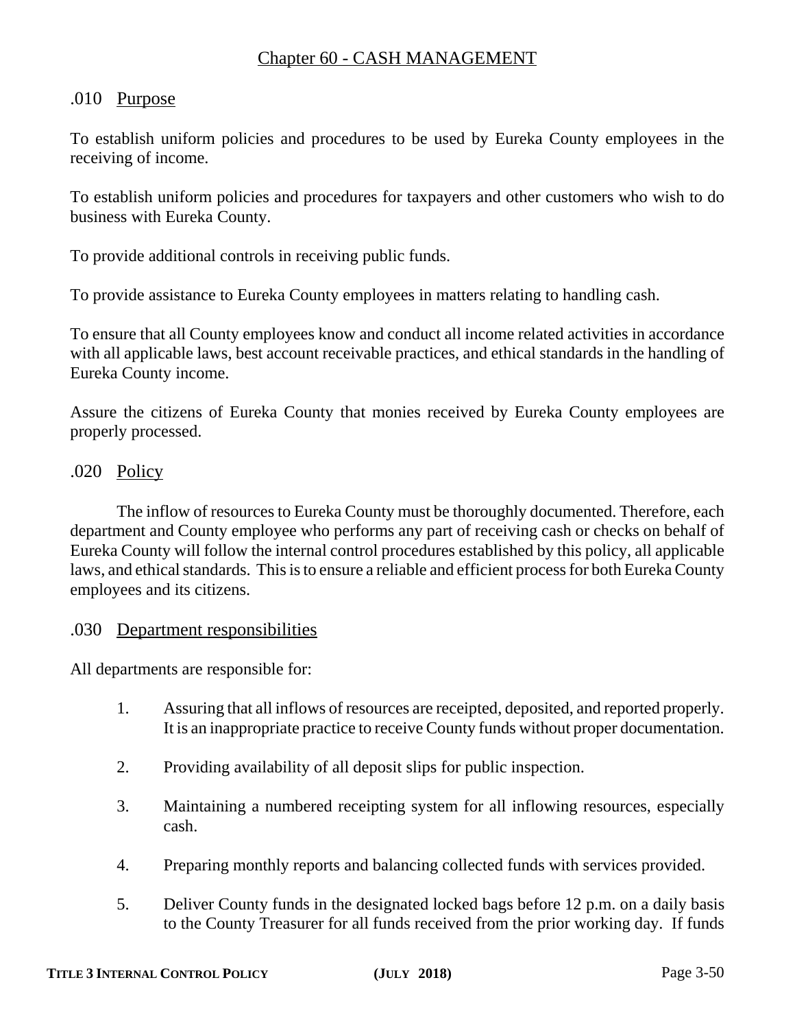## Chapter 60 - CASH MANAGEMENT

### .010 Purpose

To establish uniform policies and procedures to be used by Eureka County employees in the receiving of income.

To establish uniform policies and procedures for taxpayers and other customers who wish to do business with Eureka County.

To provide additional controls in receiving public funds.

To provide assistance to Eureka County employees in matters relating to handling cash.

To ensure that all County employees know and conduct all income related activities in accordance with all applicable laws, best account receivable practices, and ethical standards in the handling of Eureka County income.

Assure the citizens of Eureka County that monies received by Eureka County employees are properly processed.

### .020 Policy

The inflow of resources to Eureka County must be thoroughly documented. Therefore, each department and County employee who performs any part of receiving cash or checks on behalf of Eureka County will follow the internal control procedures established by this policy, all applicable laws, and ethical standards. This is to ensure a reliable and efficient process for both Eureka County employees and its citizens.

### .030 Department responsibilities

All departments are responsible for:

1. Assuring that all inflows of resources are receipted, deposited, and reported properly. It is an inappropriate practice to receive County funds without proper documentation.

2. Providing availability of all deposit slips for public inspection.

3. Maintaining a numbered receipting system for all inflowing resources, especially cash.

4. Preparing monthly reports and balancing collected funds with services provided.

5. Deliver County funds in the designated locked bags before 12 p.m. on a daily basis to the County Treasurer for all funds received from the prior working day. If funds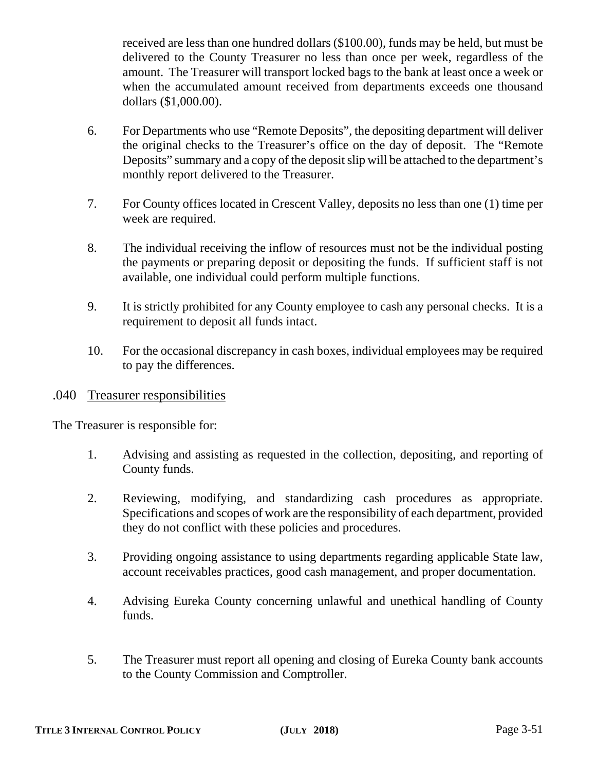received are less than one hundred dollars ($100.00), funds may be held, but must be delivered to the County Treasurer no less than once per week, regardless of the amount. The Treasurer will transport locked bags to the bank at least once a week or when the accumulated amount received from departments exceeds one thousand dollars ($1,000.00).

6. For Departments who use "Remote Deposits", the depositing department will deliver the original checks to the Treasurer's office on the day of deposit. The "Remote Deposits" summary and a copy of the deposit slip will be attached to the department's monthly report delivered to the Treasurer.

7. For County offices located in Crescent Valley, deposits no less than one (1) time per week are required.

8. The individual receiving the inflow of resources must not be the individual posting the payments or preparing deposit or depositing the funds. If sufficient staff is not available, one individual could perform multiple functions.

9. It is strictly prohibited for any County employee to cash any personal checks. It is a requirement to deposit all funds intact.

10. For the occasional discrepancy in cash boxes, individual employees may be required to pay the differences.

## .040 Treasurer responsibilities

The Treasurer is responsible for:

1. Advising and assisting as requested in the collection, depositing, and reporting of County funds.

2. Reviewing, modifying, and standardizing cash procedures as appropriate. Specifications and scopes of work are the responsibility of each department, provided they do not conflict with these policies and procedures.

3. Providing ongoing assistance to using departments regarding applicable State law, account receivables practices, good cash management, and proper documentation.

4. Advising Eureka County concerning unlawful and unethical handling of County funds.

5. The Treasurer must report all opening and closing of Eureka County bank accounts to the County Commission and Comptroller.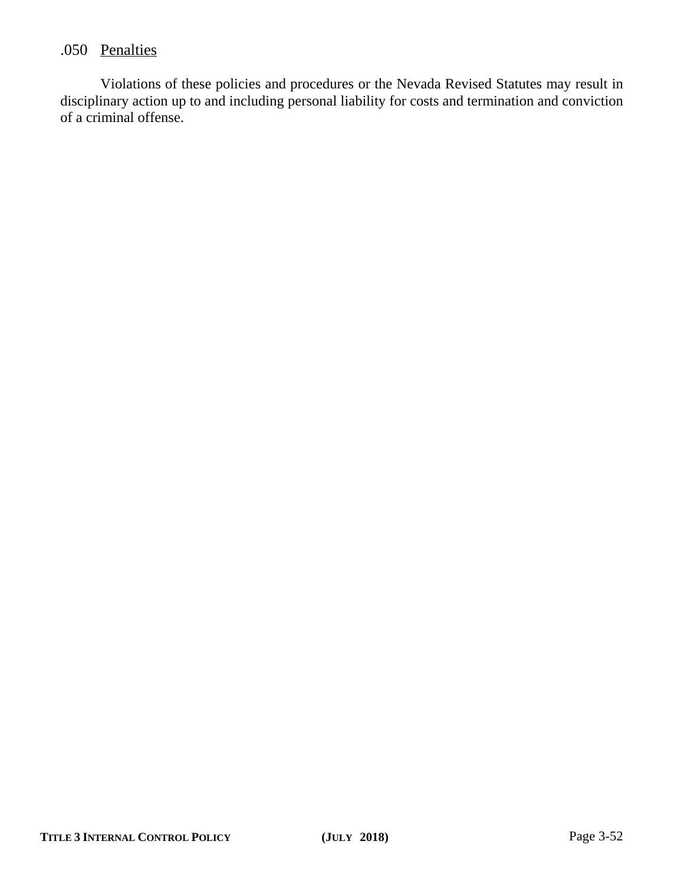.050 <u>Penalties</u>

Violations of these policies and procedures or the Nevada Revised Statutes may result in disciplinary action up to and including personal liability for costs and termination and conviction of a criminal offense.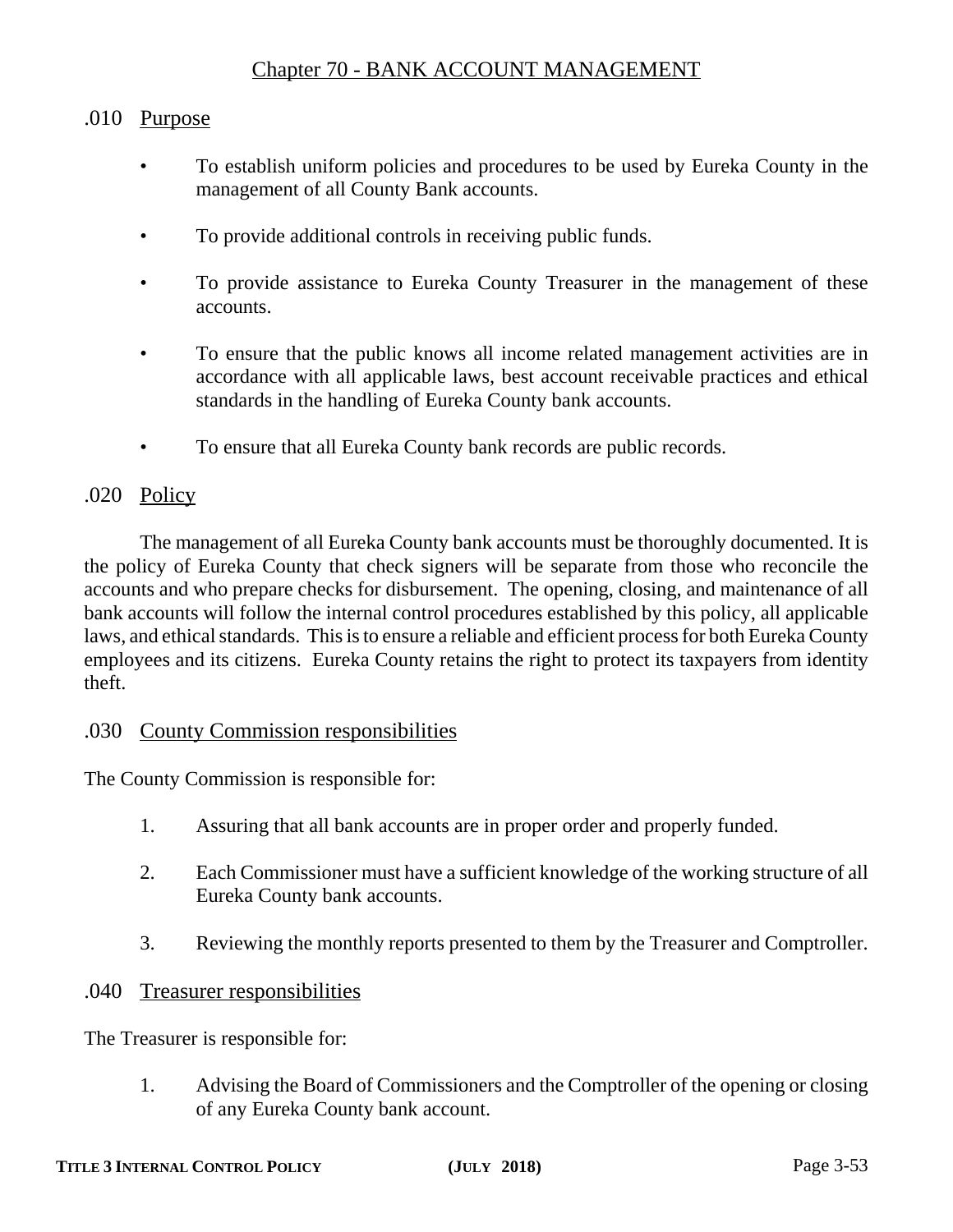# Chapter 70 - BANK ACCOUNT MANAGEMENT

## .010 Purpose

- To establish uniform policies and procedures to be used by Eureka County in the management of all County Bank accounts.
- To provide additional controls in receiving public funds.
- To provide assistance to Eureka County Treasurer in the management of these accounts.
- To ensure that the public knows all income related management activities are in accordance with all applicable laws, best account receivable practices and ethical standards in the handling of Eureka County bank accounts.
- To ensure that all Eureka County bank records are public records.

## .020 Policy

The management of all Eureka County bank accounts must be thoroughly documented. It is the policy of Eureka County that check signers will be separate from those who reconcile the accounts and who prepare checks for disbursement. The opening, closing, and maintenance of all bank accounts will follow the internal control procedures established by this policy, all applicable laws, and ethical standards. This is to ensure a reliable and efficient process for both Eureka County employees and its citizens. Eureka County retains the right to protect its taxpayers from identity theft.

## .030 County Commission responsibilities

The County Commission is responsible for:

1. Assuring that all bank accounts are in proper order and properly funded.
2. Each Commissioner must have a sufficient knowledge of the working structure of all Eureka County bank accounts.
3. Reviewing the monthly reports presented to them by the Treasurer and Comptroller.

## .040 Treasurer responsibilities

The Treasurer is responsible for:

1. Advising the Board of Commissioners and the Comptroller of the opening or closing of any Eureka County bank account.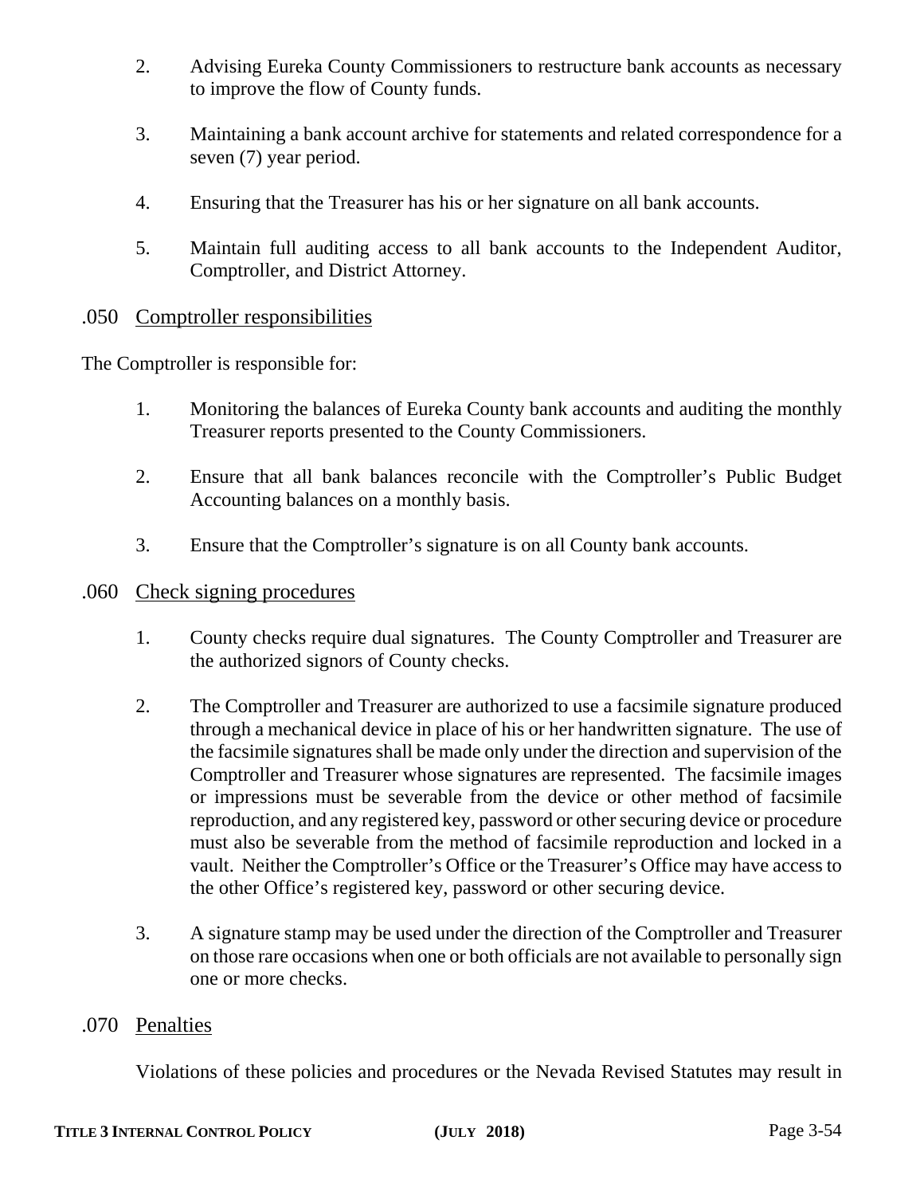2. Advising Eureka County Commissioners to restructure bank accounts as necessary to improve the flow of County funds.

3. Maintaining a bank account archive for statements and related correspondence for a seven (7) year period.

4. Ensuring that the Treasurer has his or her signature on all bank accounts.

5. Maintain full auditing access to all bank accounts to the Independent Auditor, Comptroller, and District Attorney.

## .050 Comptroller responsibilities

The Comptroller is responsible for:

1. Monitoring the balances of Eureka County bank accounts and auditing the monthly Treasurer reports presented to the County Commissioners.

2. Ensure that all bank balances reconcile with the Comptroller's Public Budget Accounting balances on a monthly basis.

3. Ensure that the Comptroller's signature is on all County bank accounts.

## .060 Check signing procedures

1. County checks require dual signatures. The County Comptroller and Treasurer are the authorized signors of County checks.

2. The Comptroller and Treasurer are authorized to use a facsimile signature produced through a mechanical device in place of his or her handwritten signature. The use of the facsimile signatures shall be made only under the direction and supervision of the Comptroller and Treasurer whose signatures are represented. The facsimile images or impressions must be severable from the device or other method of facsimile reproduction, and any registered key, password or other securing device or procedure must also be severable from the method of facsimile reproduction and locked in a vault. Neither the Comptroller's Office or the Treasurer's Office may have access to the other Office's registered key, password or other securing device.

3. A signature stamp may be used under the direction of the Comptroller and Treasurer on those rare occasions when one or both officials are not available to personally sign one or more checks.

## .070 Penalties

Violations of these policies and procedures or the Nevada Revised Statutes may result in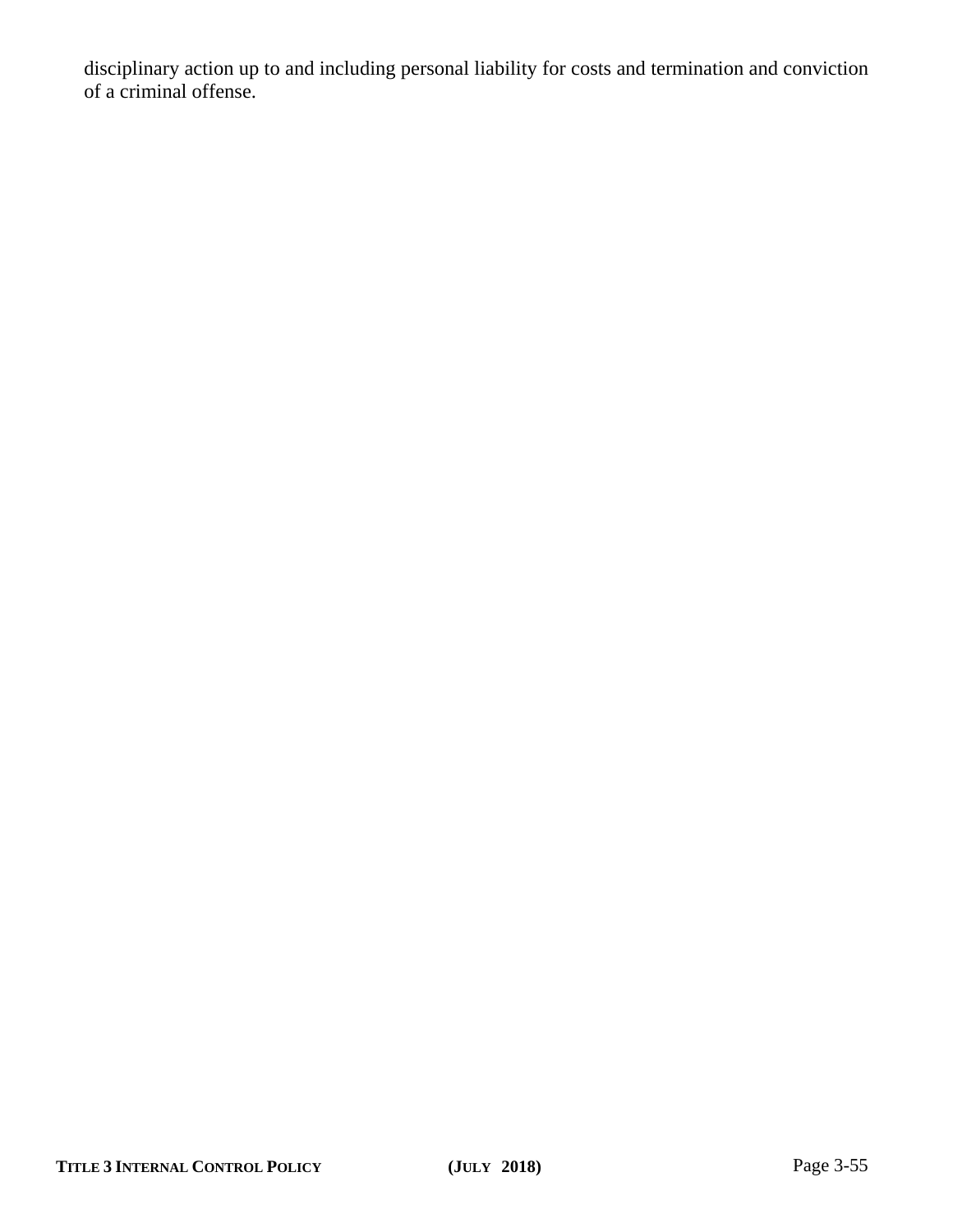disciplinary action up to and including personal liability for costs and termination and conviction of a criminal offense.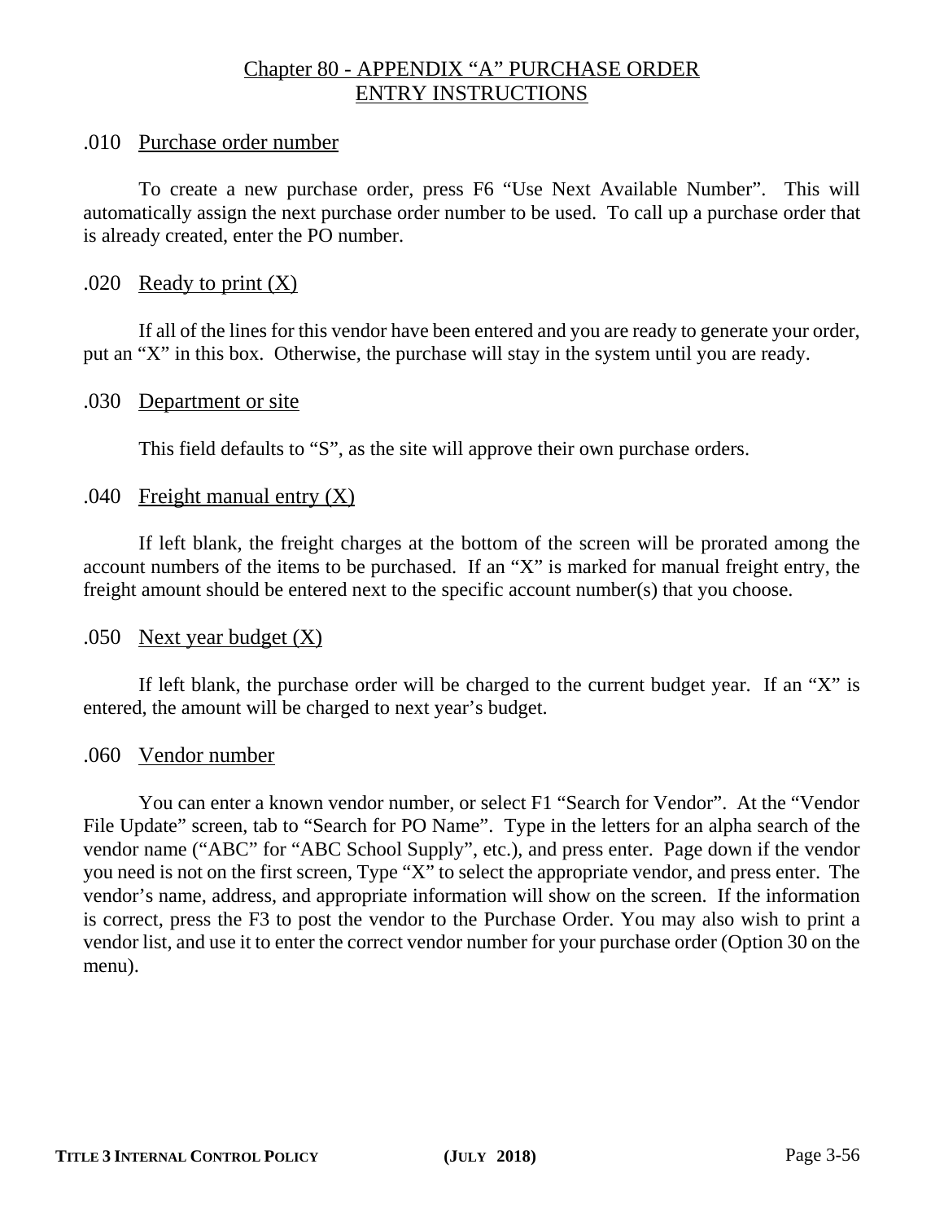## Chapter 80 - APPENDIX "A" PURCHASE ORDER ENTRY INSTRUCTIONS

### .010 Purchase order number

To create a new purchase order, press F6 "Use Next Available Number". This will automatically assign the next purchase order number to be used. To call up a purchase order that is already created, enter the PO number.

### .020 Ready to print (X)

If all of the lines for this vendor have been entered and you are ready to generate your order, put an "X" in this box. Otherwise, the purchase will stay in the system until you are ready.

### .030 Department or site

This field defaults to "S", as the site will approve their own purchase orders.

### .040 Freight manual entry (X)

If left blank, the freight charges at the bottom of the screen will be prorated among the account numbers of the items to be purchased. If an "X" is marked for manual freight entry, the freight amount should be entered next to the specific account number(s) that you choose.

### .050 Next year budget (X)

If left blank, the purchase order will be charged to the current budget year. If an "X" is entered, the amount will be charged to next year's budget.

### .060 Vendor number

You can enter a known vendor number, or select F1 "Search for Vendor". At the "Vendor File Update" screen, tab to "Search for PO Name". Type in the letters for an alpha search of the vendor name ("ABC" for "ABC School Supply", etc.), and press enter. Page down if the vendor you need is not on the first screen, Type "X" to select the appropriate vendor, and press enter. The vendor's name, address, and appropriate information will show on the screen. If the information is correct, press the F3 to post the vendor to the Purchase Order. You may also wish to print a vendor list, and use it to enter the correct vendor number for your purchase order (Option 30 on the menu).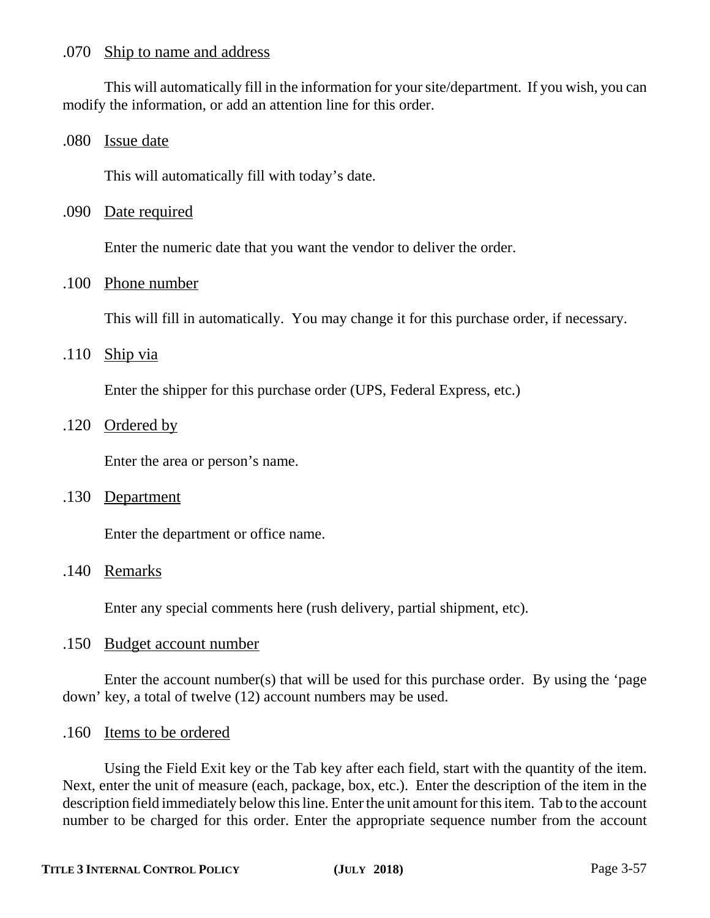.070 Ship to name and address

This will automatically fill in the information for your site/department. If you wish, you can modify the information, or add an attention line for this order.

.080 Issue date

This will automatically fill with today's date.

.090 Date required

Enter the numeric date that you want the vendor to deliver the order.

.100 Phone number

This will fill in automatically. You may change it for this purchase order, if necessary.

.110 Ship via

Enter the shipper for this purchase order (UPS, Federal Express, etc.)

.120 Ordered by

Enter the area or person's name.

.130 Department

Enter the department or office name.

.140 Remarks

Enter any special comments here (rush delivery, partial shipment, etc).

.150 Budget account number

Enter the account number(s) that will be used for this purchase order. By using the 'page down' key, a total of twelve (12) account numbers may be used.

.160 Items to be ordered

Using the Field Exit key or the Tab key after each field, start with the quantity of the item. Next, enter the unit of measure (each, package, box, etc.). Enter the description of the item in the description field immediately below this line. Enter the unit amount for this item. Tab to the account number to be charged for this order. Enter the appropriate sequence number from the account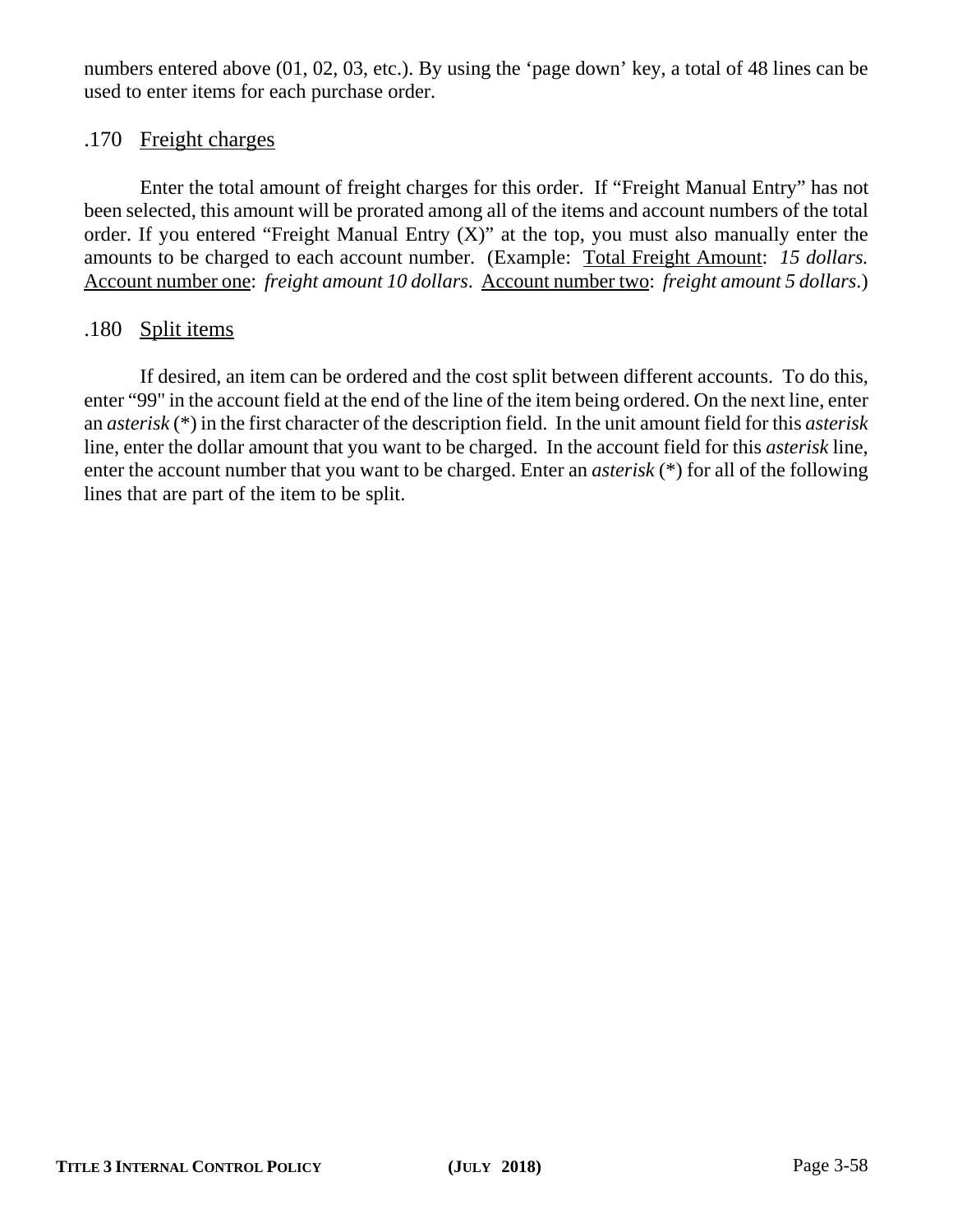numbers entered above (01, 02, 03, etc.). By using the 'page down' key, a total of 48 lines can be used to enter items for each purchase order.

### .170 Freight charges

Enter the total amount of freight charges for this order. If "Freight Manual Entry" has not been selected, this amount will be prorated among all of the items and account numbers of the total order. If you entered "Freight Manual Entry (X)" at the top, you must also manually enter the amounts to be charged to each account number. (Example: Total Freight Amount: *15 dollars.* Account number one: *freight amount 10 dollars*. Account number two: *freight amount 5 dollars*.)

### .180 Split items

If desired, an item can be ordered and the cost split between different accounts. To do this, enter "99" in the account field at the end of the line of the item being ordered. On the next line, enter an *asterisk* (*) in the first character of the description field. In the unit amount field for this *asterisk* line, enter the dollar amount that you want to be charged. In the account field for this *asterisk* line, enter the account number that you want to be charged. Enter an *asterisk* (*) for all of the following lines that are part of the item to be split.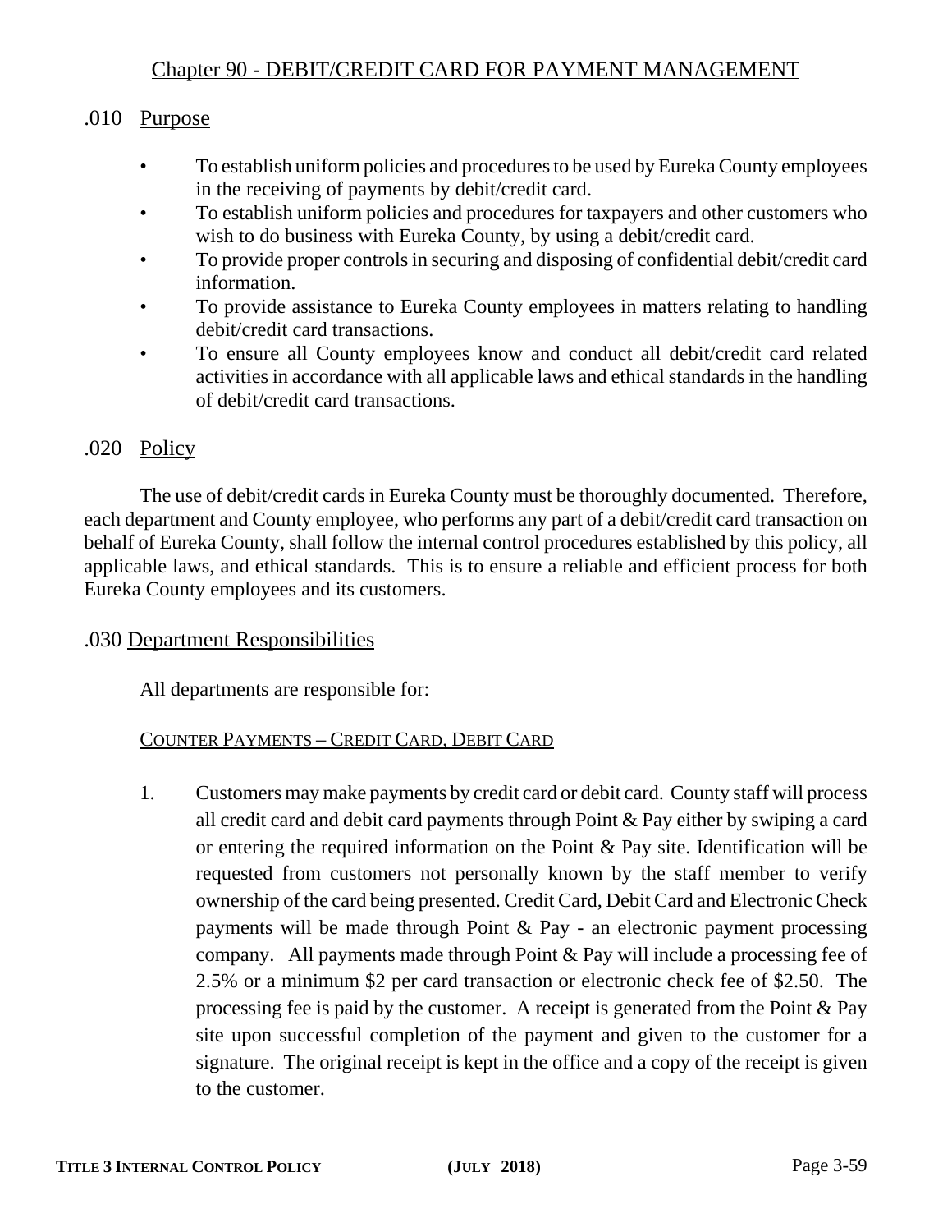## Chapter 90 - DEBIT/CREDIT CARD FOR PAYMENT MANAGEMENT

### .010 Purpose

- To establish uniform policies and procedures to be used by Eureka County employees in the receiving of payments by debit/credit card.
- To establish uniform policies and procedures for taxpayers and other customers who wish to do business with Eureka County, by using a debit/credit card.
- To provide proper controls in securing and disposing of confidential debit/credit card information.
- To provide assistance to Eureka County employees in matters relating to handling debit/credit card transactions.
- To ensure all County employees know and conduct all debit/credit card related activities in accordance with all applicable laws and ethical standards in the handling of debit/credit card transactions.

### .020 Policy

The use of debit/credit cards in Eureka County must be thoroughly documented. Therefore, each department and County employee, who performs any part of a debit/credit card transaction on behalf of Eureka County, shall follow the internal control procedures established by this policy, all applicable laws, and ethical standards. This is to ensure a reliable and efficient process for both Eureka County employees and its customers.

### .030 Department Responsibilities

All departments are responsible for:

COUNTER PAYMENTS – CREDIT CARD, DEBIT CARD

1. Customers may make payments by credit card or debit card. County staff will process all credit card and debit card payments through Point & Pay either by swiping a card or entering the required information on the Point & Pay site. Identification will be requested from customers not personally known by the staff member to verify ownership of the card being presented. Credit Card, Debit Card and Electronic Check payments will be made through Point & Pay - an electronic payment processing company. All payments made through Point & Pay will include a processing fee of 2.5% or a minimum $2 per card transaction or electronic check fee of $2.50. The processing fee is paid by the customer. A receipt is generated from the Point & Pay site upon successful completion of the payment and given to the customer for a signature. The original receipt is kept in the office and a copy of the receipt is given to the customer.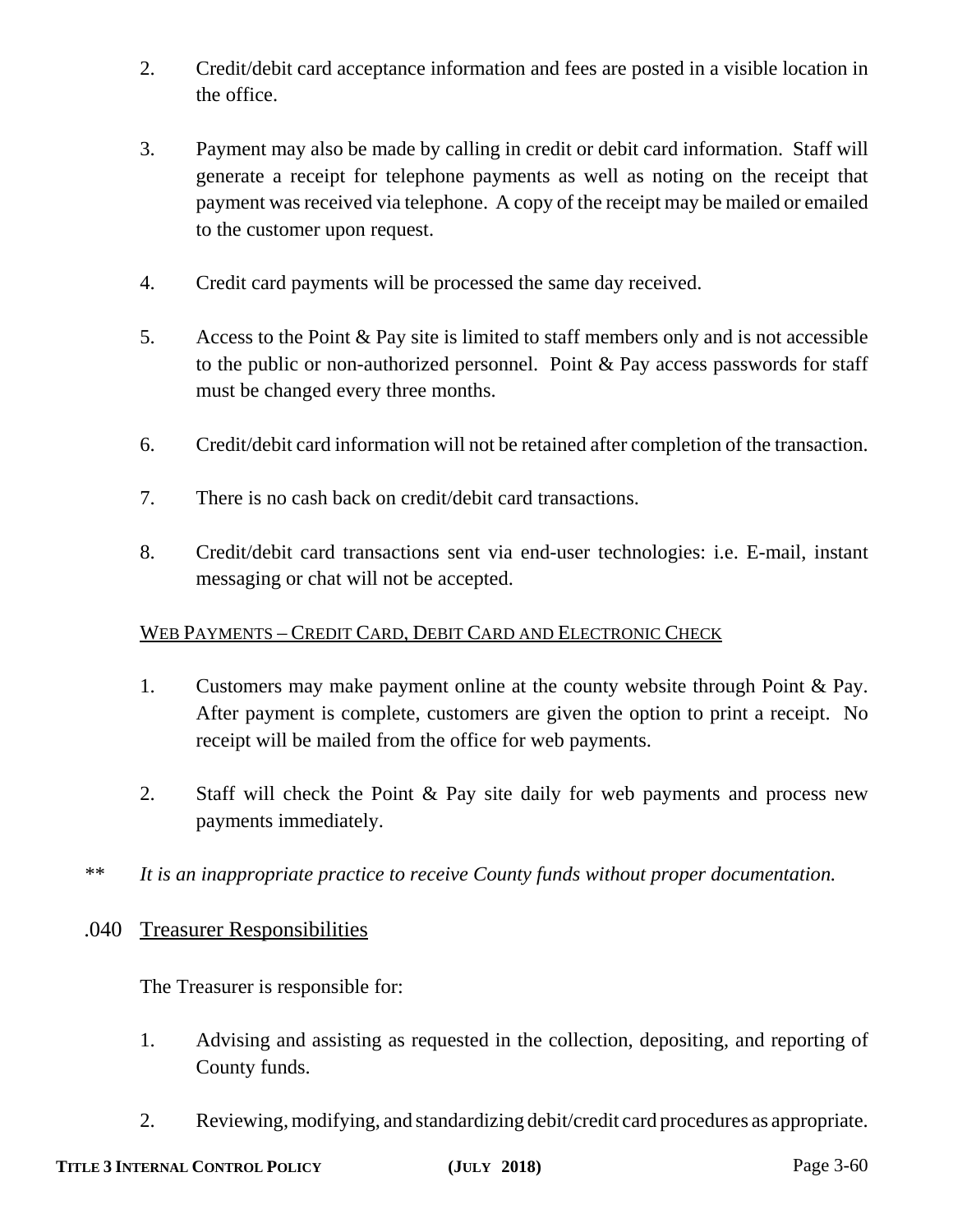2. Credit/debit card acceptance information and fees are posted in a visible location in the office.

3. Payment may also be made by calling in credit or debit card information. Staff will generate a receipt for telephone payments as well as noting on the receipt that payment was received via telephone. A copy of the receipt may be mailed or emailed to the customer upon request.

4. Credit card payments will be processed the same day received.

5. Access to the Point & Pay site is limited to staff members only and is not accessible to the public or non-authorized personnel. Point & Pay access passwords for staff must be changed every three months.

6. Credit/debit card information will not be retained after completion of the transaction.

7. There is no cash back on credit/debit card transactions.

8. Credit/debit card transactions sent via end-user technologies: i.e. E-mail, instant messaging or chat will not be accepted.

<u>WEB PAYMENTS – CREDIT CARD, DEBIT CARD AND ELECTRONIC CHECK</u>

1. Customers may make payment online at the county website through Point & Pay. After payment is complete, customers are given the option to print a receipt. No receipt will be mailed from the office for web payments.

2. Staff will check the Point & Pay site daily for web payments and process new payments immediately.

** *It is an inappropriate practice to receive County funds without proper documentation.*

## .040 Treasurer Responsibilities

The Treasurer is responsible for:

1. Advising and assisting as requested in the collection, depositing, and reporting of County funds.

2. Reviewing, modifying, and standardizing debit/credit card procedures as appropriate.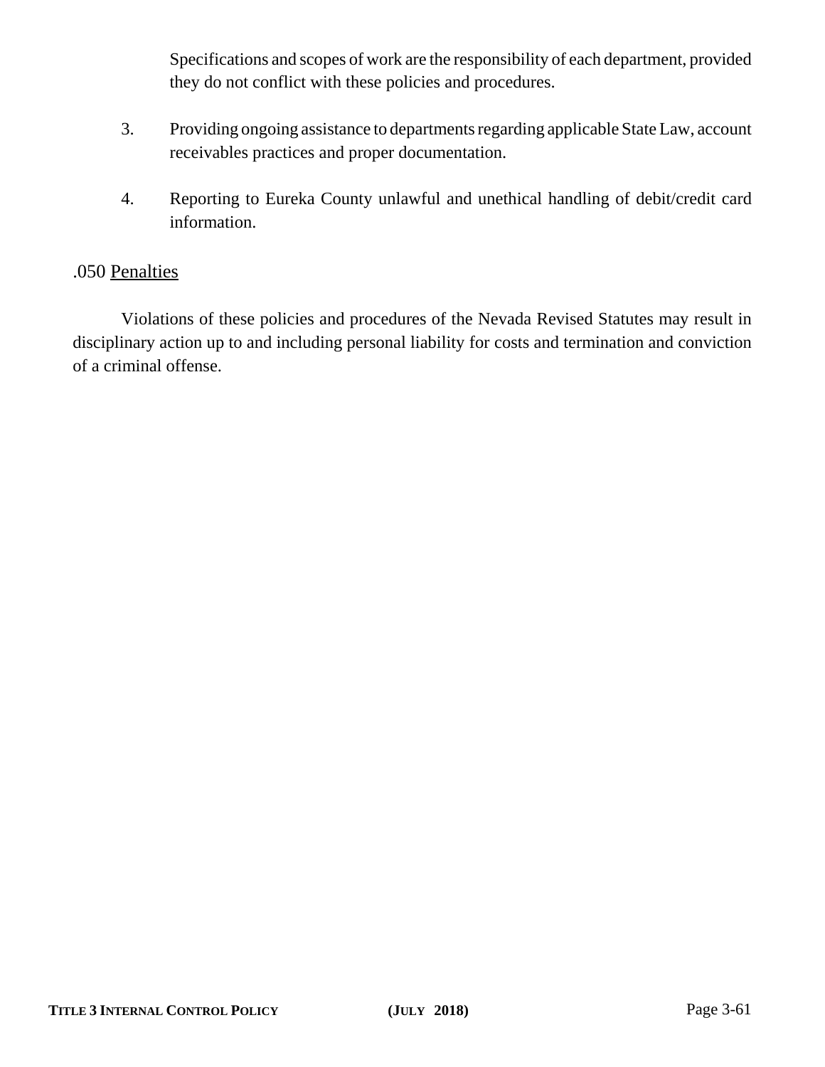Specifications and scopes of work are the responsibility of each department, provided they do not conflict with these policies and procedures.

3. Providing ongoing assistance to departments regarding applicable State Law, account receivables practices and proper documentation.

4. Reporting to Eureka County unlawful and unethical handling of debit/credit card information.

.050 Penalties

Violations of these policies and procedures of the Nevada Revised Statutes may result in disciplinary action up to and including personal liability for costs and termination and conviction of a criminal offense.